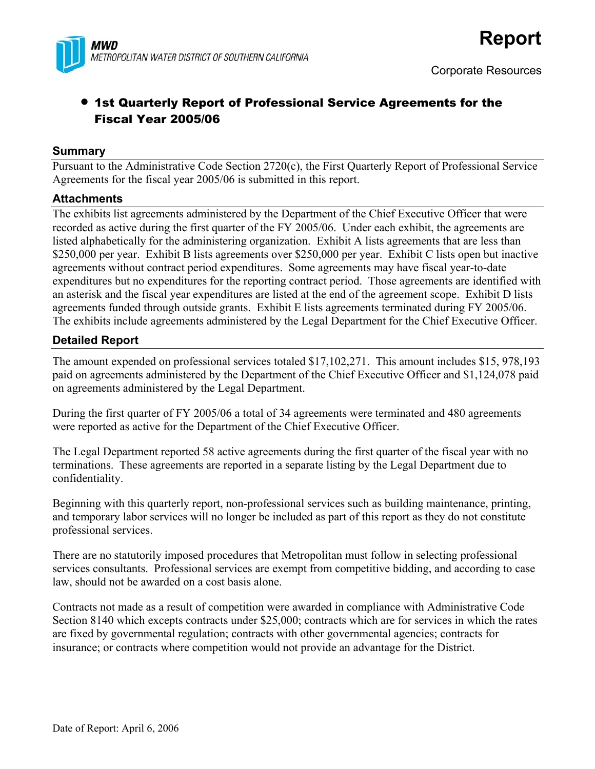**MWD**
*METROPOLITAN WATER DISTRICT OF SOUTHERN CALIFORNIA*

# Report

Corporate Resources

## • 1st Quarterly Report of Professional Service Agreements for the Fiscal Year 2005/06

### Summary

Pursuant to the Administrative Code Section 2720(c), the First Quarterly Report of Professional Service Agreements for the fiscal year 2005/06 is submitted in this report.

### Attachments

The exhibits list agreements administered by the Department of the Chief Executive Officer that were recorded as active during the first quarter of the FY 2005/06. Under each exhibit, the agreements are listed alphabetically for the administering organization. Exhibit A lists agreements that are less than $250,000 per year. Exhibit B lists agreements over $250,000 per year. Exhibit C lists open but inactive agreements without contract period expenditures. Some agreements may have fiscal year-to-date expenditures but no expenditures for the reporting contract period. Those agreements are identified with an asterisk and the fiscal year expenditures are listed at the end of the agreement scope. Exhibit D lists agreements funded through outside grants. Exhibit E lists agreements terminated during FY 2005/06. The exhibits include agreements administered by the Legal Department for the Chief Executive Officer.

### Detailed Report

The amount expended on professional services totaled $17,102,271. This amount includes $15, 978,193 paid on agreements administered by the Department of the Chief Executive Officer and $1,124,078 paid on agreements administered by the Legal Department.

During the first quarter of FY 2005/06 a total of 34 agreements were terminated and 480 agreements were reported as active for the Department of the Chief Executive Officer.

The Legal Department reported 58 active agreements during the first quarter of the fiscal year with no terminations. These agreements are reported in a separate listing by the Legal Department due to confidentiality.

Beginning with this quarterly report, non-professional services such as building maintenance, printing, and temporary labor services will no longer be included as part of this report as they do not constitute professional services.

There are no statutorily imposed procedures that Metropolitan must follow in selecting professional services consultants. Professional services are exempt from competitive bidding, and according to case law, should not be awarded on a cost basis alone.

Contracts not made as a result of competition were awarded in compliance with Administrative Code Section 8140 which excepts contracts under $25,000; contracts which are for services in which the rates are fixed by governmental regulation; contracts with other governmental agencies; contracts for insurance; or contracts where competition would not provide an advantage for the District.

Date of Report: April 6, 2006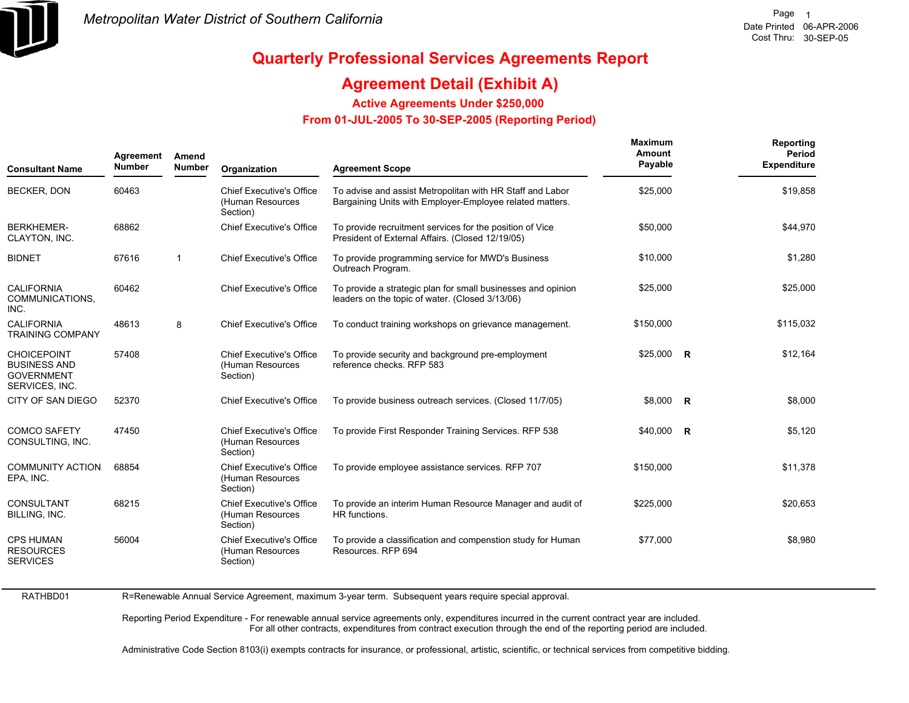Metropolitan Water District of Southern California

Date Printed 06-APR-2006
Cost Thru: 30-SEP-05

# Quarterly Professional Services Agreements Report

## Agreement Detail (Exhibit A)

### Active Agreements Under $250,000

### From 01-JUL-2005 To 30-SEP-2005 (Reporting Period)

| Consultant Name | Agreement Number | Amend Number | Organization | Agreement Scope | Maximum Amount Payable | | Reporting Period Expenditure |
|---|---|---|---|---|---|---|---|
| BECKER, DON | 60463 | | Chief Executive's Office (Human Resources Section) | To advise and assist Metropolitan with HR Staff and Labor Bargaining Units with Employer-Employee related matters. | $25,000 | | $19,858 |
| BERKHEMER-CLAYTON, INC. | 68862 | | Chief Executive's Office | To provide recruitment services for the position of Vice President of External Affairs. (Closed 12/19/05) | $50,000 | | $44,970 |
| BIDNET | 67616 | 1 | Chief Executive's Office | To provide programming service for MWD's Business Outreach Program. | $10,000 | | $1,280 |
| CALIFORNIA COMMUNICATIONS, INC. | 60462 | | Chief Executive's Office | To provide a strategic plan for small businesses and opinion leaders on the topic of water. (Closed 3/13/06) | $25,000 | | $25,000 |
| CALIFORNIA TRAINING COMPANY | 48613 | 8 | Chief Executive's Office | To conduct training workshops on grievance management. | $150,000 | | $115,032 |
| CHOICEPOINT BUSINESS AND GOVERNMENT SERVICES, INC. | 57408 | | Chief Executive's Office (Human Resources Section) | To provide security and background pre-employment reference checks. RFP 583 | $25,000 | R | $12,164 |
| CITY OF SAN DIEGO | 52370 | | Chief Executive's Office | To provide business outreach services. (Closed 11/7/05) | $8,000 | R | $8,000 |
| COMCO SAFETY CONSULTING, INC. | 47450 | | Chief Executive's Office (Human Resources Section) | To provide First Responder Training Services. RFP 538 | $40,000 | R | $5,120 |
| COMMUNITY ACTION EPA, INC. | 68854 | | Chief Executive's Office (Human Resources Section) | To provide employee assistance services. RFP 707 | $150,000 | | $11,378 |
| CONSULTANT BILLING, INC. | 68215 | | Chief Executive's Office (Human Resources Section) | To provide an interim Human Resource Manager and audit of HR functions. | $225,000 | | $20,653 |
| CPS HUMAN RESOURCES SERVICES | 56004 | | Chief Executive's Office (Human Resources Section) | To provide a classification and compenstion study for Human Resources. RFP 694 | $77,000 | | $8,980 |

RATHBD01

R=Renewable Annual Service Agreement, maximum 3-year term. Subsequent years require special approval.

Reporting Period Expenditure - For renewable annual service agreements only, expenditures incurred in the current contract year are included.
For all other contracts, expenditures from contract execution through the end of the reporting period are included.

Administrative Code Section 8103(i) exempts contracts for insurance, or professional, artistic, scientific, or technical services from competitive bidding.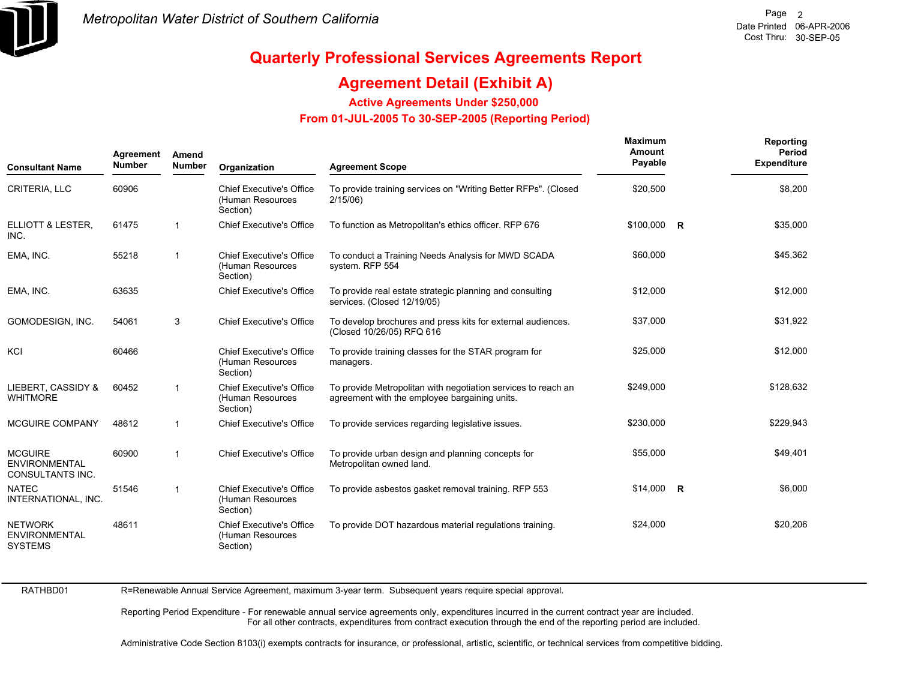# Quarterly Professional Services Agreements Report

## Agreement Detail (Exhibit A)

### Active Agreements Under $250,000

### From 01-JUL-2005 To 30-SEP-2005 (Reporting Period)

| Consultant Name | Agreement Number | Amend Number | Organization | Agreement Scope | Maximum Amount Payable | | Reporting Period Expenditure |
|---|---|---|---|---|---|---|---|
| CRITERIA, LLC | 60906 | | Chief Executive's Office (Human Resources Section) | To provide training services on "Writing Better RFPs". (Closed 2/15/06) | $20,500 | | $8,200 |
| ELLIOTT & LESTER, INC. | 61475 | 1 | Chief Executive's Office | To function as Metropolitan's ethics officer. RFP 676 | $100,000 | R | $35,000 |
| EMA, INC. | 55218 | 1 | Chief Executive's Office (Human Resources Section) | To conduct a Training Needs Analysis for MWD SCADA system. RFP 554 | $60,000 | | $45,362 |
| EMA, INC. | 63635 | | Chief Executive's Office | To provide real estate strategic planning and consulting services. (Closed 12/19/05) | $12,000 | | $12,000 |
| GOMODESIGN, INC. | 54061 | 3 | Chief Executive's Office | To develop brochures and press kits for external audiences. (Closed 10/26/05) RFQ 616 | $37,000 | | $31,922 |
| KCI | 60466 | | Chief Executive's Office (Human Resources Section) | To provide training classes for the STAR program for managers. | $25,000 | | $12,000 |
| LIEBERT, CASSIDY & WHITMORE | 60452 | 1 | Chief Executive's Office (Human Resources Section) | To provide Metropolitan with negotiation services to reach an agreement with the employee bargaining units. | $249,000 | | $128,632 |
| MCGUIRE COMPANY | 48612 | 1 | Chief Executive's Office | To provide services regarding legislative issues. | $230,000 | | $229,943 |
| MCGUIRE ENVIRONMENTAL CONSULTANTS INC. | 60900 | 1 | Chief Executive's Office | To provide urban design and planning concepts for Metropolitan owned land. | $55,000 | | $49,401 |
| NATEC INTERNATIONAL, INC. | 51546 | 1 | Chief Executive's Office (Human Resources Section) | To provide asbestos gasket removal training. RFP 553 | $14,000 | R | $6,000 |
| NETWORK ENVIRONMENTAL SYSTEMS | 48611 | | Chief Executive's Office (Human Resources Section) | To provide DOT hazardous material regulations training. | $24,000 | | $20,206 |

RATHBD01

R=Renewable Annual Service Agreement, maximum 3-year term. Subsequent years require special approval.

Reporting Period Expenditure - For renewable annual service agreements only, expenditures incurred in the current contract year are included. For all other contracts, expenditures from contract execution through the end of the reporting period are included.

Administrative Code Section 8103(i) exempts contracts for insurance, or professional, artistic, scientific, or technical services from competitive bidding.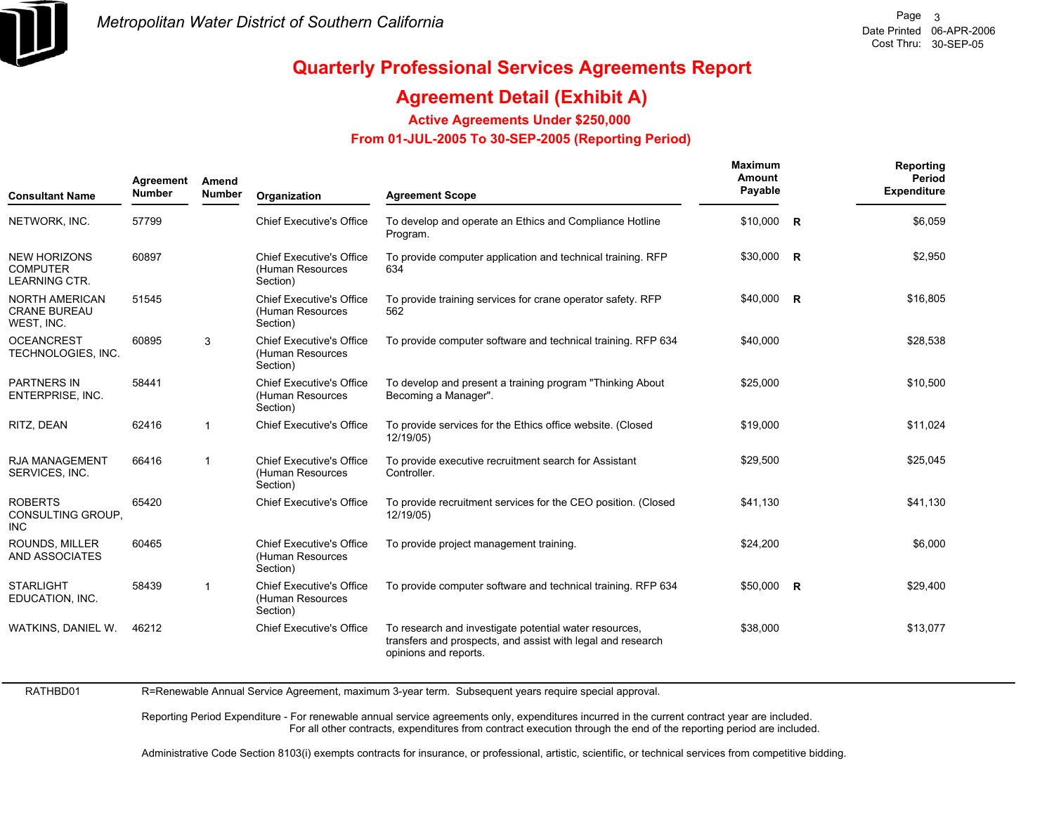*Metropolitan Water District of Southern California*

# Quarterly Professional Services Agreements Report

## Agreement Detail (Exhibit A)

### Active Agreements Under $250,000

### From 01-JUL-2005 To 30-SEP-2005 (Reporting Period)

| Consultant Name | Agreement Number | Amend Number | Organization | Agreement Scope | Maximum Amount Payable | | Reporting Period Expenditure |
|---|---|---|---|---|---|---|---|
| NETWORK, INC. | 57799 | | Chief Executive's Office | To develop and operate an Ethics and Compliance Hotline Program. | $10,000 | R | $6,059 |
| NEW HORIZONS COMPUTER LEARNING CTR. | 60897 | | Chief Executive's Office (Human Resources Section) | To provide computer application and technical training. RFP 634 | $30,000 | R | $2,950 |
| NORTH AMERICAN CRANE BUREAU WEST, INC. | 51545 | | Chief Executive's Office (Human Resources Section) | To provide training services for crane operator safety. RFP 562 | $40,000 | R | $16,805 |
| OCEANCREST TECHNOLOGIES, INC. | 60895 | 3 | Chief Executive's Office (Human Resources Section) | To provide computer software and technical training. RFP 634 | $40,000 | | $28,538 |
| PARTNERS IN ENTERPRISE, INC. | 58441 | | Chief Executive's Office (Human Resources Section) | To develop and present a training program "Thinking About Becoming a Manager". | $25,000 | | $10,500 |
| RITZ, DEAN | 62416 | 1 | Chief Executive's Office | To provide services for the Ethics office website. (Closed 12/19/05) | $19,000 | | $11,024 |
| RJA MANAGEMENT SERVICES, INC. | 66416 | 1 | Chief Executive's Office (Human Resources Section) | To provide executive recruitment search for Assistant Controller. | $29,500 | | $25,045 |
| ROBERTS CONSULTING GROUP, INC | 65420 | | Chief Executive's Office | To provide recruitment services for the CEO position. (Closed 12/19/05) | $41,130 | | $41,130 |
| ROUNDS, MILLER AND ASSOCIATES | 60465 | | Chief Executive's Office (Human Resources Section) | To provide project management training. | $24,200 | | $6,000 |
| STARLIGHT EDUCATION, INC. | 58439 | 1 | Chief Executive's Office (Human Resources Section) | To provide computer software and technical training. RFP 634 | $50,000 | R | $29,400 |
| WATKINS, DANIEL W. | 46212 | | Chief Executive's Office | To research and investigate potential water resources, transfers and prospects, and assist with legal and research opinions and reports. | $38,000 | | $13,077 |

RATHBD01

R=Renewable Annual Service Agreement, maximum 3-year term. Subsequent years require special approval.

Reporting Period Expenditure - For renewable annual service agreements only, expenditures incurred in the current contract year are included.
For all other contracts, expenditures from contract execution through the end of the reporting period are included.

Administrative Code Section 8103(i) exempts contracts for insurance, or professional, artistic, scientific, or technical services from competitive bidding.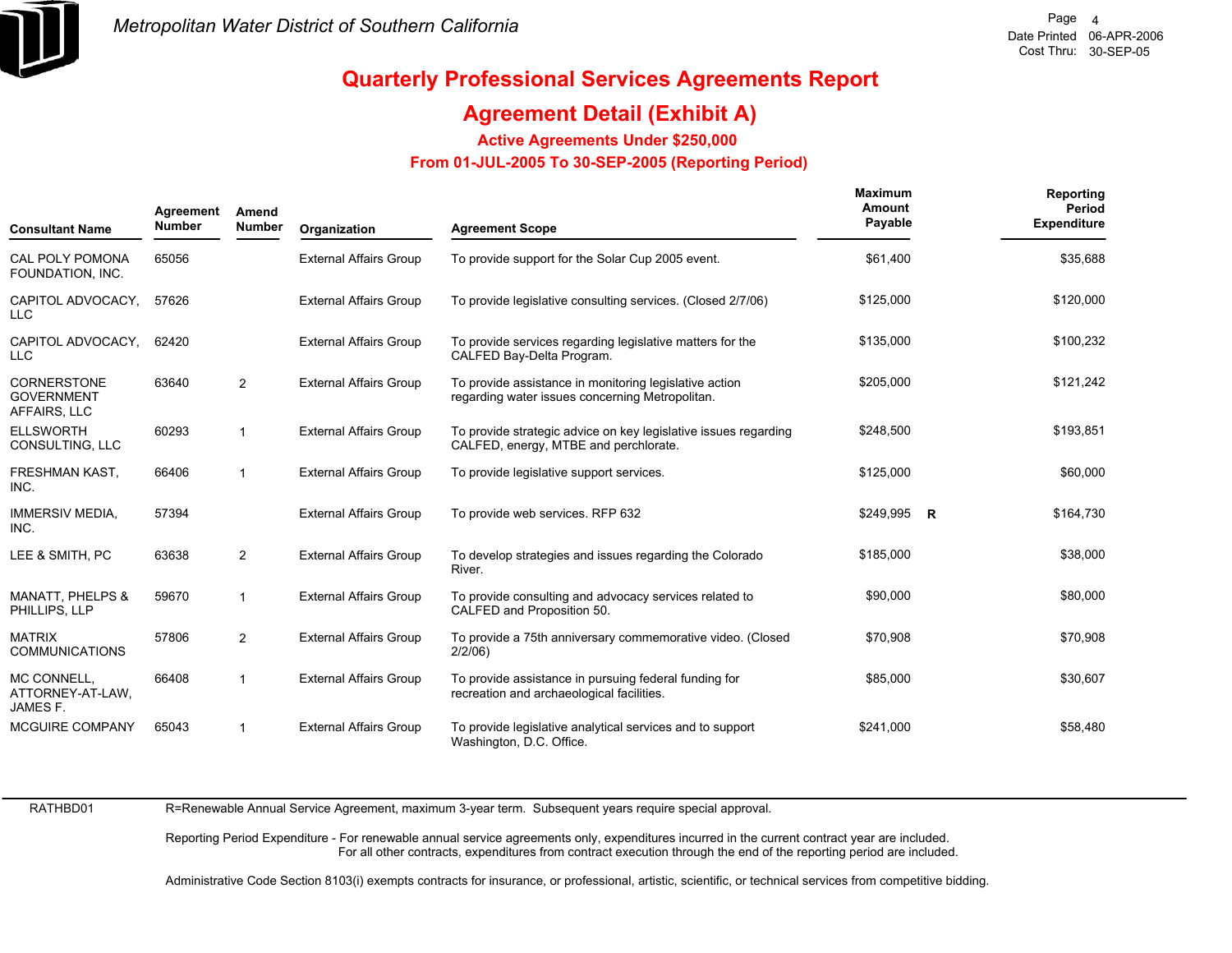# Quarterly Professional Services Agreements Report

## Agreement Detail (Exhibit A)

### Active Agreements Under $250,000

### From 01-JUL-2005 To 30-SEP-2005 (Reporting Period)

| Consultant Name | Agreement Number | Amend Number | Organization | Agreement Scope | Maximum Amount Payable | | Reporting Period Expenditure |
|---|---|---|---|---|---|---|---|
| CAL POLY POMONA FOUNDATION, INC. | 65056 | | External Affairs Group | To provide support for the Solar Cup 2005 event. | $61,400 | | $35,688 |
| CAPITOL ADVOCACY, LLC | 57626 | | External Affairs Group | To provide legislative consulting services. (Closed 2/7/06) | $125,000 | | $120,000 |
| CAPITOL ADVOCACY, LLC | 62420 | | External Affairs Group | To provide services regarding legislative matters for the CALFED Bay-Delta Program. | $135,000 | | $100,232 |
| CORNERSTONE GOVERNMENT AFFAIRS, LLC | 63640 | 2 | External Affairs Group | To provide assistance in monitoring legislative action regarding water issues concerning Metropolitan. | $205,000 | | $121,242 |
| ELLSWORTH CONSULTING, LLC | 60293 | 1 | External Affairs Group | To provide strategic advice on key legislative issues regarding CALFED, energy, MTBE and perchlorate. | $248,500 | | $193,851 |
| FRESHMAN KAST, INC. | 66406 | 1 | External Affairs Group | To provide legislative support services. | $125,000 | | $60,000 |
| IMMERSIV MEDIA, INC. | 57394 | | External Affairs Group | To provide web services. RFP 632 | $249,995 | R | $164,730 |
| LEE & SMITH, PC | 63638 | 2 | External Affairs Group | To develop strategies and issues regarding the Colorado River. | $185,000 | | $38,000 |
| MANATT, PHELPS & PHILLIPS, LLP | 59670 | 1 | External Affairs Group | To provide consulting and advocacy services related to CALFED and Proposition 50. | $90,000 | | $80,000 |
| MATRIX COMMUNICATIONS | 57806 | 2 | External Affairs Group | To provide a 75th anniversary commemorative video. (Closed 2/2/06) | $70,908 | | $70,908 |
| MC CONNELL, ATTORNEY-AT-LAW, JAMES F. | 66408 | 1 | External Affairs Group | To provide assistance in pursuing federal funding for recreation and archaeological facilities. | $85,000 | | $30,607 |
| MCGUIRE COMPANY | 65043 | 1 | External Affairs Group | To provide legislative analytical services and to support Washington, D.C. Office. | $241,000 | | $58,480 |

RATHBD01

R=Renewable Annual Service Agreement, maximum 3-year term. Subsequent years require special approval.

Reporting Period Expenditure - For renewable annual service agreements only, expenditures incurred in the current contract year are included.
For all other contracts, expenditures from contract execution through the end of the reporting period are included.

Administrative Code Section 8103(i) exempts contracts for insurance, or professional, artistic, scientific, or technical services from competitive bidding.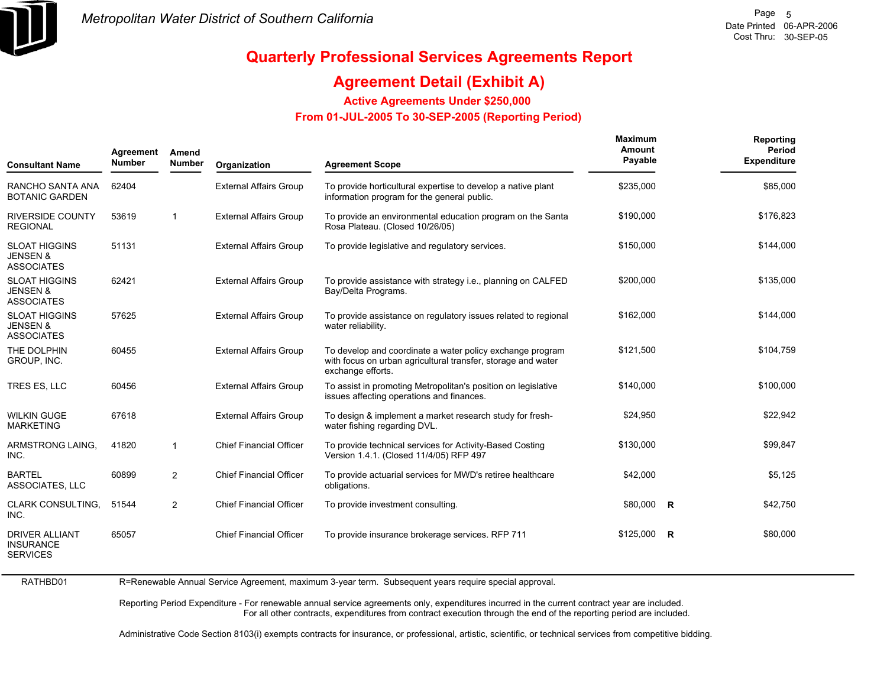# Quarterly Professional Services Agreements Report

## Agreement Detail (Exhibit A)

### Active Agreements Under $250,000

### From 01-JUL-2005 To 30-SEP-2005 (Reporting Period)

| Consultant Name | Agreement Number | Amend Number | Organization | Agreement Scope | Maximum Amount Payable | | Reporting Period Expenditure |
|---|---|---|---|---|---|---|---|
| RANCHO SANTA ANA BOTANIC GARDEN | 62404 | | External Affairs Group | To provide horticultural expertise to develop a native plant information program for the general public. | $235,000 | | $85,000 |
| RIVERSIDE COUNTY REGIONAL | 53619 | 1 | External Affairs Group | To provide an environmental education program on the Santa Rosa Plateau. (Closed 10/26/05) | $190,000 | | $176,823 |
| SLOAT HIGGINS JENSEN & ASSOCIATES | 51131 | | External Affairs Group | To provide legislative and regulatory services. | $150,000 | | $144,000 |
| SLOAT HIGGINS JENSEN & ASSOCIATES | 62421 | | External Affairs Group | To provide assistance with strategy i.e., planning on CALFED Bay/Delta Programs. | $200,000 | | $135,000 |
| SLOAT HIGGINS JENSEN & ASSOCIATES | 57625 | | External Affairs Group | To provide assistance on regulatory issues related to regional water reliability. | $162,000 | | $144,000 |
| THE DOLPHIN GROUP, INC. | 60455 | | External Affairs Group | To develop and coordinate a water policy exchange program with focus on urban agricultural transfer, storage and water exchange efforts. | $121,500 | | $104,759 |
| TRES ES, LLC | 60456 | | External Affairs Group | To assist in promoting Metropolitan's position on legislative issues affecting operations and finances. | $140,000 | | $100,000 |
| WILKIN GUGE MARKETING | 67618 | | External Affairs Group | To design & implement a market research study for fresh-water fishing regarding DVL. | $24,950 | | $22,942 |
| ARMSTRONG LAING, INC. | 41820 | 1 | Chief Financial Officer | To provide technical services for Activity-Based Costing Version 1.4.1. (Closed 11/4/05) RFP 497 | $130,000 | | $99,847 |
| BARTEL ASSOCIATES, LLC | 60899 | 2 | Chief Financial Officer | To provide actuarial services for MWD's retiree healthcare obligations. | $42,000 | | $5,125 |
| CLARK CONSULTING, INC. | 51544 | 2 | Chief Financial Officer | To provide investment consulting. | $80,000 | R | $42,750 |
| DRIVER ALLIANT INSURANCE SERVICES | 65057 | | Chief Financial Officer | To provide insurance brokerage services. RFP 711 | $125,000 | R | $80,000 |

RATHBD01

R=Renewable Annual Service Agreement, maximum 3-year term. Subsequent years require special approval.

Reporting Period Expenditure - For renewable annual service agreements only, expenditures incurred in the current contract year are included.
For all other contracts, expenditures from contract execution through the end of the reporting period are included.

Administrative Code Section 8103(i) exempts contracts for insurance, or professional, artistic, scientific, or technical services from competitive bidding.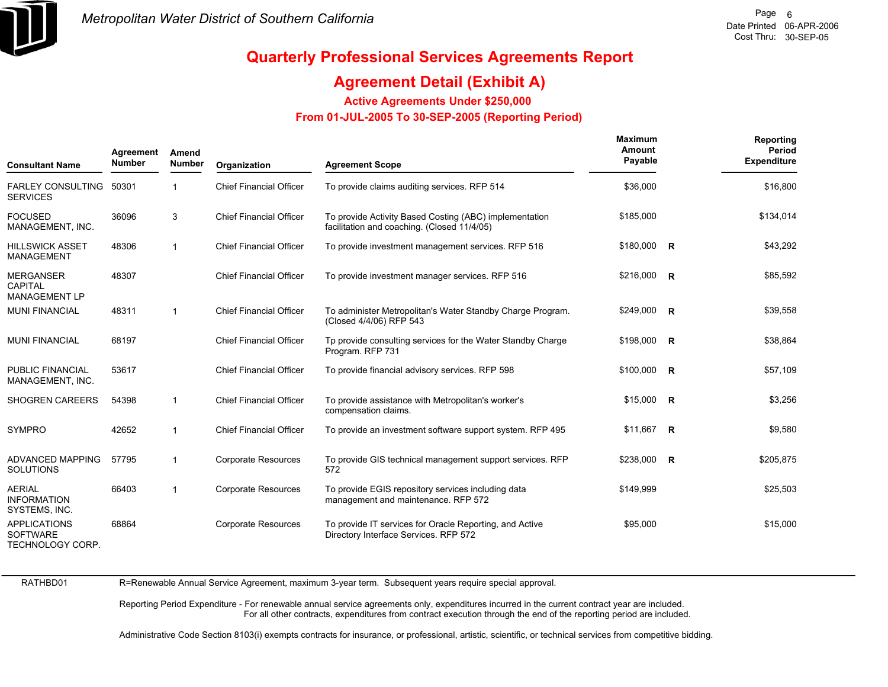# Metropolitan Water District of Southern California

Date Printed 06-APR-2006
Cost Thru: 30-SEP-05

## Quarterly Professional Services Agreements Report

## Agreement Detail (Exhibit A)

### Active Agreements Under $250,000

### From 01-JUL-2005 To 30-SEP-2005 (Reporting Period)

| Consultant Name | Agreement Number | Amend Number | Organization | Agreement Scope | Maximum Amount Payable | | Reporting Period Expenditure |
|---|---|---|---|---|---|---|---|
| FARLEY CONSULTING SERVICES | 50301 | 1 | Chief Financial Officer | To provide claims auditing services. RFP 514 | $36,000 | | $16,800 |
| FOCUSED MANAGEMENT, INC. | 36096 | 3 | Chief Financial Officer | To provide Activity Based Costing (ABC) implementation facilitation and coaching. (Closed 11/4/05) | $185,000 | | $134,014 |
| HILLSWICK ASSET MANAGEMENT | 48306 | 1 | Chief Financial Officer | To provide investment management services. RFP 516 | $180,000 | R | $43,292 |
| MERGANSER CAPITAL MANAGEMENT LP | 48307 | | Chief Financial Officer | To provide investment manager services. RFP 516 | $216,000 | R | $85,592 |
| MUNI FINANCIAL | 48311 | 1 | Chief Financial Officer | To administer Metropolitan's Water Standby Charge Program. (Closed 4/4/06) RFP 543 | $249,000 | R | $39,558 |
| MUNI FINANCIAL | 68197 | | Chief Financial Officer | Tp provide consulting services for the Water Standby Charge Program. RFP 731 | $198,000 | R | $38,864 |
| PUBLIC FINANCIAL MANAGEMENT, INC. | 53617 | | Chief Financial Officer | To provide financial advisory services. RFP 598 | $100,000 | R | $57,109 |
| SHOGREN CAREERS | 54398 | 1 | Chief Financial Officer | To provide assistance with Metropolitan's worker's compensation claims. | $15,000 | R | $3,256 |
| SYMPRO | 42652 | 1 | Chief Financial Officer | To provide an investment software support system. RFP 495 | $11,667 | R | $9,580 |
| ADVANCED MAPPING SOLUTIONS | 57795 | 1 | Corporate Resources | To provide GIS technical management support services. RFP 572 | $238,000 | R | $205,875 |
| AERIAL INFORMATION SYSTEMS, INC. | 66403 | 1 | Corporate Resources | To provide EGIS repository services including data management and maintenance. RFP 572 | $149,999 | | $25,503 |
| APPLICATIONS SOFTWARE TECHNOLOGY CORP. | 68864 | | Corporate Resources | To provide IT services for Oracle Reporting, and Active Directory Interface Services. RFP 572 | $95,000 | | $15,000 |

RATHBD01

R=Renewable Annual Service Agreement, maximum 3-year term. Subsequent years require special approval.

Reporting Period Expenditure - For renewable annual service agreements only, expenditures incurred in the current contract year are included.
For all other contracts, expenditures from contract execution through the end of the reporting period are included.

Administrative Code Section 8103(i) exempts contracts for insurance, or professional, artistic, scientific, or technical services from competitive bidding.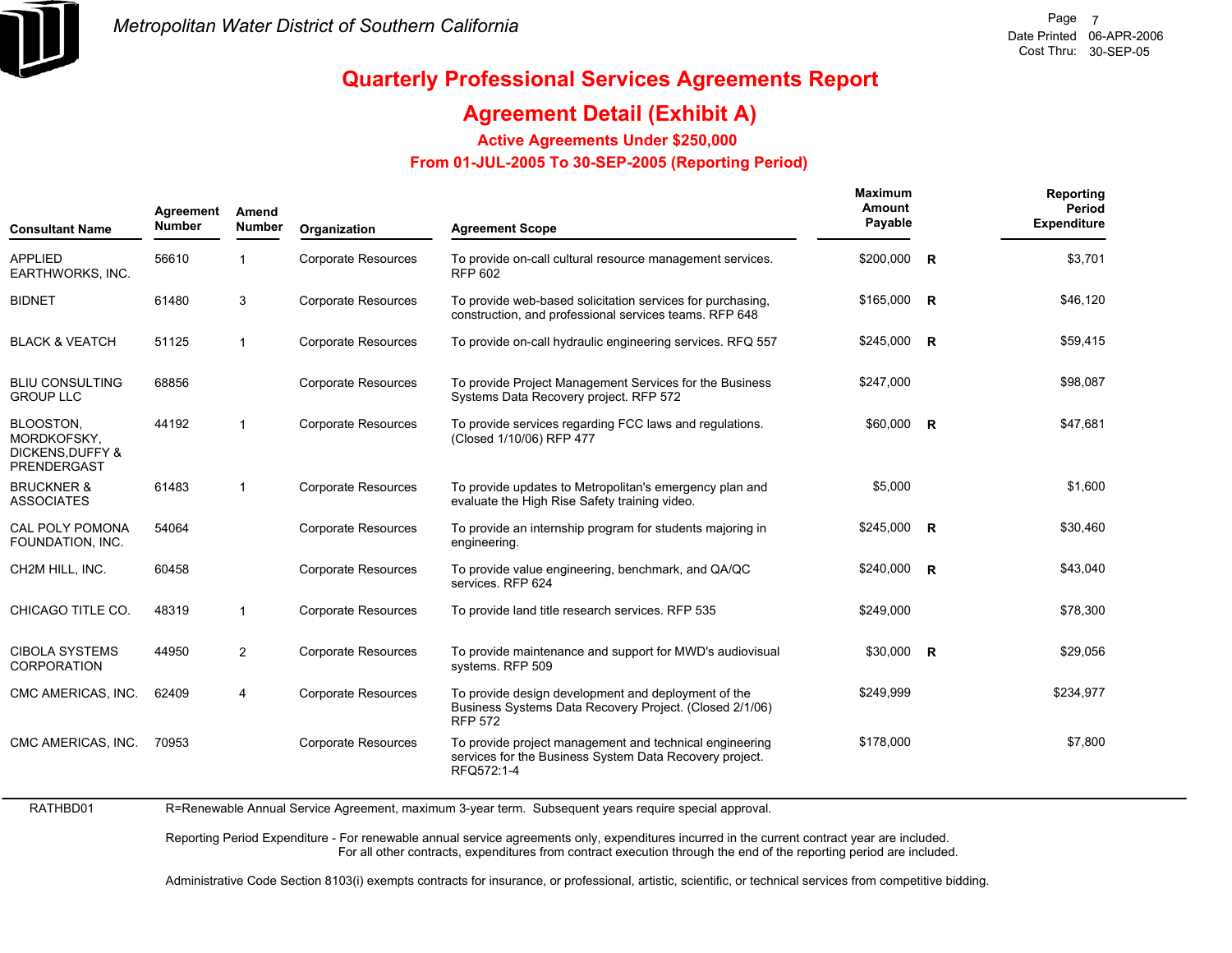# Quarterly Professional Services Agreements Report

## Agreement Detail (Exhibit A)

### Active Agreements Under $250,000

### From 01-JUL-2005 To 30-SEP-2005 (Reporting Period)

| Consultant Name | Agreement Number | Amend Number | Organization | Agreement Scope | Maximum Amount Payable | | Reporting Period Expenditure |
|---|---|---|---|---|---|---|---|
| APPLIED EARTHWORKS, INC. | 56610 | 1 | Corporate Resources | To provide on-call cultural resource management services. RFP 602 | $200,000 | R | $3,701 |
| BIDNET | 61480 | 3 | Corporate Resources | To provide web-based solicitation services for purchasing, construction, and professional services teams. RFP 648 | $165,000 | R | $46,120 |
| BLACK & VEATCH | 51125 | 1 | Corporate Resources | To provide on-call hydraulic engineering services. RFQ 557 | $245,000 | R | $59,415 |
| BLIU CONSULTING GROUP LLC | 68856 | | Corporate Resources | To provide Project Management Services for the Business Systems Data Recovery project. RFP 572 | $247,000 | | $98,087 |
| BLOOSTON, MORDKOFSKY, DICKENS,DUFFY & PRENDERGAST | 44192 | 1 | Corporate Resources | To provide services regarding FCC laws and regulations. (Closed 1/10/06) RFP 477 | $60,000 | R | $47,681 |
| BRUCKNER & ASSOCIATES | 61483 | 1 | Corporate Resources | To provide updates to Metropolitan's emergency plan and evaluate the High Rise Safety training video. | $5,000 | | $1,600 |
| CAL POLY POMONA FOUNDATION, INC. | 54064 | | Corporate Resources | To provide an internship program for students majoring in engineering. | $245,000 | R | $30,460 |
| CH2M HILL, INC. | 60458 | | Corporate Resources | To provide value engineering, benchmark, and QA/QC services. RFP 624 | $240,000 | R | $43,040 |
| CHICAGO TITLE CO. | 48319 | 1 | Corporate Resources | To provide land title research services. RFP 535 | $249,000 | | $78,300 |
| CIBOLA SYSTEMS CORPORATION | 44950 | 2 | Corporate Resources | To provide maintenance and support for MWD's audiovisual systems. RFP 509 | $30,000 | R | $29,056 |
| CMC AMERICAS, INC. | 62409 | 4 | Corporate Resources | To provide design development and deployment of the Business Systems Data Recovery Project. (Closed 2/1/06) RFP 572 | $249,999 | | $234,977 |
| CMC AMERICAS, INC. | 70953 | | Corporate Resources | To provide project management and technical engineering services for the Business System Data Recovery project. RFQ572:1-4 | $178,000 | | $7,800 |

RATHBD01

R=Renewable Annual Service Agreement, maximum 3-year term. Subsequent years require special approval.

Reporting Period Expenditure - For renewable annual service agreements only, expenditures incurred in the current contract year are included. For all other contracts, expenditures from contract execution through the end of the reporting period are included.

Administrative Code Section 8103(i) exempts contracts for insurance, or professional, artistic, scientific, or technical services from competitive bidding.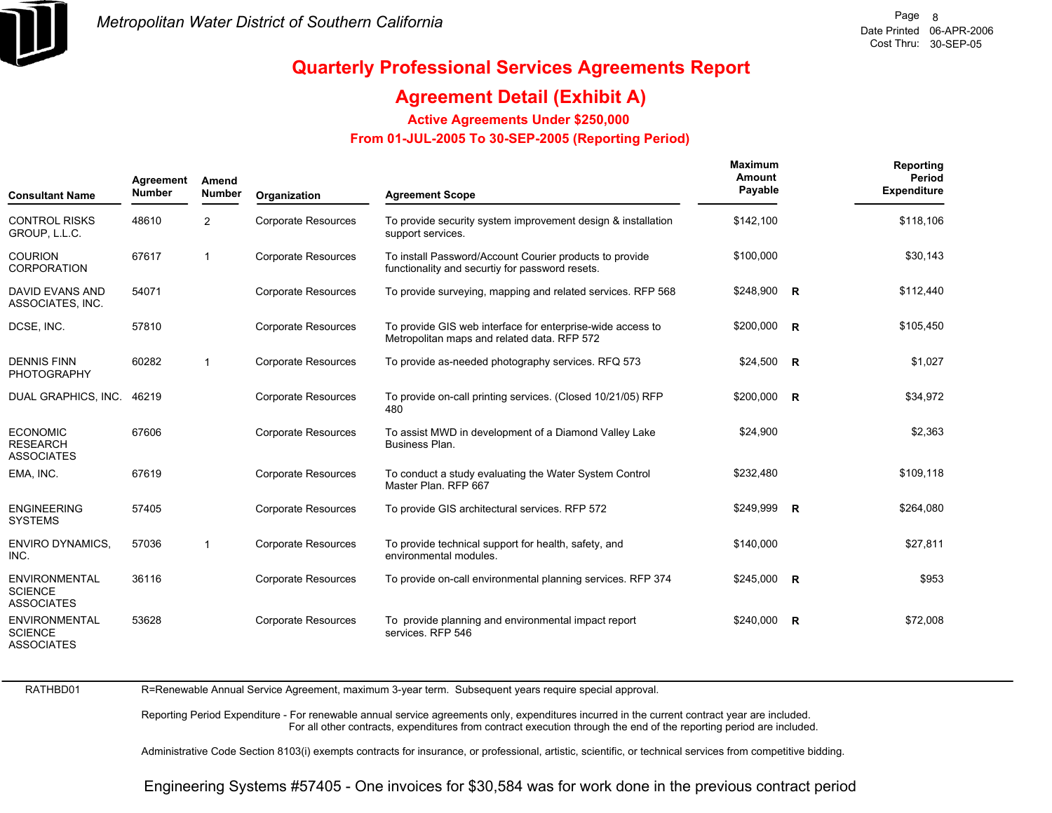# Quarterly Professional Services Agreements Report

## Agreement Detail (Exhibit A)

### Active Agreements Under $250,000

### From 01-JUL-2005 To 30-SEP-2005 (Reporting Period)

| Consultant Name | Agreement Number | Amend Number | Organization | Agreement Scope | Maximum Amount Payable | | Reporting Period Expenditure |
|---|---|---|---|---|---|---|---|
| CONTROL RISKS GROUP, L.L.C. | 48610 | 2 | Corporate Resources | To provide security system improvement design & installation support services. | $142,100 | | $118,106 |
| COURION CORPORATION | 67617 | 1 | Corporate Resources | To install Password/Account Courier products to provide functionality and securtiy for password resets. | $100,000 | | $30,143 |
| DAVID EVANS AND ASSOCIATES, INC. | 54071 | | Corporate Resources | To provide surveying, mapping and related services. RFP 568 | $248,900 | R | $112,440 |
| DCSE, INC. | 57810 | | Corporate Resources | To provide GIS web interface for enterprise-wide access to Metropolitan maps and related data. RFP 572 | $200,000 | R | $105,450 |
| DENNIS FINN PHOTOGRAPHY | 60282 | 1 | Corporate Resources | To provide as-needed photography services. RFQ 573 | $24,500 | R | $1,027 |
| DUAL GRAPHICS, INC. | 46219 | | Corporate Resources | To provide on-call printing services. (Closed 10/21/05) RFP 480 | $200,000 | R | $34,972 |
| ECONOMIC RESEARCH ASSOCIATES | 67606 | | Corporate Resources | To assist MWD in development of a Diamond Valley Lake Business Plan. | $24,900 | | $2,363 |
| EMA, INC. | 67619 | | Corporate Resources | To conduct a study evaluating the Water System Control Master Plan. RFP 667 | $232,480 | | $109,118 |
| ENGINEERING SYSTEMS | 57405 | | Corporate Resources | To provide GIS architectural services. RFP 572 | $249,999 | R | $264,080 |
| ENVIRO DYNAMICS, INC. | 57036 | 1 | Corporate Resources | To provide technical support for health, safety, and environmental modules. | $140,000 | | $27,811 |
| ENVIRONMENTAL SCIENCE ASSOCIATES | 36116 | | Corporate Resources | To provide on-call environmental planning services. RFP 374 | $245,000 | R | $953 |
| ENVIRONMENTAL SCIENCE ASSOCIATES | 53628 | | Corporate Resources | To provide planning and environmental impact report services. RFP 546 | $240,000 | R | $72,008 |

RATHBD01

R=Renewable Annual Service Agreement, maximum 3-year term. Subsequent years require special approval.

Reporting Period Expenditure - For renewable annual service agreements only, expenditures incurred in the current contract year are included. For all other contracts, expenditures from contract execution through the end of the reporting period are included.

Administrative Code Section 8103(i) exempts contracts for insurance, or professional, artistic, scientific, or technical services from competitive bidding.

Engineering Systems #57405 - One invoices for $30,584 was for work done in the previous contract period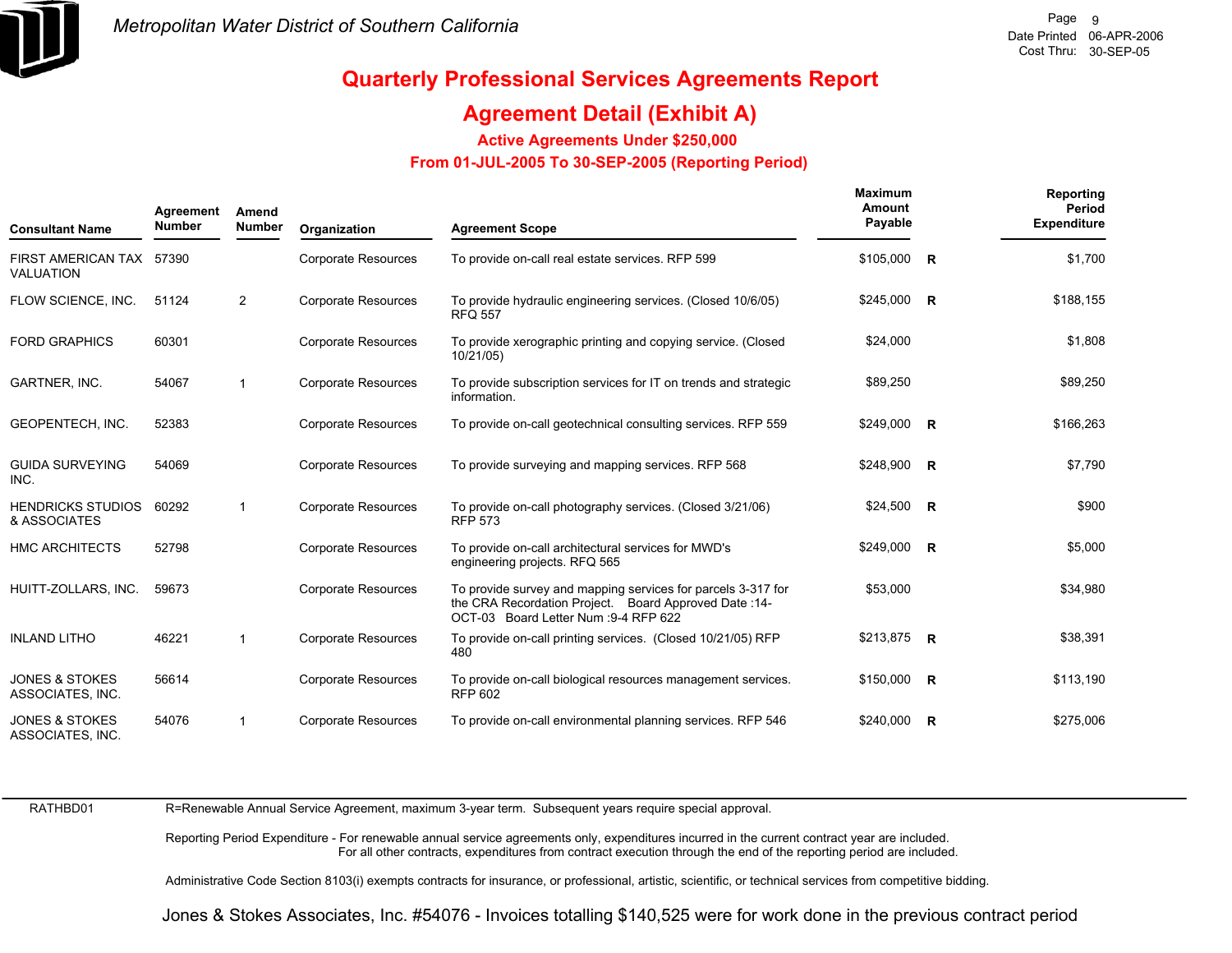Metropolitan Water District of Southern California

Date Printed 06-APR-2006
Cost Thru: 30-SEP-05

# Quarterly Professional Services Agreements Report

## Agreement Detail (Exhibit A)

### Active Agreements Under $250,000

### From 01-JUL-2005 To 30-SEP-2005 (Reporting Period)

| Consultant Name | Agreement Number | Amend Number | Organization | Agreement Scope | Maximum Amount Payable | | Reporting Period Expenditure |
|---|---|---|---|---|---|---|---|
| FIRST AMERICAN TAX VALUATION | 57390 | | Corporate Resources | To provide on-call real estate services. RFP 599 | $105,000 | R | $1,700 |
| FLOW SCIENCE, INC. | 51124 | 2 | Corporate Resources | To provide hydraulic engineering services. (Closed 10/6/05) RFQ 557 | $245,000 | R | $188,155 |
| FORD GRAPHICS | 60301 | | Corporate Resources | To provide xerographic printing and copying service. (Closed 10/21/05) | $24,000 | | $1,808 |
| GARTNER, INC. | 54067 | 1 | Corporate Resources | To provide subscription services for IT on trends and strategic information. | $89,250 | | $89,250 |
| GEOPENTECH, INC. | 52383 | | Corporate Resources | To provide on-call geotechnical consulting services. RFP 559 | $249,000 | R | $166,263 |
| GUIDA SURVEYING INC. | 54069 | | Corporate Resources | To provide surveying and mapping services. RFP 568 | $248,900 | R | $7,790 |
| HENDRICKS STUDIOS & ASSOCIATES | 60292 | 1 | Corporate Resources | To provide on-call photography services. (Closed 3/21/06) RFP 573 | $24,500 | R | $900 |
| HMC ARCHITECTS | 52798 | | Corporate Resources | To provide on-call architectural services for MWD's engineering projects. RFQ 565 | $249,000 | R | $5,000 |
| HUITT-ZOLLARS, INC. | 59673 | | Corporate Resources | To provide survey and mapping services for parcels 3-317 for the CRA Recordation Project. Board Approved Date :14-OCT-03 Board Letter Num :9-4 RFP 622 | $53,000 | | $34,980 |
| INLAND LITHO | 46221 | 1 | Corporate Resources | To provide on-call printing services. (Closed 10/21/05) RFP 480 | $213,875 | R | $38,391 |
| JONES & STOKES ASSOCIATES, INC. | 56614 | | Corporate Resources | To provide on-call biological resources management services. RFP 602 | $150,000 | R | $113,190 |
| JONES & STOKES ASSOCIATES, INC. | 54076 | 1 | Corporate Resources | To provide on-call environmental planning services. RFP 546 | $240,000 | R | $275,006 |

RATHBD01

R=Renewable Annual Service Agreement, maximum 3-year term. Subsequent years require special approval.

Reporting Period Expenditure - For renewable annual service agreements only, expenditures incurred in the current contract year are included. For all other contracts, expenditures from contract execution through the end of the reporting period are included.

Administrative Code Section 8103(i) exempts contracts for insurance, or professional, artistic, scientific, or technical services from competitive bidding.

Jones & Stokes Associates, Inc. #54076 - Invoices totalling $140,525 were for work done in the previous contract period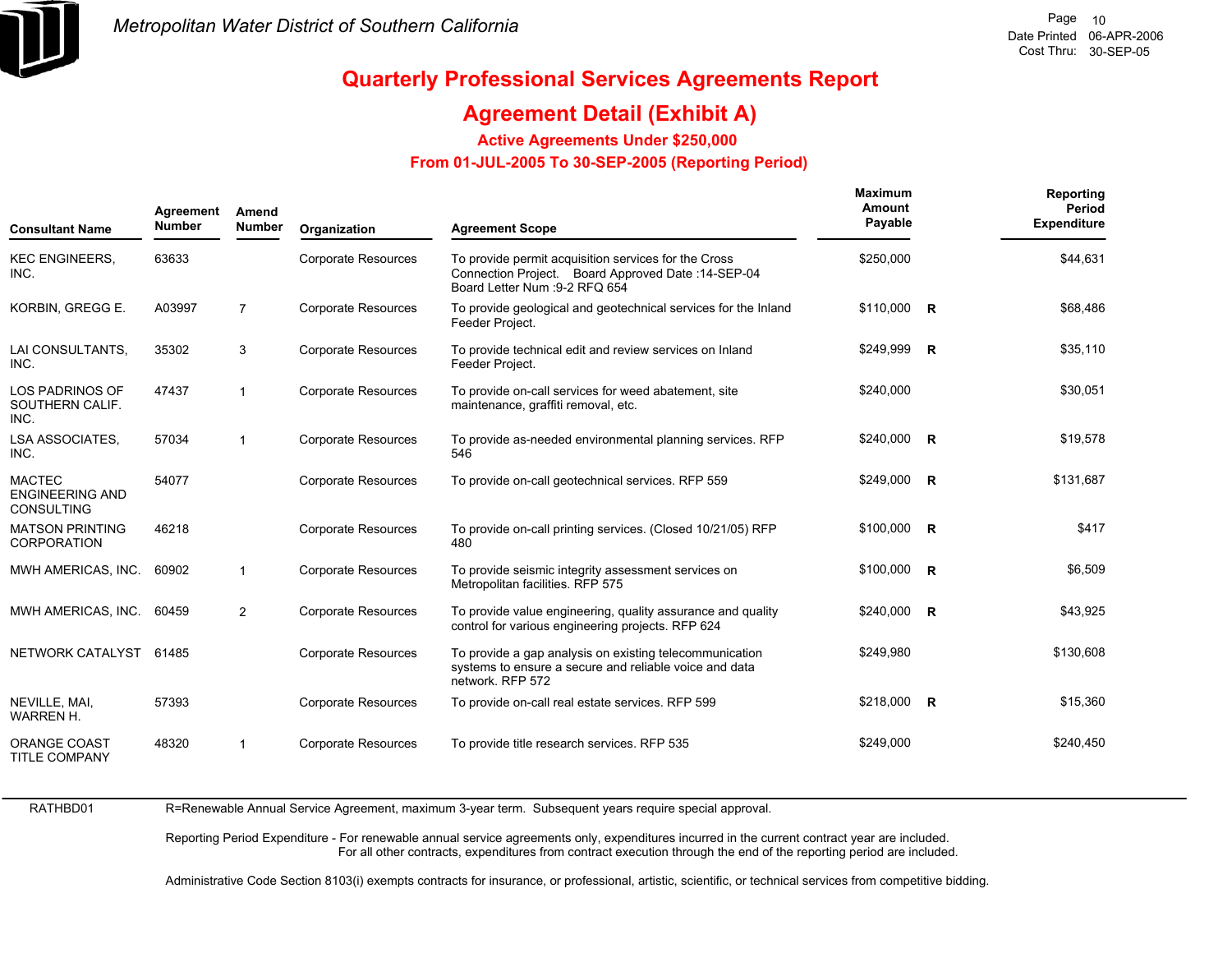*Metropolitan Water District of Southern California*

Date Printed 06-APR-2006
Cost Thru: 30-SEP-05

# Quarterly Professional Services Agreements Report

## Agreement Detail (Exhibit A)

### Active Agreements Under $250,000

### From 01-JUL-2005 To 30-SEP-2005 (Reporting Period)

| Consultant Name | Agreement Number | Amend Number | Organization | Agreement Scope | Maximum Amount Payable | | Reporting Period Expenditure |
|---|---|---|---|---|---|---|---|
| KEC ENGINEERS, INC. | 63633 | | Corporate Resources | To provide permit acquisition services for the Cross Connection Project. Board Approved Date :14-SEP-04 Board Letter Num :9-2 RFQ 654 | $250,000 | | $44,631 |
| KORBIN, GREGG E. | A03997 | 7 | Corporate Resources | To provide geological and geotechnical services for the Inland Feeder Project. | $110,000 | R | $68,486 |
| LAI CONSULTANTS, INC. | 35302 | 3 | Corporate Resources | To provide technical edit and review services on Inland Feeder Project. | $249,999 | R | $35,110 |
| LOS PADRINOS OF SOUTHERN CALIF. INC. | 47437 | 1 | Corporate Resources | To provide on-call services for weed abatement, site maintenance, graffiti removal, etc. | $240,000 | | $30,051 |
| LSA ASSOCIATES, INC. | 57034 | 1 | Corporate Resources | To provide as-needed environmental planning services. RFP 546 | $240,000 | R | $19,578 |
| MACTEC ENGINEERING AND CONSULTING | 54077 | | Corporate Resources | To provide on-call geotechnical services. RFP 559 | $249,000 | R | $131,687 |
| MATSON PRINTING CORPORATION | 46218 | | Corporate Resources | To provide on-call printing services. (Closed 10/21/05) RFP 480 | $100,000 | R | $417 |
| MWH AMERICAS, INC. | 60902 | 1 | Corporate Resources | To provide seismic integrity assessment services on Metropolitan facilities. RFP 575 | $100,000 | R | $6,509 |
| MWH AMERICAS, INC. | 60459 | 2 | Corporate Resources | To provide value engineering, quality assurance and quality control for various engineering projects. RFP 624 | $240,000 | R | $43,925 |
| NETWORK CATALYST | 61485 | | Corporate Resources | To provide a gap analysis on existing telecommunication systems to ensure a secure and reliable voice and data network. RFP 572 | $249,980 | | $130,608 |
| NEVILLE, MAI, WARREN H. | 57393 | | Corporate Resources | To provide on-call real estate services. RFP 599 | $218,000 | R | $15,360 |
| ORANGE COAST TITLE COMPANY | 48320 | 1 | Corporate Resources | To provide title research services. RFP 535 | $249,000 | | $240,450 |

RATHBD01

R=Renewable Annual Service Agreement, maximum 3-year term. Subsequent years require special approval.

Reporting Period Expenditure - For renewable annual service agreements only, expenditures incurred in the current contract year are included.
For all other contracts, expenditures from contract execution through the end of the reporting period are included.

Administrative Code Section 8103(i) exempts contracts for insurance, or professional, artistic, scientific, or technical services from competitive bidding.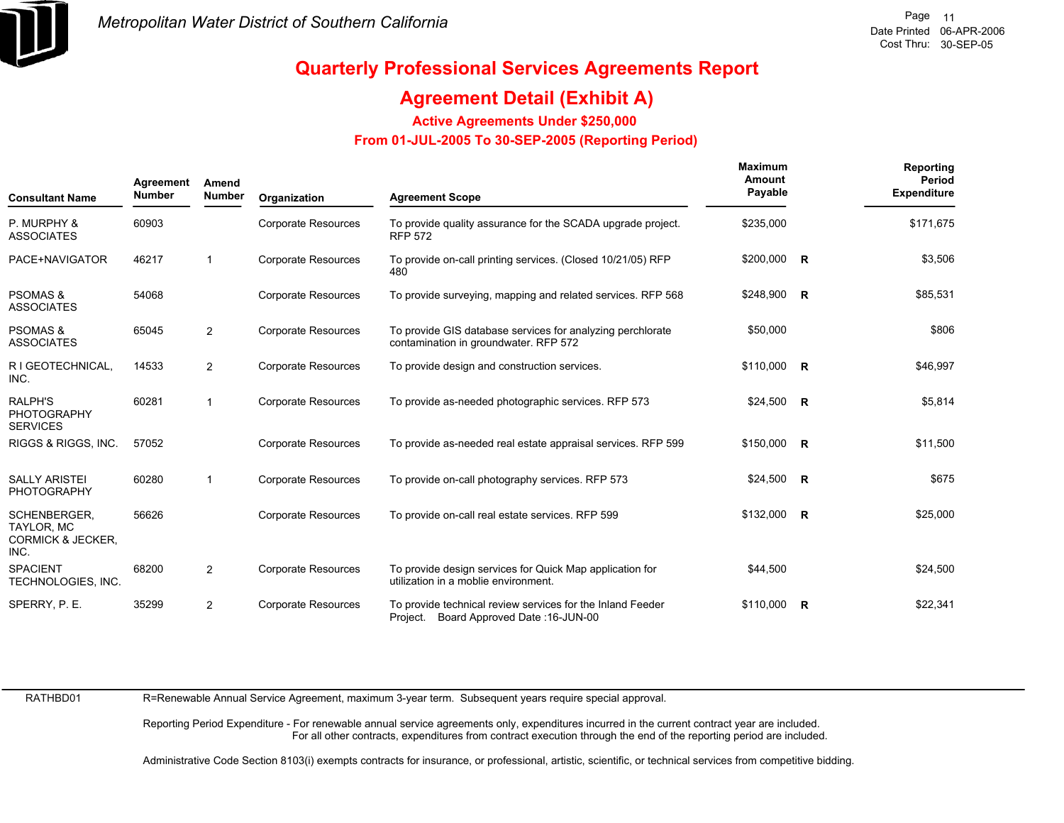Metropolitan Water District of Southern California

# Quarterly Professional Services Agreements Report

## Agreement Detail (Exhibit A)

### Active Agreements Under $250,000

### From 01-JUL-2005 To 30-SEP-2005 (Reporting Period)

| Consultant Name | Agreement Number | Amend Number | Organization | Agreement Scope | Maximum Amount Payable | | Reporting Period Expenditure |
|---|---|---|---|---|---|---|---|
| P. MURPHY & ASSOCIATES | 60903 | | Corporate Resources | To provide quality assurance for the SCADA upgrade project. RFP 572 | $235,000 | | $171,675 |
| PACE+NAVIGATOR | 46217 | 1 | Corporate Resources | To provide on-call printing services. (Closed 10/21/05) RFP 480 | $200,000 | R | $3,506 |
| PSOMAS & ASSOCIATES | 54068 | | Corporate Resources | To provide surveying, mapping and related services. RFP 568 | $248,900 | R | $85,531 |
| PSOMAS & ASSOCIATES | 65045 | 2 | Corporate Resources | To provide GIS database services for analyzing perchlorate contamination in groundwater. RFP 572 | $50,000 | | $806 |
| R I GEOTECHNICAL, INC. | 14533 | 2 | Corporate Resources | To provide design and construction services. | $110,000 | R | $46,997 |
| RALPH'S PHOTOGRAPHY SERVICES | 60281 | 1 | Corporate Resources | To provide as-needed photographic services. RFP 573 | $24,500 | R | $5,814 |
| RIGGS & RIGGS, INC. | 57052 | | Corporate Resources | To provide as-needed real estate appraisal services. RFP 599 | $150,000 | R | $11,500 |
| SALLY ARISTEI PHOTOGRAPHY | 60280 | 1 | Corporate Resources | To provide on-call photography services. RFP 573 | $24,500 | R | $675 |
| SCHENBERGER, TAYLOR, MC CORMICK & JECKER, INC. | 56626 | | Corporate Resources | To provide on-call real estate services. RFP 599 | $132,000 | R | $25,000 |
| SPACIENT TECHNOLOGIES, INC. | 68200 | 2 | Corporate Resources | To provide design services for Quick Map application for utilization in a moblie environment. | $44,500 | | $24,500 |
| SPERRY, P. E. | 35299 | 2 | Corporate Resources | To provide technical review services for the Inland Feeder Project. Board Approved Date :16-JUN-00 | $110,000 | R | $22,341 |

RATHBD01

R=Renewable Annual Service Agreement, maximum 3-year term. Subsequent years require special approval.

Reporting Period Expenditure - For renewable annual service agreements only, expenditures incurred in the current contract year are included.
For all other contracts, expenditures from contract execution through the end of the reporting period are included.

Administrative Code Section 8103(i) exempts contracts for insurance, or professional, artistic, scientific, or technical services from competitive bidding.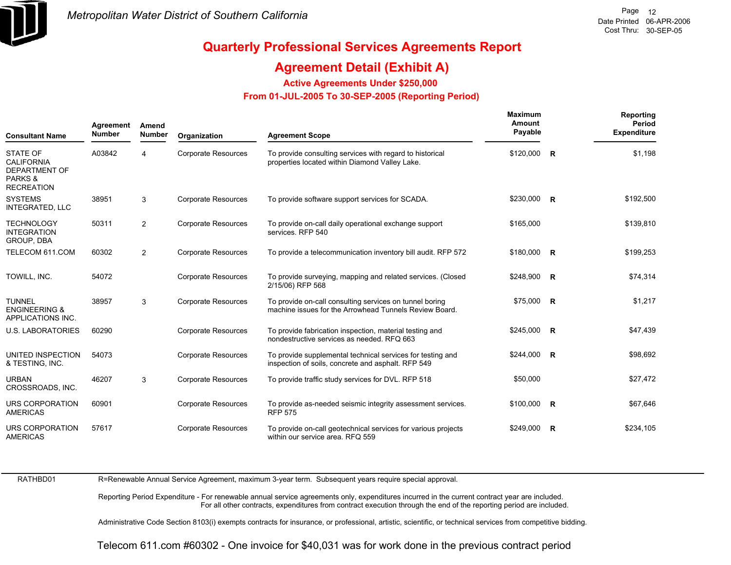# Quarterly Professional Services Agreements Report

## Agreement Detail (Exhibit A)

### Active Agreements Under $250,000

### From 01-JUL-2005 To 30-SEP-2005 (Reporting Period)

| Consultant Name | Agreement Number | Amend Number | Organization | Agreement Scope | Maximum Amount Payable | | Reporting Period Expenditure |
|---|---|---|---|---|---|---|---|
| STATE OF CALIFORNIA DEPARTMENT OF PARKS & RECREATION | A03842 | 4 | Corporate Resources | To provide consulting services with regard to historical properties located within Diamond Valley Lake. | $120,000 | R | $1,198 |
| SYSTEMS INTEGRATED, LLC | 38951 | 3 | Corporate Resources | To provide software support services for SCADA. | $230,000 | R | $192,500 |
| TECHNOLOGY INTEGRATION GROUP, DBA | 50311 | 2 | Corporate Resources | To provide on-call daily operational exchange support services. RFP 540 | $165,000 | | $139,810 |
| TELECOM 611.COM | 60302 | 2 | Corporate Resources | To provide a telecommunication inventory bill audit. RFP 572 | $180,000 | R | $199,253 |
| TOWILL, INC. | 54072 | | Corporate Resources | To provide surveying, mapping and related services. (Closed 2/15/06) RFP 568 | $248,900 | R | $74,314 |
| TUNNEL ENGINEERING & APPLICATIONS INC. | 38957 | 3 | Corporate Resources | To provide on-call consulting services on tunnel boring machine issues for the Arrowhead Tunnels Review Board. | $75,000 | R | $1,217 |
| U.S. LABORATORIES | 60290 | | Corporate Resources | To provide fabrication inspection, material testing and nondestructive services as needed. RFQ 663 | $245,000 | R | $47,439 |
| UNITED INSPECTION & TESTING, INC. | 54073 | | Corporate Resources | To provide supplemental technical services for testing and inspection of soils, concrete and asphalt. RFP 549 | $244,000 | R | $98,692 |
| URBAN CROSSROADS, INC. | 46207 | 3 | Corporate Resources | To provide traffic study services for DVL. RFP 518 | $50,000 | | $27,472 |
| URS CORPORATION AMERICAS | 60901 | | Corporate Resources | To provide as-needed seismic integrity assessment services. RFP 575 | $100,000 | R | $67,646 |
| URS CORPORATION AMERICAS | 57617 | | Corporate Resources | To provide on-call geotechnical services for various projects within our service area. RFQ 559 | $249,000 | R | $234,105 |

RATHBD01

R=Renewable Annual Service Agreement, maximum 3-year term. Subsequent years require special approval.

Reporting Period Expenditure - For renewable annual service agreements only, expenditures incurred in the current contract year are included. For all other contracts, expenditures from contract execution through the end of the reporting period are included.

Administrative Code Section 8103(i) exempts contracts for insurance, or professional, artistic, scientific, or technical services from competitive bidding.

Telecom 611.com #60302 - One invoice for $40,031 was for work done in the previous contract period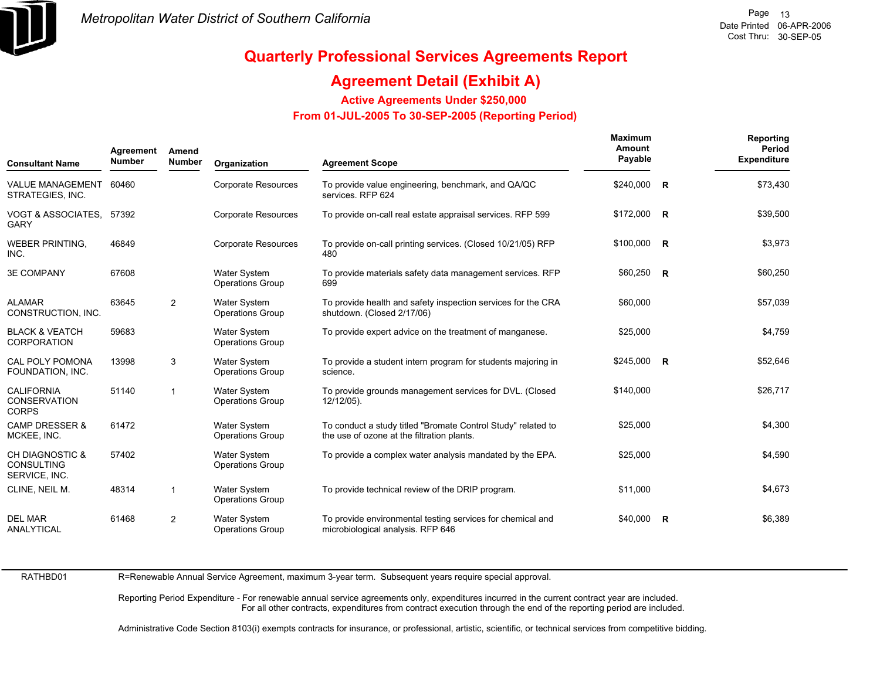Metropolitan Water District of Southern California

Date Printed 06-APR-2006
Cost Thru: 30-SEP-05

# Quarterly Professional Services Agreements Report

## Agreement Detail (Exhibit A)

### Active Agreements Under $250,000

### From 01-JUL-2005 To 30-SEP-2005 (Reporting Period)

| Consultant Name | Agreement Number | Amend Number | Organization | Agreement Scope | Maximum Amount Payable | | Reporting Period Expenditure |
|---|---|---|---|---|---|---|---|
| VALUE MANAGEMENT STRATEGIES, INC. | 60460 | | Corporate Resources | To provide value engineering, benchmark, and QA/QC services. RFP 624 | $240,000 | R | $73,430 |
| VOGT & ASSOCIATES, GARY | 57392 | | Corporate Resources | To provide on-call real estate appraisal services. RFP 599 | $172,000 | R | $39,500 |
| WEBER PRINTING, INC. | 46849 | | Corporate Resources | To provide on-call printing services. (Closed 10/21/05) RFP 480 | $100,000 | R | $3,973 |
| 3E COMPANY | 67608 | | Water System Operations Group | To provide materials safety data management services. RFP 699 | $60,250 | R | $60,250 |
| ALAMAR CONSTRUCTION, INC. | 63645 | 2 | Water System Operations Group | To provide health and safety inspection services for the CRA shutdown. (Closed 2/17/06) | $60,000 | | $57,039 |
| BLACK & VEATCH CORPORATION | 59683 | | Water System Operations Group | To provide expert advice on the treatment of manganese. | $25,000 | | $4,759 |
| CAL POLY POMONA FOUNDATION, INC. | 13998 | 3 | Water System Operations Group | To provide a student intern program for students majoring in science. | $245,000 | R | $52,646 |
| CALIFORNIA CONSERVATION CORPS | 51140 | 1 | Water System Operations Group | To provide grounds management services for DVL. (Closed 12/12/05). | $140,000 | | $26,717 |
| CAMP DRESSER & MCKEE, INC. | 61472 | | Water System Operations Group | To conduct a study titled "Bromate Control Study" related to the use of ozone at the filtration plants. | $25,000 | | $4,300 |
| CH DIAGNOSTIC & CONSULTING SERVICE, INC. | 57402 | | Water System Operations Group | To provide a complex water analysis mandated by the EPA. | $25,000 | | $4,590 |
| CLINE, NEIL M. | 48314 | 1 | Water System Operations Group | To provide technical review of the DRIP program. | $11,000 | | $4,673 |
| DEL MAR ANALYTICAL | 61468 | 2 | Water System Operations Group | To provide environmental testing services for chemical and microbiological analysis. RFP 646 | $40,000 | R | $6,389 |

RATHBD01

R=Renewable Annual Service Agreement, maximum 3-year term. Subsequent years require special approval.

Reporting Period Expenditure - For renewable annual service agreements only, expenditures incurred in the current contract year are included.
For all other contracts, expenditures from contract execution through the end of the reporting period are included.

Administrative Code Section 8103(i) exempts contracts for insurance, or professional, artistic, scientific, or technical services from competitive bidding.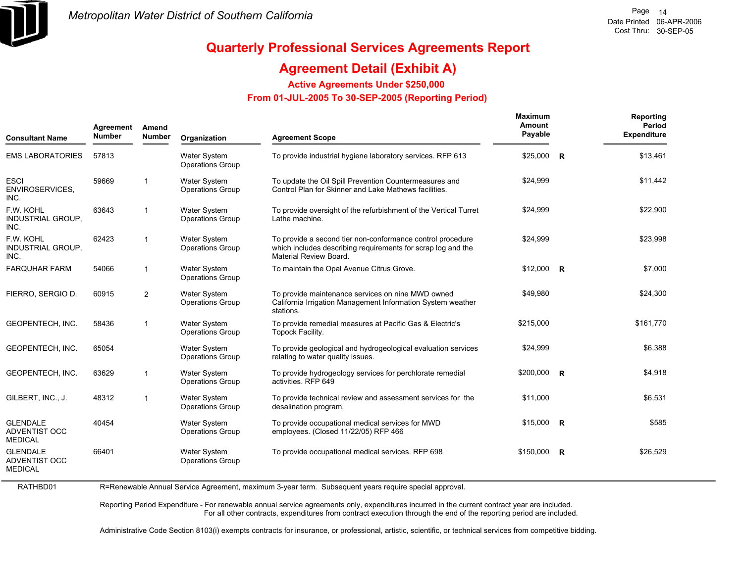# Metropolitan Water District of Southern California

Date Printed 06-APR-2006
Cost Thru: 30-SEP-05

## Quarterly Professional Services Agreements Report

## Agreement Detail (Exhibit A)

### Active Agreements Under $250,000

### From 01-JUL-2005 To 30-SEP-2005 (Reporting Period)

| Consultant Name | Agreement Number | Amend Number | Organization | Agreement Scope | Maximum Amount Payable | | Reporting Period Expenditure |
|---|---|---|---|---|---|---|---|
| EMS LABORATORIES | 57813 | | Water System Operations Group | To provide industrial hygiene laboratory services. RFP 613 | $25,000 | R | $13,461 |
| ESCI ENVIROSERVICES, INC. | 59669 | 1 | Water System Operations Group | To update the Oil Spill Prevention Countermeasures and Control Plan for Skinner and Lake Mathews facilities. | $24,999 | | $11,442 |
| F.W. KOHL INDUSTRIAL GROUP, INC. | 63643 | 1 | Water System Operations Group | To provide oversight of the refurbishment of the Vertical Turret Lathe machine. | $24,999 | | $22,900 |
| F.W. KOHL INDUSTRIAL GROUP, INC. | 62423 | 1 | Water System Operations Group | To provide a second tier non-conformance control procedure which includes describing requirements for scrap log and the Material Review Board. | $24,999 | | $23,998 |
| FARQUHAR FARM | 54066 | 1 | Water System Operations Group | To maintain the Opal Avenue Citrus Grove. | $12,000 | R | $7,000 |
| FIERRO, SERGIO D. | 60915 | 2 | Water System Operations Group | To provide maintenance services on nine MWD owned California Irrigation Management Information System weather stations. | $49,980 | | $24,300 |
| GEOPENTECH, INC. | 58436 | 1 | Water System Operations Group | To provide remedial measures at Pacific Gas & Electric's Topock Facility. | $215,000 | | $161,770 |
| GEOPENTECH, INC. | 65054 | | Water System Operations Group | To provide geological and hydrogeological evaluation services relating to water quality issues. | $24,999 | | $6,388 |
| GEOPENTECH, INC. | 63629 | 1 | Water System Operations Group | To provide hydrogeology services for perchlorate remedial activities. RFP 649 | $200,000 | R | $4,918 |
| GILBERT, INC., J. | 48312 | 1 | Water System Operations Group | To provide technical review and assessment services for the desalination program. | $11,000 | | $6,531 |
| GLENDALE ADVENTIST OCC MEDICAL | 40454 | | Water System Operations Group | To provide occupational medical services for MWD employees. (Closed 11/22/05) RFP 466 | $15,000 | R | $585 |
| GLENDALE ADVENTIST OCC MEDICAL | 66401 | | Water System Operations Group | To provide occupational medical services. RFP 698 | $150,000 | R | $26,529 |

RATHBD01

R=Renewable Annual Service Agreement, maximum 3-year term. Subsequent years require special approval.

Reporting Period Expenditure - For renewable annual service agreements only, expenditures incurred in the current contract year are included.
For all other contracts, expenditures from contract execution through the end of the reporting period are included.

Administrative Code Section 8103(i) exempts contracts for insurance, or professional, artistic, scientific, or technical services from competitive bidding.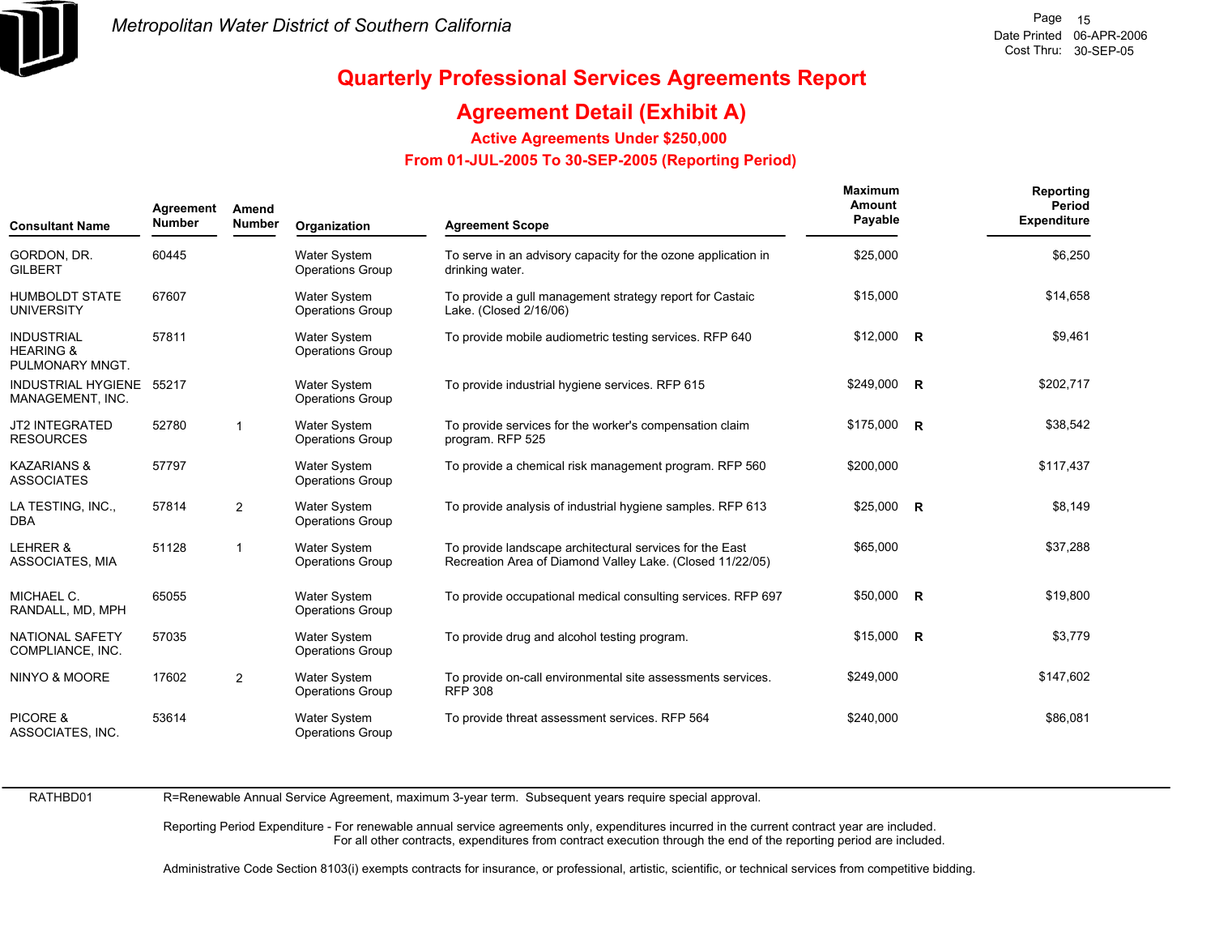# Quarterly Professional Services Agreements Report

## Agreement Detail (Exhibit A)

### Active Agreements Under $250,000

### From 01-JUL-2005 To 30-SEP-2005 (Reporting Period)

| Consultant Name | Agreement Number | Amend Number | Organization | Agreement Scope | Maximum Amount Payable | | Reporting Period Expenditure |
|---|---|---|---|---|---|---|---|
| GORDON, DR. GILBERT | 60445 | | Water System Operations Group | To serve in an advisory capacity for the ozone application in drinking water. | $25,000 | | $6,250 |
| HUMBOLDT STATE UNIVERSITY | 67607 | | Water System Operations Group | To provide a gull management strategy report for Castaic Lake. (Closed 2/16/06) | $15,000 | | $14,658 |
| INDUSTRIAL HEARING & PULMONARY MNGT. | 57811 | | Water System Operations Group | To provide mobile audiometric testing services. RFP 640 | $12,000 | R | $9,461 |
| INDUSTRIAL HYGIENE MANAGEMENT, INC. | 55217 | | Water System Operations Group | To provide industrial hygiene services. RFP 615 | $249,000 | R | $202,717 |
| JT2 INTEGRATED RESOURCES | 52780 | 1 | Water System Operations Group | To provide services for the worker's compensation claim program. RFP 525 | $175,000 | R | $38,542 |
| KAZARIANS & ASSOCIATES | 57797 | | Water System Operations Group | To provide a chemical risk management program. RFP 560 | $200,000 | | $117,437 |
| LA TESTING, INC., DBA | 57814 | 2 | Water System Operations Group | To provide analysis of industrial hygiene samples. RFP 613 | $25,000 | R | $8,149 |
| LEHRER & ASSOCIATES, MIA | 51128 | 1 | Water System Operations Group | To provide landscape architectural services for the East Recreation Area of Diamond Valley Lake. (Closed 11/22/05) | $65,000 | | $37,288 |
| MICHAEL C. RANDALL, MD, MPH | 65055 | | Water System Operations Group | To provide occupational medical consulting services. RFP 697 | $50,000 | R | $19,800 |
| NATIONAL SAFETY COMPLIANCE, INC. | 57035 | | Water System Operations Group | To provide drug and alcohol testing program. | $15,000 | R | $3,779 |
| NINYO & MOORE | 17602 | 2 | Water System Operations Group | To provide on-call environmental site assessments services. RFP 308 | $249,000 | | $147,602 |
| PICORE & ASSOCIATES, INC. | 53614 | | Water System Operations Group | To provide threat assessment services. RFP 564 | $240,000 | | $86,081 |

RATHBD01

R=Renewable Annual Service Agreement, maximum 3-year term. Subsequent years require special approval.

Reporting Period Expenditure - For renewable annual service agreements only, expenditures incurred in the current contract year are included. For all other contracts, expenditures from contract execution through the end of the reporting period are included.

Administrative Code Section 8103(i) exempts contracts for insurance, or professional, artistic, scientific, or technical services from competitive bidding.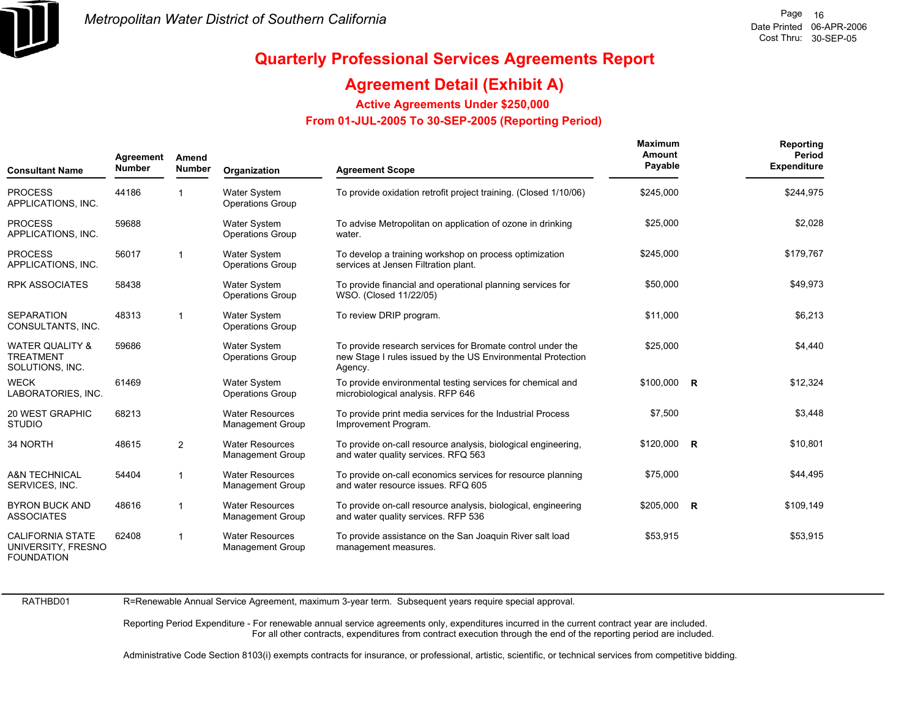Metropolitan Water District of Southern California

# Quarterly Professional Services Agreements Report

## Agreement Detail (Exhibit A)

### Active Agreements Under $250,000

### From 01-JUL-2005 To 30-SEP-2005 (Reporting Period)

| Consultant Name | Agreement Number | Amend Number | Organization | Agreement Scope | Maximum Amount Payable | | Reporting Period Expenditure |
|---|---|---|---|---|---|---|---|
| PROCESS APPLICATIONS, INC. | 44186 | 1 | Water System Operations Group | To provide oxidation retrofit project training. (Closed 1/10/06) | $245,000 | | $244,975 |
| PROCESS APPLICATIONS, INC. | 59688 | | Water System Operations Group | To advise Metropolitan on application of ozone in drinking water. | $25,000 | | $2,028 |
| PROCESS APPLICATIONS, INC. | 56017 | 1 | Water System Operations Group | To develop a training workshop on process optimization services at Jensen Filtration plant. | $245,000 | | $179,767 |
| RPK ASSOCIATES | 58438 | | Water System Operations Group | To provide financial and operational planning services for WSO. (Closed 11/22/05) | $50,000 | | $49,973 |
| SEPARATION CONSULTANTS, INC. | 48313 | 1 | Water System Operations Group | To review DRIP program. | $11,000 | | $6,213 |
| WATER QUALITY & TREATMENT SOLUTIONS, INC. | 59686 | | Water System Operations Group | To provide research services for Bromate control under the new Stage I rules issued by the US Environmental Protection Agency. | $25,000 | | $4,440 |
| WECK LABORATORIES, INC. | 61469 | | Water System Operations Group | To provide environmental testing services for chemical and microbiological analysis. RFP 646 | $100,000 | R | $12,324 |
| 20 WEST GRAPHIC STUDIO | 68213 | | Water Resources Management Group | To provide print media services for the Industrial Process Improvement Program. | $7,500 | | $3,448 |
| 34 NORTH | 48615 | 2 | Water Resources Management Group | To provide on-call resource analysis, biological engineering, and water quality services. RFQ 563 | $120,000 | R | $10,801 |
| A&N TECHNICAL SERVICES, INC. | 54404 | 1 | Water Resources Management Group | To provide on-call economics services for resource planning and water resource issues. RFQ 605 | $75,000 | | $44,495 |
| BYRON BUCK AND ASSOCIATES | 48616 | 1 | Water Resources Management Group | To provide on-call resource analysis, biological, engineering and water quality services. RFP 536 | $205,000 | R | $109,149 |
| CALIFORNIA STATE UNIVERSITY, FRESNO FOUNDATION | 62408 | 1 | Water Resources Management Group | To provide assistance on the San Joaquin River salt load management measures. | $53,915 | | $53,915 |

RATHBD01 R=Renewable Annual Service Agreement, maximum 3-year term. Subsequent years require special approval.

Reporting Period Expenditure - For renewable annual service agreements only, expenditures incurred in the current contract year are included.
For all other contracts, expenditures from contract execution through the end of the reporting period are included.

Administrative Code Section 8103(i) exempts contracts for insurance, or professional, artistic, scientific, or technical services from competitive bidding.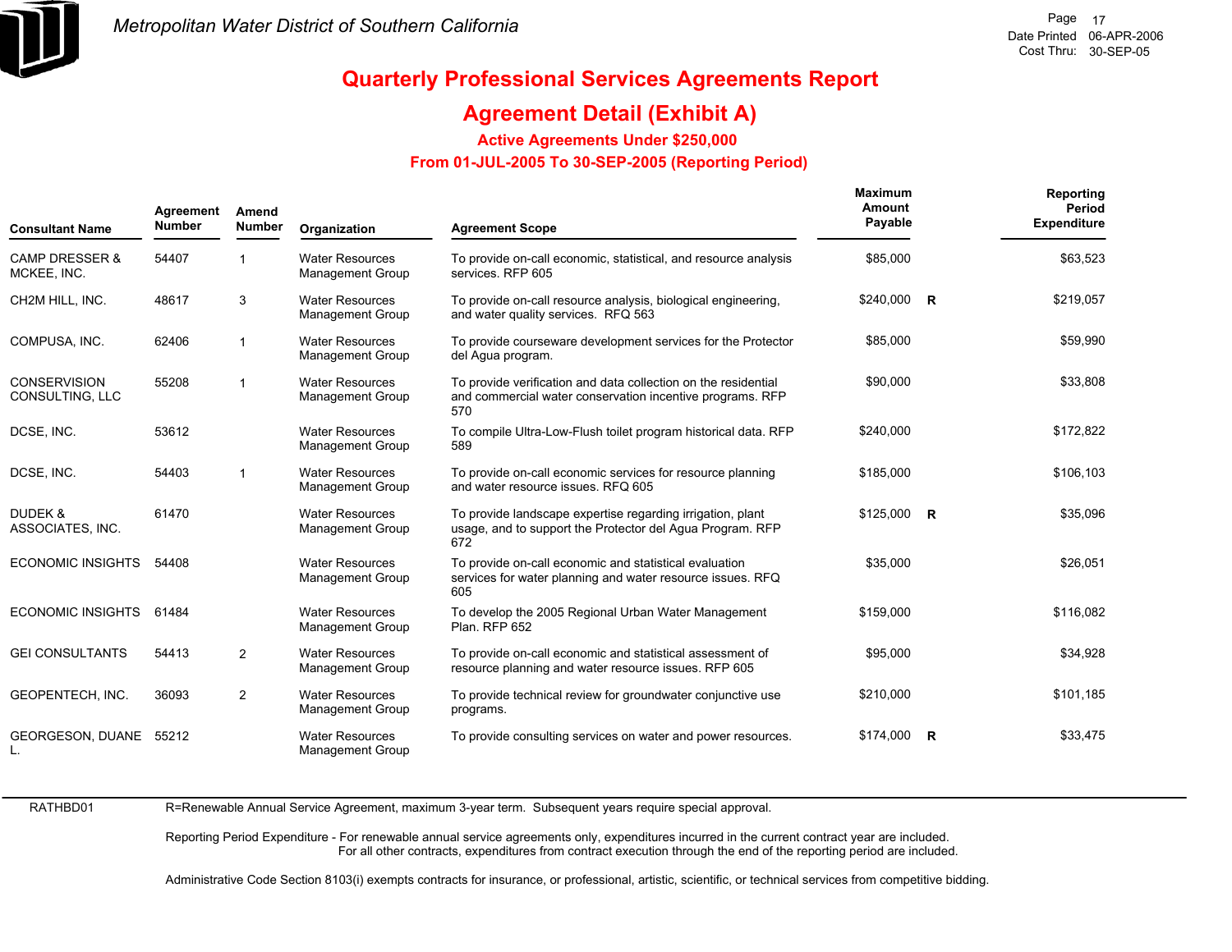# Quarterly Professional Services Agreements Report

## Agreement Detail (Exhibit A)

### Active Agreements Under $250,000

### From 01-JUL-2005 To 30-SEP-2005 (Reporting Period)

| Consultant Name | Agreement Number | Amend Number | Organization | Agreement Scope | Maximum Amount Payable | | Reporting Period Expenditure |
|---|---|---|---|---|---|---|---|
| CAMP DRESSER & MCKEE, INC. | 54407 | 1 | Water Resources Management Group | To provide on-call economic, statistical, and resource analysis services. RFP 605 | $85,000 | | $63,523 |
| CH2M HILL, INC. | 48617 | 3 | Water Resources Management Group | To provide on-call resource analysis, biological engineering, and water quality services. RFQ 563 | $240,000 | R | $219,057 |
| COMPUSA, INC. | 62406 | 1 | Water Resources Management Group | To provide courseware development services for the Protector del Agua program. | $85,000 | | $59,990 |
| CONSERVISION CONSULTING, LLC | 55208 | 1 | Water Resources Management Group | To provide verification and data collection on the residential and commercial water conservation incentive programs. RFP 570 | $90,000 | | $33,808 |
| DCSE, INC. | 53612 | | Water Resources Management Group | To compile Ultra-Low-Flush toilet program historical data. RFP 589 | $240,000 | | $172,822 |
| DCSE, INC. | 54403 | 1 | Water Resources Management Group | To provide on-call economic services for resource planning and water resource issues. RFQ 605 | $185,000 | | $106,103 |
| DUDEK & ASSOCIATES, INC. | 61470 | | Water Resources Management Group | To provide landscape expertise regarding irrigation, plant usage, and to support the Protector del Agua Program. RFP 672 | $125,000 | R | $35,096 |
| ECONOMIC INSIGHTS | 54408 | | Water Resources Management Group | To provide on-call economic and statistical evaluation services for water planning and water resource issues. RFQ 605 | $35,000 | | $26,051 |
| ECONOMIC INSIGHTS | 61484 | | Water Resources Management Group | To develop the 2005 Regional Urban Water Management Plan. RFP 652 | $159,000 | | $116,082 |
| GEI CONSULTANTS | 54413 | 2 | Water Resources Management Group | To provide on-call economic and statistical assessment of resource planning and water resource issues. RFP 605 | $95,000 | | $34,928 |
| GEOPENTECH, INC. | 36093 | 2 | Water Resources Management Group | To provide technical review for groundwater conjunctive use programs. | $210,000 | | $101,185 |
| GEORGESON, DUANE L. | 55212 | | Water Resources Management Group | To provide consulting services on water and power resources. | $174,000 | R | $33,475 |

RATHBD01 R=Renewable Annual Service Agreement, maximum 3-year term. Subsequent years require special approval.

Reporting Period Expenditure - For renewable annual service agreements only, expenditures incurred in the current contract year are included. For all other contracts, expenditures from contract execution through the end of the reporting period are included.

Administrative Code Section 8103(i) exempts contracts for insurance, or professional, artistic, scientific, or technical services from competitive bidding.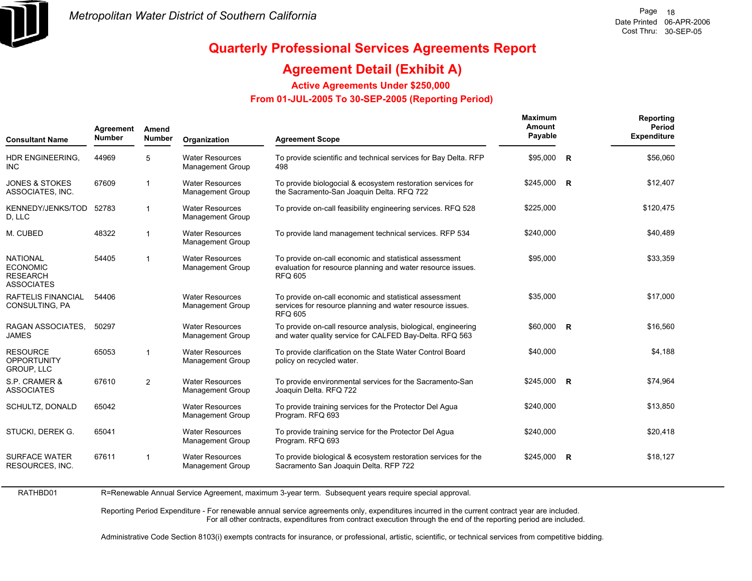Metropolitan Water District of Southern California

Date Printed 06-APR-2006
Cost Thru: 30-SEP-05

# Quarterly Professional Services Agreements Report

## Agreement Detail (Exhibit A)

### Active Agreements Under $250,000

### From 01-JUL-2005 To 30-SEP-2005 (Reporting Period)

| Consultant Name | Agreement Number | Amend Number | Organization | Agreement Scope | Maximum Amount Payable | | Reporting Period Expenditure |
|---|---|---|---|---|---|---|---|
| HDR ENGINEERING, INC | 44969 | 5 | Water Resources Management Group | To provide scientific and technical services for Bay Delta. RFP 498 | $95,000 | R | $56,060 |
| JONES & STOKES ASSOCIATES, INC. | 67609 | 1 | Water Resources Management Group | To provide biologocial & ecosystem restoration services for the Sacramento-San Joaquin Delta. RFQ 722 | $245,000 | R | $12,407 |
| KENNEDY/JENKS/TODD, LLC | 52783 | 1 | Water Resources Management Group | To provide on-call feasibility engineering services. RFQ 528 | $225,000 | | $120,475 |
| M. CUBED | 48322 | 1 | Water Resources Management Group | To provide land management technical services. RFP 534 | $240,000 | | $40,489 |
| NATIONAL ECONOMIC RESEARCH ASSOCIATES | 54405 | 1 | Water Resources Management Group | To provide on-call economic and statistical assessment evaluation for resource planning and water resource issues. RFQ 605 | $95,000 | | $33,359 |
| RAFTELIS FINANCIAL CONSULTING, PA | 54406 | | Water Resources Management Group | To provide on-call economic and statistical assessment services for resource planning and water resource issues. RFQ 605 | $35,000 | | $17,000 |
| RAGAN ASSOCIATES, JAMES | 50297 | | Water Resources Management Group | To provide on-call resource analysis, biological, engineering and water quality service for CALFED Bay-Delta. RFQ 563 | $60,000 | R | $16,560 |
| RESOURCE OPPORTUNITY GROUP, LLC | 65053 | 1 | Water Resources Management Group | To provide clarification on the State Water Control Board policy on recycled water. | $40,000 | | $4,188 |
| S.P. CRAMER & ASSOCIATES | 67610 | 2 | Water Resources Management Group | To provide environmental services for the Sacramento-San Joaquin Delta. RFQ 722 | $245,000 | R | $74,964 |
| SCHULTZ, DONALD | 65042 | | Water Resources Management Group | To provide training services for the Protector Del Agua Program. RFQ 693 | $240,000 | | $13,850 |
| STUCKI, DEREK G. | 65041 | | Water Resources Management Group | To provide training service for the Protector Del Agua Program. RFQ 693 | $240,000 | | $20,418 |
| SURFACE WATER RESOURCES, INC. | 67611 | 1 | Water Resources Management Group | To provide biological & ecosystem restoration services for the Sacramento San Joaquin Delta. RFP 722 | $245,000 | R | $18,127 |

RATHBD01

R=Renewable Annual Service Agreement, maximum 3-year term. Subsequent years require special approval.

Reporting Period Expenditure - For renewable annual service agreements only, expenditures incurred in the current contract year are included. For all other contracts, expenditures from contract execution through the end of the reporting period are included.

Administrative Code Section 8103(i) exempts contracts for insurance, or professional, artistic, scientific, or technical services from competitive bidding.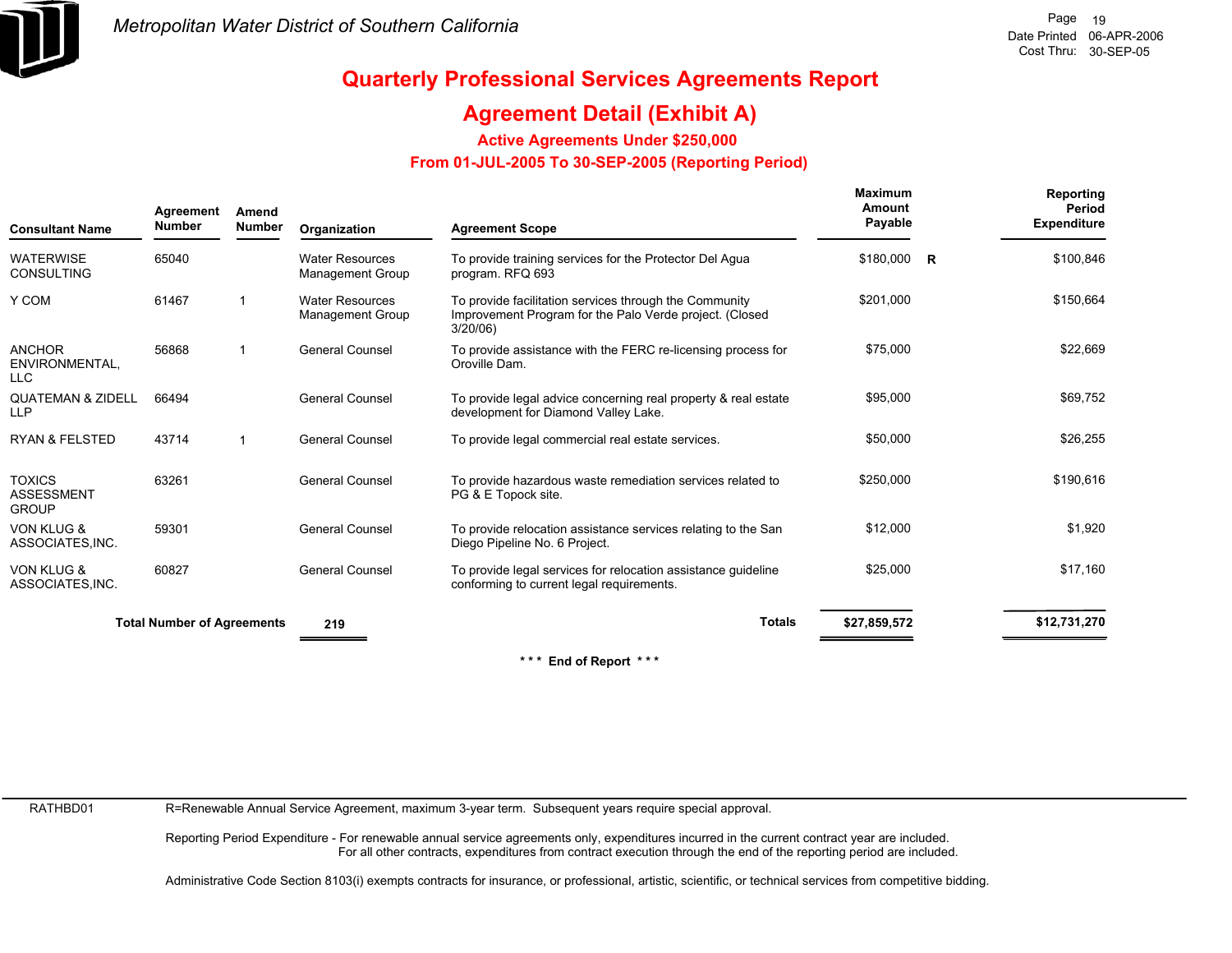# Quarterly Professional Services Agreements Report

## Agreement Detail (Exhibit A)

### Active Agreements Under $250,000

### From 01-JUL-2005 To 30-SEP-2005 (Reporting Period)

| Consultant Name | Agreement Number | Amend Number | Organization | Agreement Scope | Maximum Amount Payable | | Reporting Period Expenditure |
|---|---|---|---|---|---|---|---|
| WATERWISE CONSULTING | 65040 | | Water Resources Management Group | To provide training services for the Protector Del Agua program. RFQ 693 | $180,000 | R | $100,846 |
| Y COM | 61467 | 1 | Water Resources Management Group | To provide facilitation services through the Community Improvement Program for the Palo Verde project. (Closed 3/20/06) | $201,000 | | $150,664 |
| ANCHOR ENVIRONMENTAL, LLC | 56868 | 1 | General Counsel | To provide assistance with the FERC re-licensing process for Oroville Dam. | $75,000 | | $22,669 |
| QUATEMAN & ZIDELL LLP | 66494 | | General Counsel | To provide legal advice concerning real property & real estate development for Diamond Valley Lake. | $95,000 | | $69,752 |
| RYAN & FELSTED | 43714 | 1 | General Counsel | To provide legal commercial real estate services. | $50,000 | | $26,255 |
| TOXICS ASSESSMENT GROUP | 63261 | | General Counsel | To provide hazardous waste remediation services related to PG & E Topock site. | $250,000 | | $190,616 |
| VON KLUG & ASSOCIATES,INC. | 59301 | | General Counsel | To provide relocation assistance services relating to the San Diego Pipeline No. 6 Project. | $12,000 | | $1,920 |
| VON KLUG & ASSOCIATES,INC. | 60827 | | General Counsel | To provide legal services for relocation assistance guideline conforming to current legal requirements. | $25,000 | | $17,160 |
| **Total Number of Agreements** | | | **219** | **Totals** | **$27,859,572** | | **$12,731,270** |

*** End of Report ***

RATHBD01 R=Renewable Annual Service Agreement, maximum 3-year term. Subsequent years require special approval.

Reporting Period Expenditure - For renewable annual service agreements only, expenditures incurred in the current contract year are included. For all other contracts, expenditures from contract execution through the end of the reporting period are included.

Administrative Code Section 8103(i) exempts contracts for insurance, or professional, artistic, scientific, or technical services from competitive bidding.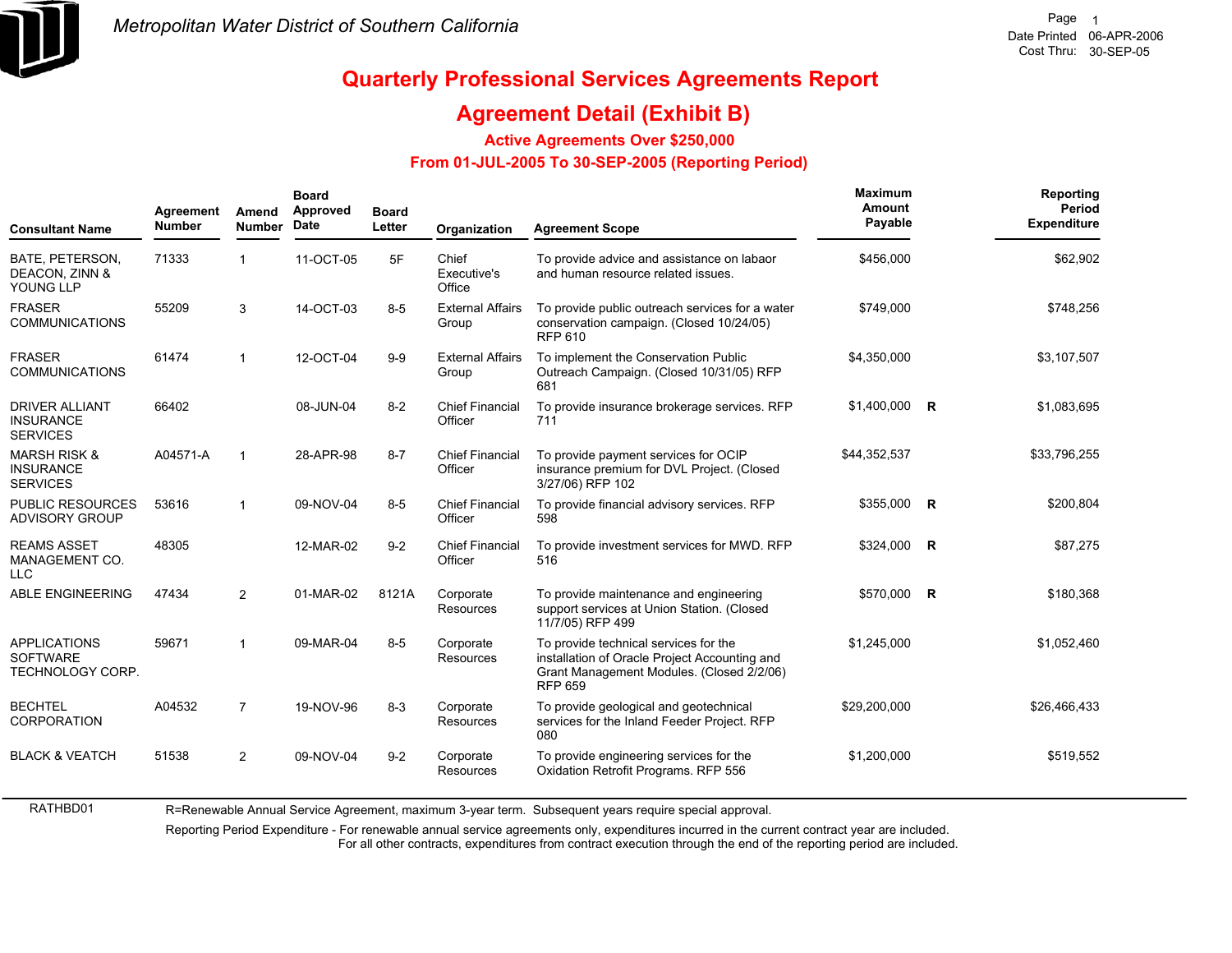Metropolitan Water District of Southern California

Date Printed 06-APR-2006
Cost Thru: 30-SEP-05

# Quarterly Professional Services Agreements Report

## Agreement Detail (Exhibit B)

### Active Agreements Over $250,000

### From 01-JUL-2005 To 30-SEP-2005 (Reporting Period)

| Consultant Name | Agreement Number | Amend Number | Board Approved Date | Board Letter | Organization | Agreement Scope | Maximum Amount Payable | | Reporting Period Expenditure |
|---|---|---|---|---|---|---|---|---|---|
| BATE, PETERSON, DEACON, ZINN & YOUNG LLP | 71333 | 1 | 11-OCT-05 | 5F | Chief Executive's Office | To provide advice and assistance on labaor and human resource related issues. | $456,000 | | $62,902 |
| FRASER COMMUNICATIONS | 55209 | 3 | 14-OCT-03 | 8-5 | External Affairs Group | To provide public outreach services for a water conservation campaign. (Closed 10/24/05) RFP 610 | $749,000 | | $748,256 |
| FRASER COMMUNICATIONS | 61474 | 1 | 12-OCT-04 | 9-9 | External Affairs Group | To implement the Conservation Public Outreach Campaign. (Closed 10/31/05) RFP 681 | $4,350,000 | | $3,107,507 |
| DRIVER ALLIANT INSURANCE SERVICES | 66402 | | 08-JUN-04 | 8-2 | Chief Financial Officer | To provide insurance brokerage services. RFP 711 | $1,400,000 | R | $1,083,695 |
| MARSH RISK & INSURANCE SERVICES | A04571-A | 1 | 28-APR-98 | 8-7 | Chief Financial Officer | To provide payment services for OCIP insurance premium for DVL Project. (Closed 3/27/06) RFP 102 | $44,352,537 | | $33,796,255 |
| PUBLIC RESOURCES ADVISORY GROUP | 53616 | 1 | 09-NOV-04 | 8-5 | Chief Financial Officer | To provide financial advisory services. RFP 598 | $355,000 | R | $200,804 |
| REAMS ASSET MANAGEMENT CO. LLC | 48305 | | 12-MAR-02 | 9-2 | Chief Financial Officer | To provide investment services for MWD. RFP 516 | $324,000 | R | $87,275 |
| ABLE ENGINEERING | 47434 | 2 | 01-MAR-02 | 8121A | Corporate Resources | To provide maintenance and engineering support services at Union Station. (Closed 11/7/05) RFP 499 | $570,000 | R | $180,368 |
| APPLICATIONS SOFTWARE TECHNOLOGY CORP. | 59671 | 1 | 09-MAR-04 | 8-5 | Corporate Resources | To provide technical services for the installation of Oracle Project Accounting and Grant Management Modules. (Closed 2/2/06) RFP 659 | $1,245,000 | | $1,052,460 |
| BECHTEL CORPORATION | A04532 | 7 | 19-NOV-96 | 8-3 | Corporate Resources | To provide geological and geotechnical services for the Inland Feeder Project. RFP 080 | $29,200,000 | | $26,466,433 |
| BLACK & VEATCH | 51538 | 2 | 09-NOV-04 | 9-2 | Corporate Resources | To provide engineering services for the Oxidation Retrofit Programs. RFP 556 | $1,200,000 | | $519,552 |

RATHBD01

R=Renewable Annual Service Agreement, maximum 3-year term. Subsequent years require special approval.

Reporting Period Expenditure - For renewable annual service agreements only, expenditures incurred in the current contract year are included. For all other contracts, expenditures from contract execution through the end of the reporting period are included.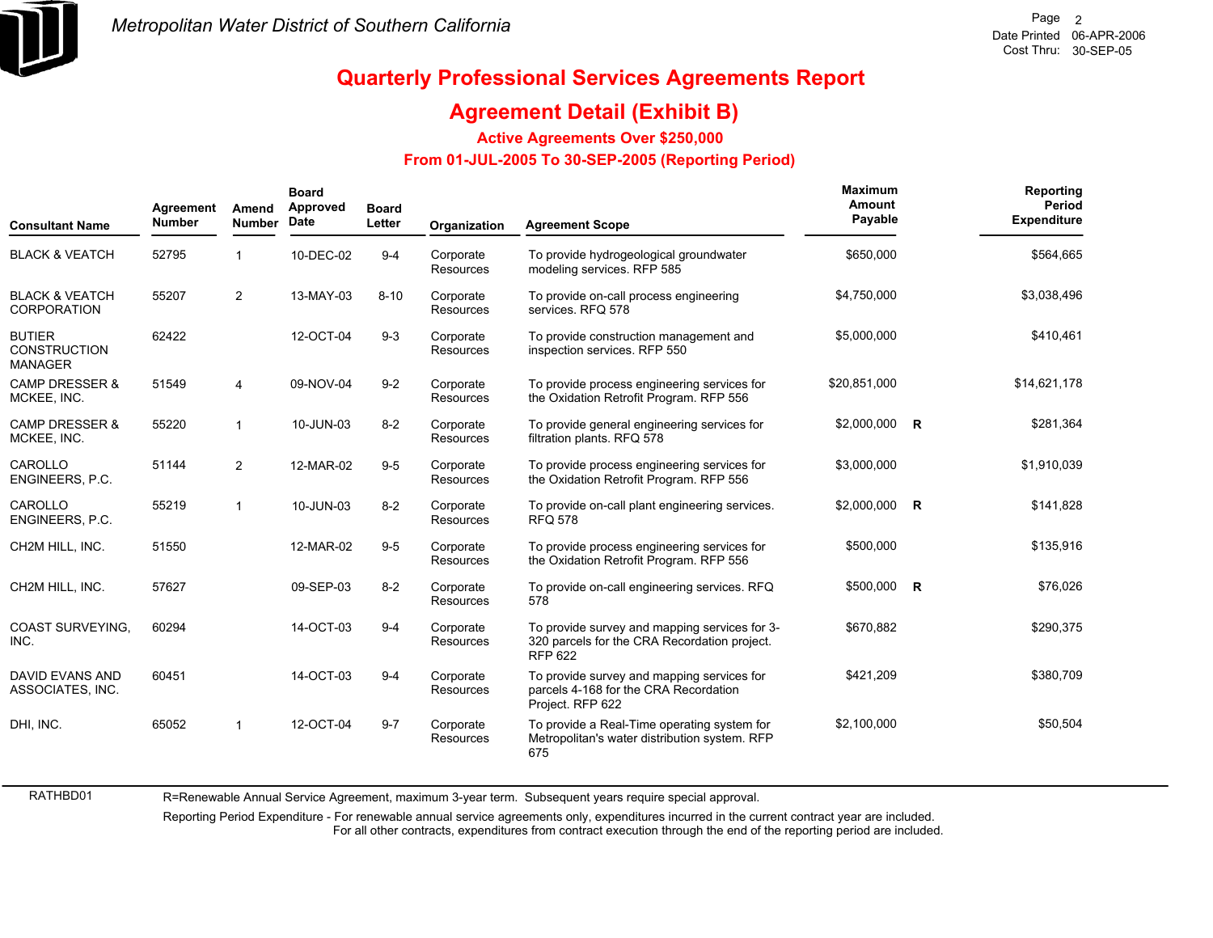# Metropolitan Water District of Southern California

## Quarterly Professional Services Agreements Report

## Agreement Detail (Exhibit B)

### Active Agreements Over $250,000

### From 01-JUL-2005 To 30-SEP-2005 (Reporting Period)

| Consultant Name | Agreement Number | Amend Number | Board Approved Date | Board Letter | Organization | Agreement Scope | Maximum Amount Payable | | Reporting Period Expenditure |
|---|---|---|---|---|---|---|---|---|---|
| BLACK & VEATCH | 52795 | 1 | 10-DEC-02 | 9-4 | Corporate Resources | To provide hydrogeological groundwater modeling services. RFP 585 | $650,000 | | $564,665 |
| BLACK & VEATCH CORPORATION | 55207 | 2 | 13-MAY-03 | 8-10 | Corporate Resources | To provide on-call process engineering services. RFQ 578 | $4,750,000 | | $3,038,496 |
| BUTIER CONSTRUCTION MANAGER | 62422 | | 12-OCT-04 | 9-3 | Corporate Resources | To provide construction management and inspection services. RFP 550 | $5,000,000 | | $410,461 |
| CAMP DRESSER & MCKEE, INC. | 51549 | 4 | 09-NOV-04 | 9-2 | Corporate Resources | To provide process engineering services for the Oxidation Retrofit Program. RFP 556 | $20,851,000 | | $14,621,178 |
| CAMP DRESSER & MCKEE, INC. | 55220 | 1 | 10-JUN-03 | 8-2 | Corporate Resources | To provide general engineering services for filtration plants. RFQ 578 | $2,000,000 | R | $281,364 |
| CAROLLO ENGINEERS, P.C. | 51144 | 2 | 12-MAR-02 | 9-5 | Corporate Resources | To provide process engineering services for the Oxidation Retrofit Program. RFP 556 | $3,000,000 | | $1,910,039 |
| CAROLLO ENGINEERS, P.C. | 55219 | 1 | 10-JUN-03 | 8-2 | Corporate Resources | To provide on-call plant engineering services. RFQ 578 | $2,000,000 | R | $141,828 |
| CH2M HILL, INC. | 51550 | | 12-MAR-02 | 9-5 | Corporate Resources | To provide process engineering services for the Oxidation Retrofit Program. RFP 556 | $500,000 | | $135,916 |
| CH2M HILL, INC. | 57627 | | 09-SEP-03 | 8-2 | Corporate Resources | To provide on-call engineering services. RFQ 578 | $500,000 | R | $76,026 |
| COAST SURVEYING, INC. | 60294 | | 14-OCT-03 | 9-4 | Corporate Resources | To provide survey and mapping services for 3-320 parcels for the CRA Recordation project. RFP 622 | $670,882 | | $290,375 |
| DAVID EVANS AND ASSOCIATES, INC. | 60451 | | 14-OCT-03 | 9-4 | Corporate Resources | To provide survey and mapping services for parcels 4-168 for the CRA Recordation Project. RFP 622 | $421,209 | | $380,709 |
| DHI, INC. | 65052 | 1 | 12-OCT-04 | 9-7 | Corporate Resources | To provide a Real-Time operating system for Metropolitan's water distribution system. RFP 675 | $2,100,000 | | $50,504 |

RATHBD01

R=Renewable Annual Service Agreement, maximum 3-year term. Subsequent years require special approval.

Reporting Period Expenditure - For renewable annual service agreements only, expenditures incurred in the current contract year are included. For all other contracts, expenditures from contract execution through the end of the reporting period are included.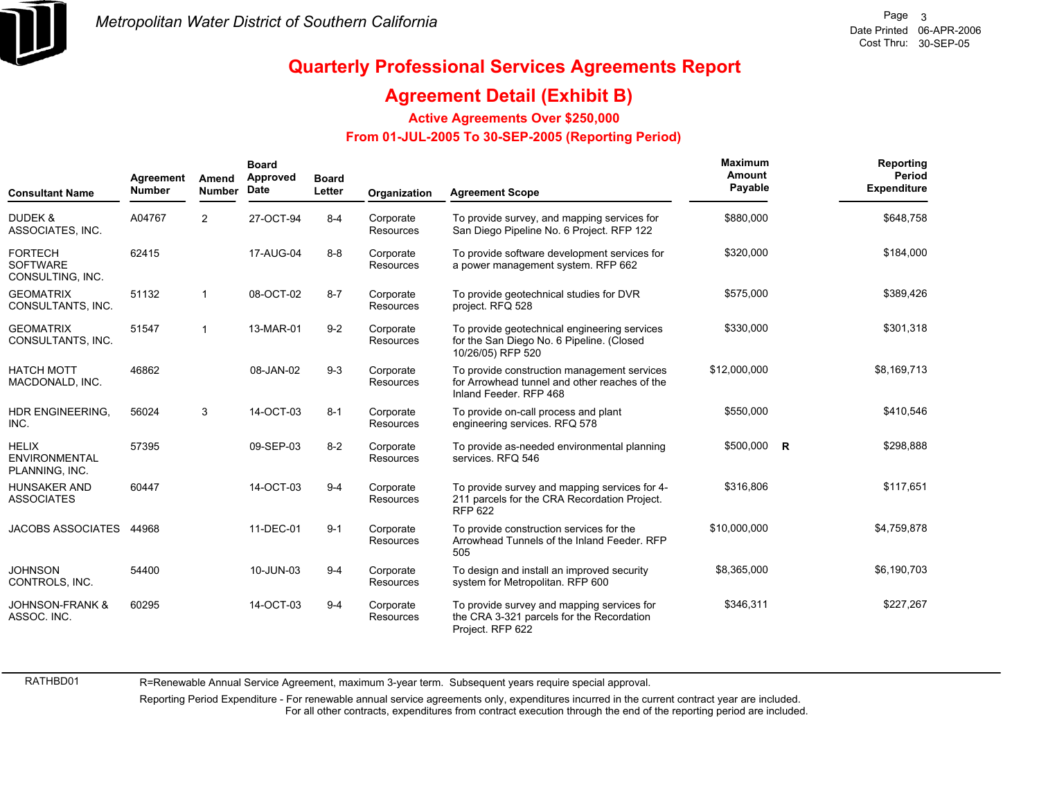# Quarterly Professional Services Agreements Report

## Agreement Detail (Exhibit B)

### Active Agreements Over $250,000

### From 01-JUL-2005 To 30-SEP-2005 (Reporting Period)

| Consultant Name | Agreement Number | Amend Number | Board Approved Date | Board Letter | Organization | Agreement Scope | Maximum Amount Payable | | Reporting Period Expenditure |
|---|---|---|---|---|---|---|---|---|---|
| DUDEK & ASSOCIATES, INC. | A04767 | 2 | 27-OCT-94 | 8-4 | Corporate Resources | To provide survey, and mapping services for San Diego Pipeline No. 6 Project. RFP 122 | $880,000 | | $648,758 |
| FORTECH SOFTWARE CONSULTING, INC. | 62415 | | 17-AUG-04 | 8-8 | Corporate Resources | To provide software development services for a power management system. RFP 662 | $320,000 | | $184,000 |
| GEOMATRIX CONSULTANTS, INC. | 51132 | 1 | 08-OCT-02 | 8-7 | Corporate Resources | To provide geotechnical studies for DVR project. RFQ 528 | $575,000 | | $389,426 |
| GEOMATRIX CONSULTANTS, INC. | 51547 | 1 | 13-MAR-01 | 9-2 | Corporate Resources | To provide geotechnical engineering services for the San Diego No. 6 Pipeline. (Closed 10/26/05) RFP 520 | $330,000 | | $301,318 |
| HATCH MOTT MACDONALD, INC. | 46862 | | 08-JAN-02 | 9-3 | Corporate Resources | To provide construction management services for Arrowhead tunnel and other reaches of the Inland Feeder. RFP 468 | $12,000,000 | | $8,169,713 |
| HDR ENGINEERING, INC. | 56024 | 3 | 14-OCT-03 | 8-1 | Corporate Resources | To provide on-call process and plant engineering services. RFQ 578 | $550,000 | | $410,546 |
| HELIX ENVIRONMENTAL PLANNING, INC. | 57395 | | 09-SEP-03 | 8-2 | Corporate Resources | To provide as-needed environmental planning services. RFQ 546 | $500,000 | R | $298,888 |
| HUNSAKER AND ASSOCIATES | 60447 | | 14-OCT-03 | 9-4 | Corporate Resources | To provide survey and mapping services for 4-211 parcels for the CRA Recordation Project. RFP 622 | $316,806 | | $117,651 |
| JACOBS ASSOCIATES | 44968 | | 11-DEC-01 | 9-1 | Corporate Resources | To provide construction services for the Arrowhead Tunnels of the Inland Feeder. RFP 505 | $10,000,000 | | $4,759,878 |
| JOHNSON CONTROLS, INC. | 54400 | | 10-JUN-03 | 9-4 | Corporate Resources | To design and install an improved security system for Metropolitan. RFP 600 | $8,365,000 | | $6,190,703 |
| JOHNSON-FRANK & ASSOC. INC. | 60295 | | 14-OCT-03 | 9-4 | Corporate Resources | To provide survey and mapping services for the CRA 3-321 parcels for the Recordation Project. RFP 622 | $346,311 | | $227,267 |

RATHBD01

R=Renewable Annual Service Agreement, maximum 3-year term. Subsequent years require special approval.

Reporting Period Expenditure - For renewable annual service agreements only, expenditures incurred in the current contract year are included. For all other contracts, expenditures from contract execution through the end of the reporting period are included.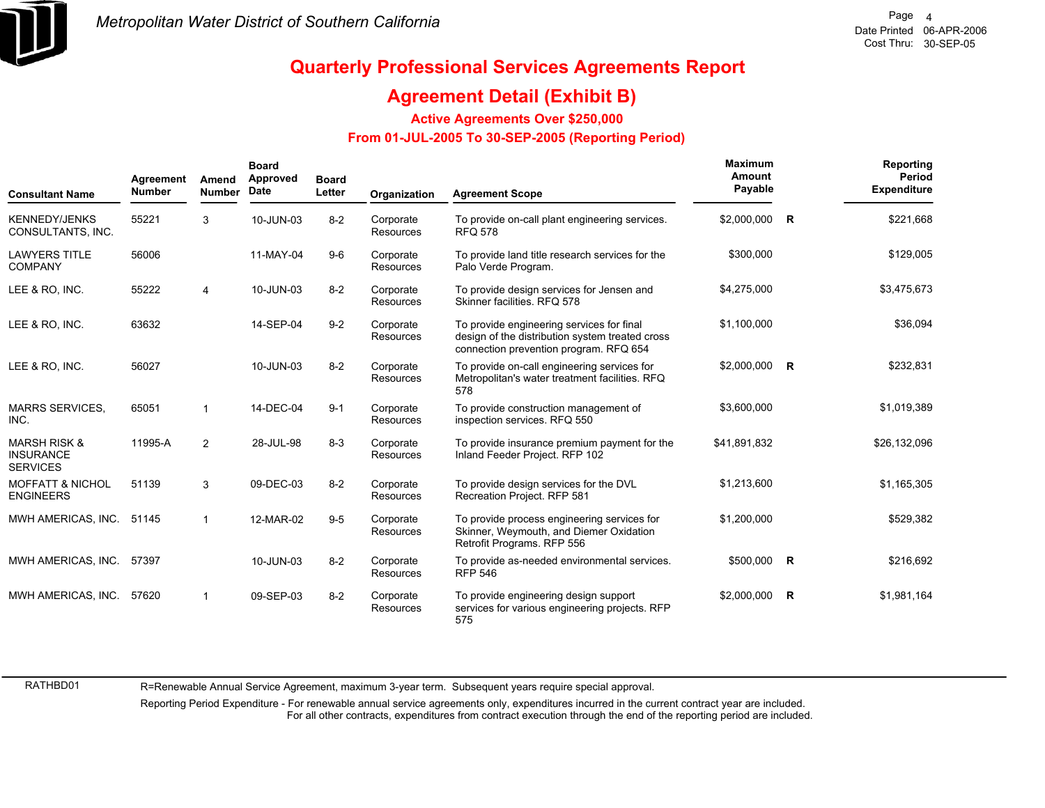# Quarterly Professional Services Agreements Report

## Agreement Detail (Exhibit B)

### Active Agreements Over $250,000

### From 01-JUL-2005 To 30-SEP-2005 (Reporting Period)

| Consultant Name | Agreement Number | Amend Number | Board Approved Date | Board Letter | Organization | Agreement Scope | Maximum Amount Payable | | Reporting Period Expenditure |
|---|---|---|---|---|---|---|---|---|---|
| KENNEDY/JENKS CONSULTANTS, INC. | 55221 | 3 | 10-JUN-03 | 8-2 | Corporate Resources | To provide on-call plant engineering services. RFQ 578 | $2,000,000 | R | $221,668 |
| LAWYERS TITLE COMPANY | 56006 | | 11-MAY-04 | 9-6 | Corporate Resources | To provide land title research services for the Palo Verde Program. | $300,000 | | $129,005 |
| LEE & RO, INC. | 55222 | 4 | 10-JUN-03 | 8-2 | Corporate Resources | To provide design services for Jensen and Skinner facilities. RFQ 578 | $4,275,000 | | $3,475,673 |
| LEE & RO, INC. | 63632 | | 14-SEP-04 | 9-2 | Corporate Resources | To provide engineering services for final design of the distribution system treated cross connection prevention program. RFQ 654 | $1,100,000 | | $36,094 |
| LEE & RO, INC. | 56027 | | 10-JUN-03 | 8-2 | Corporate Resources | To provide on-call engineering services for Metropolitan's water treatment facilities. RFQ 578 | $2,000,000 | R | $232,831 |
| MARRS SERVICES, INC. | 65051 | 1 | 14-DEC-04 | 9-1 | Corporate Resources | To provide construction management of inspection services. RFQ 550 | $3,600,000 | | $1,019,389 |
| MARSH RISK & INSURANCE SERVICES | 11995-A | 2 | 28-JUL-98 | 8-3 | Corporate Resources | To provide insurance premium payment for the Inland Feeder Project. RFP 102 | $41,891,832 | | $26,132,096 |
| MOFFATT & NICHOL ENGINEERS | 51139 | 3 | 09-DEC-03 | 8-2 | Corporate Resources | To provide design services for the DVL Recreation Project. RFP 581 | $1,213,600 | | $1,165,305 |
| MWH AMERICAS, INC. | 51145 | 1 | 12-MAR-02 | 9-5 | Corporate Resources | To provide process engineering services for Skinner, Weymouth, and Diemer Oxidation Retrofit Programs. RFP 556 | $1,200,000 | | $529,382 |
| MWH AMERICAS, INC. | 57397 | | 10-JUN-03 | 8-2 | Corporate Resources | To provide as-needed environmental services. RFP 546 | $500,000 | R | $216,692 |
| MWH AMERICAS, INC. | 57620 | 1 | 09-SEP-03 | 8-2 | Corporate Resources | To provide engineering design support services for various engineering projects. RFP 575 | $2,000,000 | R | $1,981,164 |

RATHBD01

R=Renewable Annual Service Agreement, maximum 3-year term. Subsequent years require special approval.

Reporting Period Expenditure - For renewable annual service agreements only, expenditures incurred in the current contract year are included. For all other contracts, expenditures from contract execution through the end of the reporting period are included.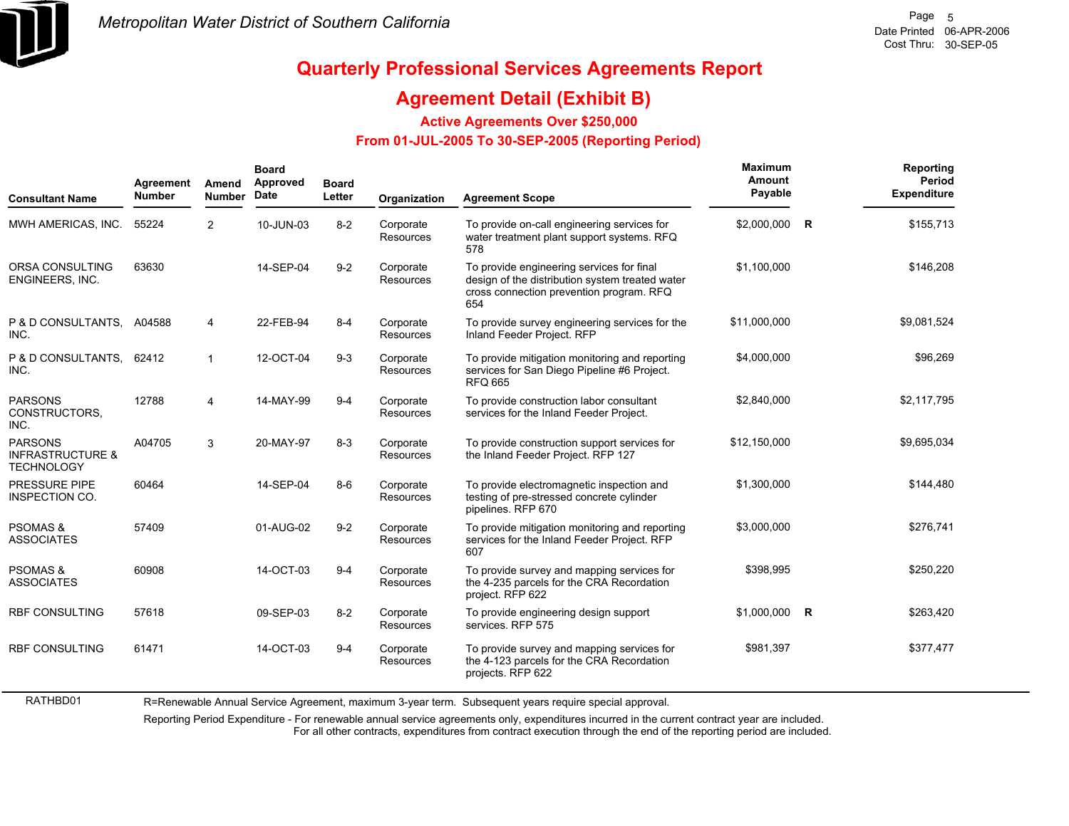# Quarterly Professional Services Agreements Report

## Agreement Detail (Exhibit B)

### Active Agreements Over $250,000

### From 01-JUL-2005 To 30-SEP-2005 (Reporting Period)

| Consultant Name | Agreement Number | Amend Number | Board Approved Date | Board Letter | Organization | Agreement Scope | Maximum Amount Payable | | Reporting Period Expenditure |
|---|---|---|---|---|---|---|---|---|---|
| MWH AMERICAS, INC. | 55224 | 2 | 10-JUN-03 | 8-2 | Corporate Resources | To provide on-call engineering services for water treatment plant support systems. RFQ 578 | $2,000,000 | R | $155,713 |
| ORSA CONSULTING ENGINEERS, INC. | 63630 | | 14-SEP-04 | 9-2 | Corporate Resources | To provide engineering services for final design of the distribution system treated water cross connection prevention program. RFQ 654 | $1,100,000 | | $146,208 |
| P & D CONSULTANTS, INC. | A04588 | 4 | 22-FEB-94 | 8-4 | Corporate Resources | To provide survey engineering services for the Inland Feeder Project. RFP | $11,000,000 | | $9,081,524 |
| P & D CONSULTANTS, INC. | 62412 | 1 | 12-OCT-04 | 9-3 | Corporate Resources | To provide mitigation monitoring and reporting services for San Diego Pipeline #6 Project. RFQ 665 | $4,000,000 | | $96,269 |
| PARSONS CONSTRUCTORS, INC. | 12788 | 4 | 14-MAY-99 | 9-4 | Corporate Resources | To provide construction labor consultant services for the Inland Feeder Project. | $2,840,000 | | $2,117,795 |
| PARSONS INFRASTRUCTURE & TECHNOLOGY | A04705 | 3 | 20-MAY-97 | 8-3 | Corporate Resources | To provide construction support services for the Inland Feeder Project. RFP 127 | $12,150,000 | | $9,695,034 |
| PRESSURE PIPE INSPECTION CO. | 60464 | | 14-SEP-04 | 8-6 | Corporate Resources | To provide electromagnetic inspection and testing of pre-stressed concrete cylinder pipelines. RFP 670 | $1,300,000 | | $144,480 |
| PSOMAS & ASSOCIATES | 57409 | | 01-AUG-02 | 9-2 | Corporate Resources | To provide mitigation monitoring and reporting services for the Inland Feeder Project. RFP 607 | $3,000,000 | | $276,741 |
| PSOMAS & ASSOCIATES | 60908 | | 14-OCT-03 | 9-4 | Corporate Resources | To provide survey and mapping services for the 4-235 parcels for the CRA Recordation project. RFP 622 | $398,995 | | $250,220 |
| RBF CONSULTING | 57618 | | 09-SEP-03 | 8-2 | Corporate Resources | To provide engineering design support services. RFP 575 | $1,000,000 | R | $263,420 |
| RBF CONSULTING | 61471 | | 14-OCT-03 | 9-4 | Corporate Resources | To provide survey and mapping services for the 4-123 parcels for the CRA Recordation projects. RFP 622 | $981,397 | | $377,477 |

RATHBD01

R=Renewable Annual Service Agreement, maximum 3-year term. Subsequent years require special approval.

Reporting Period Expenditure - For renewable annual service agreements only, expenditures incurred in the current contract year are included. For all other contracts, expenditures from contract execution through the end of the reporting period are included.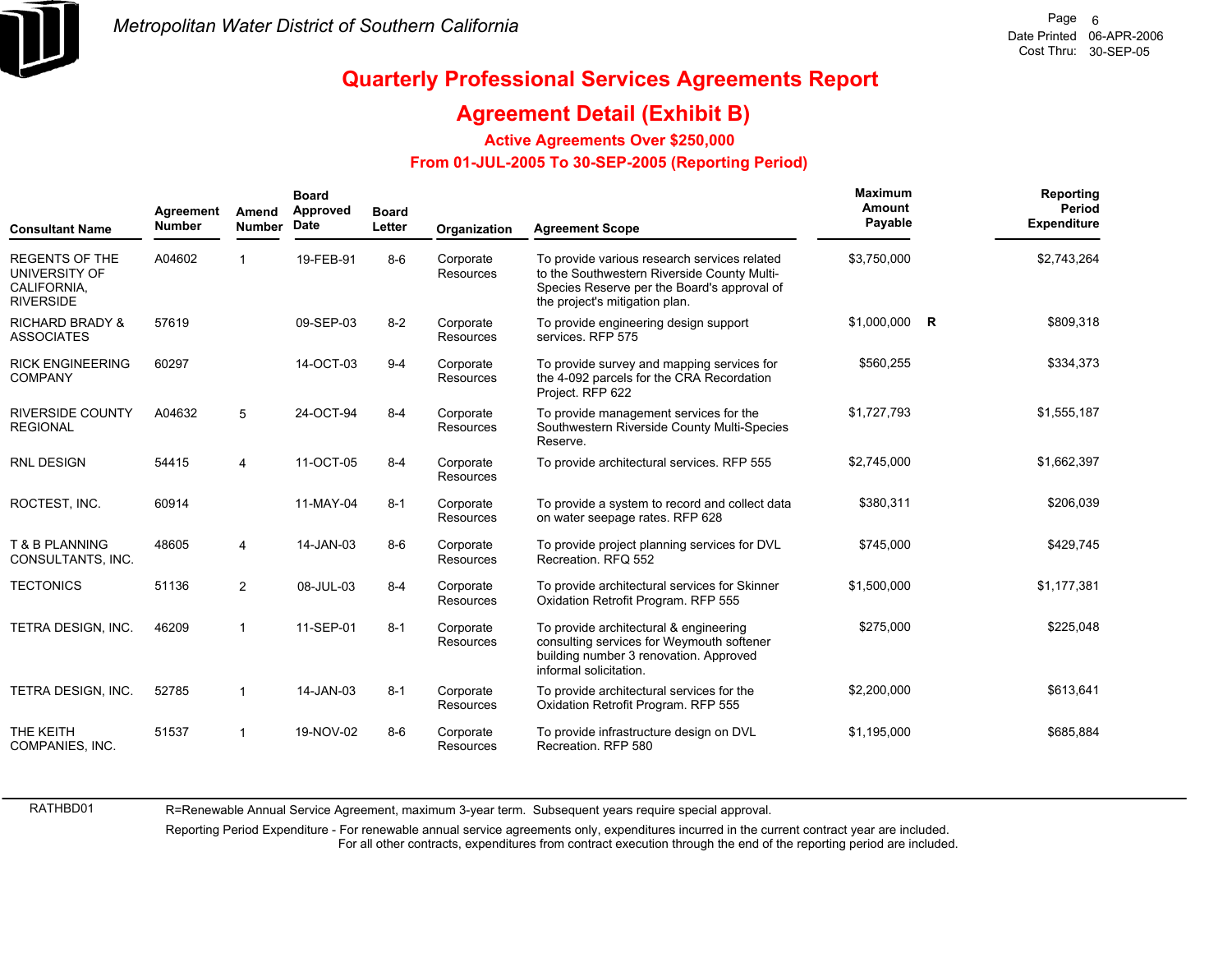Metropolitan Water District of Southern California

# Quarterly Professional Services Agreements Report

## Agreement Detail (Exhibit B)

### Active Agreements Over $250,000

### From 01-JUL-2005 To 30-SEP-2005 (Reporting Period)

| Consultant Name | Agreement Number | Amend Number | Board Approved Date | Board Letter | Organization | Agreement Scope | Maximum Amount Payable | | Reporting Period Expenditure |
|---|---|---|---|---|---|---|---|---|---|
| REGENTS OF THE UNIVERSITY OF CALIFORNIA, RIVERSIDE | A04602 | 1 | 19-FEB-91 | 8-6 | Corporate Resources | To provide various research services related to the Southwestern Riverside County Multi-Species Reserve per the Board's approval of the project's mitigation plan. | $3,750,000 | | $2,743,264 |
| RICHARD BRADY & ASSOCIATES | 57619 | | 09-SEP-03 | 8-2 | Corporate Resources | To provide engineering design support services. RFP 575 | $1,000,000 | R | $809,318 |
| RICK ENGINEERING COMPANY | 60297 | | 14-OCT-03 | 9-4 | Corporate Resources | To provide survey and mapping services for the 4-092 parcels for the CRA Recordation Project. RFP 622 | $560,255 | | $334,373 |
| RIVERSIDE COUNTY REGIONAL | A04632 | 5 | 24-OCT-94 | 8-4 | Corporate Resources | To provide management services for the Southwestern Riverside County Multi-Species Reserve. | $1,727,793 | | $1,555,187 |
| RNL DESIGN | 54415 | 4 | 11-OCT-05 | 8-4 | Corporate Resources | To provide architectural services. RFP 555 | $2,745,000 | | $1,662,397 |
| ROCTEST, INC. | 60914 | | 11-MAY-04 | 8-1 | Corporate Resources | To provide a system to record and collect data on water seepage rates. RFP 628 | $380,311 | | $206,039 |
| T & B PLANNING CONSULTANTS, INC. | 48605 | 4 | 14-JAN-03 | 8-6 | Corporate Resources | To provide project planning services for DVL Recreation. RFQ 552 | $745,000 | | $429,745 |
| TECTONICS | 51136 | 2 | 08-JUL-03 | 8-4 | Corporate Resources | To provide architectural services for Skinner Oxidation Retrofit Program. RFP 555 | $1,500,000 | | $1,177,381 |
| TETRA DESIGN, INC. | 46209 | 1 | 11-SEP-01 | 8-1 | Corporate Resources | To provide architectural & engineering consulting services for Weymouth softener building number 3 renovation. Approved informal solicitation. | $275,000 | | $225,048 |
| TETRA DESIGN, INC. | 52785 | 1 | 14-JAN-03 | 8-1 | Corporate Resources | To provide architectural services for the Oxidation Retrofit Program. RFP 555 | $2,200,000 | | $613,641 |
| THE KEITH COMPANIES, INC. | 51537 | 1 | 19-NOV-02 | 8-6 | Corporate Resources | To provide infrastructure design on DVL Recreation. RFP 580 | $1,195,000 | | $685,884 |

RATHBD01

R=Renewable Annual Service Agreement, maximum 3-year term. Subsequent years require special approval.

Reporting Period Expenditure - For renewable annual service agreements only, expenditures incurred in the current contract year are included. For all other contracts, expenditures from contract execution through the end of the reporting period are included.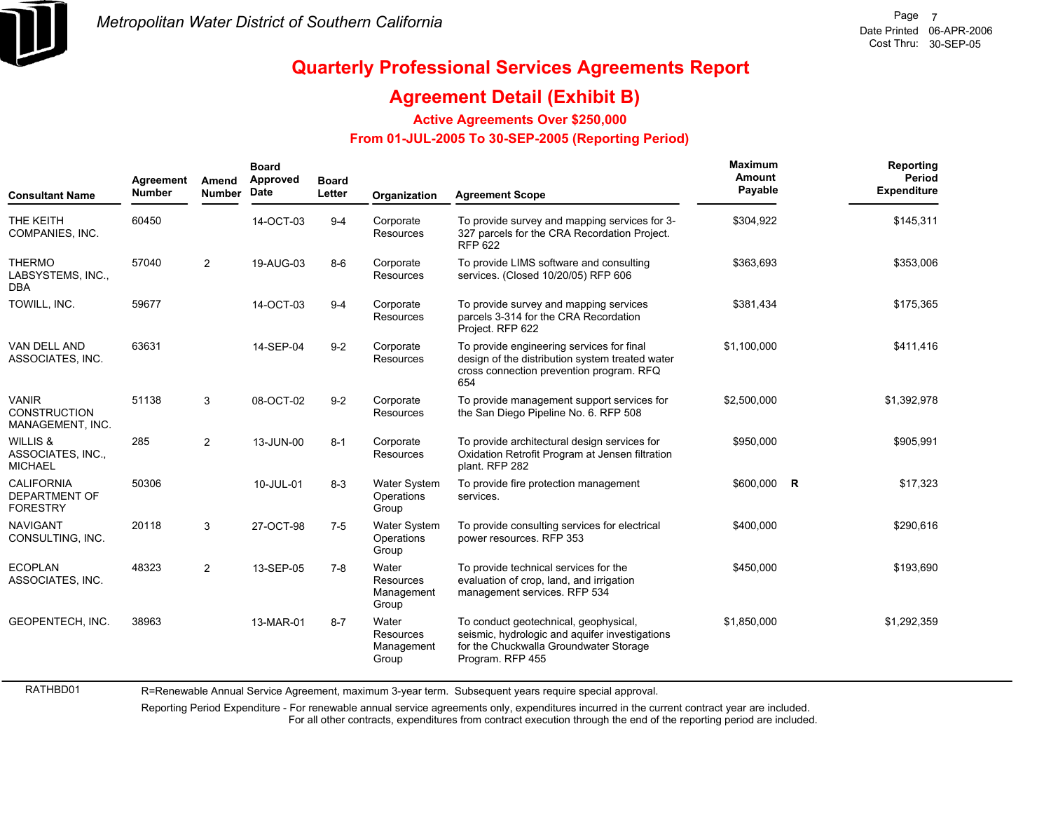# Quarterly Professional Services Agreements Report

## Agreement Detail (Exhibit B)

### Active Agreements Over $250,000

### From 01-JUL-2005 To 30-SEP-2005 (Reporting Period)

| Consultant Name | Agreement Number | Amend Number | Board Approved Date | Board Letter | Organization | Agreement Scope | Maximum Amount Payable | | Reporting Period Expenditure |
|---|---|---|---|---|---|---|---|---|---|
| THE KEITH COMPANIES, INC. | 60450 | | 14-OCT-03 | 9-4 | Corporate Resources | To provide survey and mapping services for 3-327 parcels for the CRA Recordation Project. RFP 622 | $304,922 | | $145,311 |
| THERMO LABSYSTEMS, INC., DBA | 57040 | 2 | 19-AUG-03 | 8-6 | Corporate Resources | To provide LIMS software and consulting services. (Closed 10/20/05) RFP 606 | $363,693 | | $353,006 |
| TOWILL, INC. | 59677 | | 14-OCT-03 | 9-4 | Corporate Resources | To provide survey and mapping services parcels 3-314 for the CRA Recordation Project. RFP 622 | $381,434 | | $175,365 |
| VAN DELL AND ASSOCIATES, INC. | 63631 | | 14-SEP-04 | 9-2 | Corporate Resources | To provide engineering services for final design of the distribution system treated water cross connection prevention program. RFQ 654 | $1,100,000 | | $411,416 |
| VANIR CONSTRUCTION MANAGEMENT, INC. | 51138 | 3 | 08-OCT-02 | 9-2 | Corporate Resources | To provide management support services for the San Diego Pipeline No. 6. RFP 508 | $2,500,000 | | $1,392,978 |
| WILLIS & ASSOCIATES, INC., MICHAEL | 285 | 2 | 13-JUN-00 | 8-1 | Corporate Resources | To provide architectural design services for Oxidation Retrofit Program at Jensen filtration plant. RFP 282 | $950,000 | | $905,991 |
| CALIFORNIA DEPARTMENT OF FORESTRY | 50306 | | 10-JUL-01 | 8-3 | Water System Operations Group | To provide fire protection management services. | $600,000 | R | $17,323 |
| NAVIGANT CONSULTING, INC. | 20118 | 3 | 27-OCT-98 | 7-5 | Water System Operations Group | To provide consulting services for electrical power resources. RFP 353 | $400,000 | | $290,616 |
| ECOPLAN ASSOCIATES, INC. | 48323 | 2 | 13-SEP-05 | 7-8 | Water Resources Management Group | To provide technical services for the evaluation of crop, land, and irrigation management services. RFP 534 | $450,000 | | $193,690 |
| GEOPENTECH, INC. | 38963 | | 13-MAR-01 | 8-7 | Water Resources Management Group | To conduct geotechnical, geophysical, seismic, hydrologic and aquifer investigations for the Chuckwalla Groundwater Storage Program. RFP 455 | $1,850,000 | | $1,292,359 |

RATHBD01

R=Renewable Annual Service Agreement, maximum 3-year term. Subsequent years require special approval.

Reporting Period Expenditure - For renewable annual service agreements only, expenditures incurred in the current contract year are included. For all other contracts, expenditures from contract execution through the end of the reporting period are included.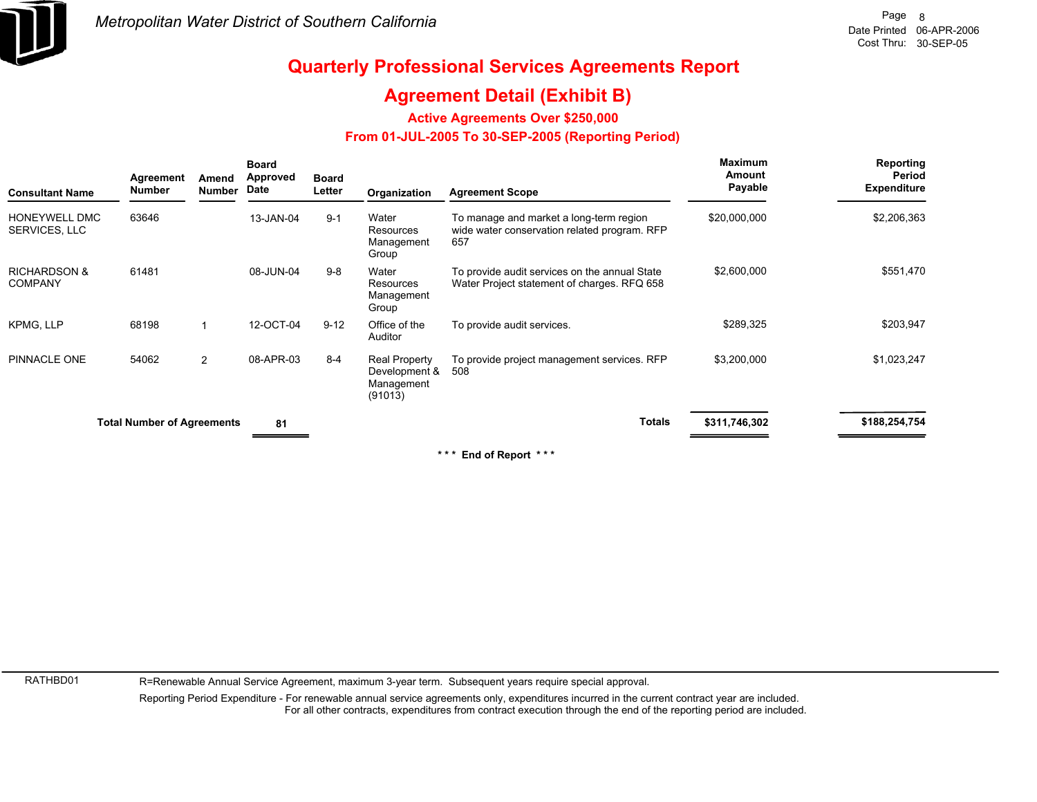# Quarterly Professional Services Agreements Report

## Agreement Detail (Exhibit B)

### Active Agreements Over $250,000

### From 01-JUL-2005 To 30-SEP-2005 (Reporting Period)

| Consultant Name | Agreement Number | Amend Number | Board Approved Date | Board Letter | Organization | Agreement Scope | Maximum Amount Payable | Reporting Period Expenditure |
|---|---|---|---|---|---|---|---|---|
| HONEYWELL DMC SERVICES, LLC | 63646 | | 13-JAN-04 | 9-1 | Water Resources Management Group | To manage and market a long-term region wide water conservation related program. RFP 657 | $20,000,000 | $2,206,363 |
| RICHARDSON & COMPANY | 61481 | | 08-JUN-04 | 9-8 | Water Resources Management Group | To provide audit services on the annual State Water Project statement of charges. RFQ 658 | $2,600,000 | $551,470 |
| KPMG, LLP | 68198 | 1 | 12-OCT-04 | 9-12 | Office of the Auditor | To provide audit services. | $289,325 | $203,947 |
| PINNACLE ONE | 54062 | 2 | 08-APR-03 | 8-4 | Real Property Development & Management (91013) | To provide project management services. RFP 508 | $3,200,000 | $1,023,247 |
| **Total Number of Agreements** | | | **81** | | | **Totals** | **$311,746,302** | **$188,254,754** |

\*\*\* End of Report \*\*\*

RATHBD01

R=Renewable Annual Service Agreement, maximum 3-year term. Subsequent years require special approval.

Reporting Period Expenditure - For renewable annual service agreements only, expenditures incurred in the current contract year are included. For all other contracts, expenditures from contract execution through the end of the reporting period are included.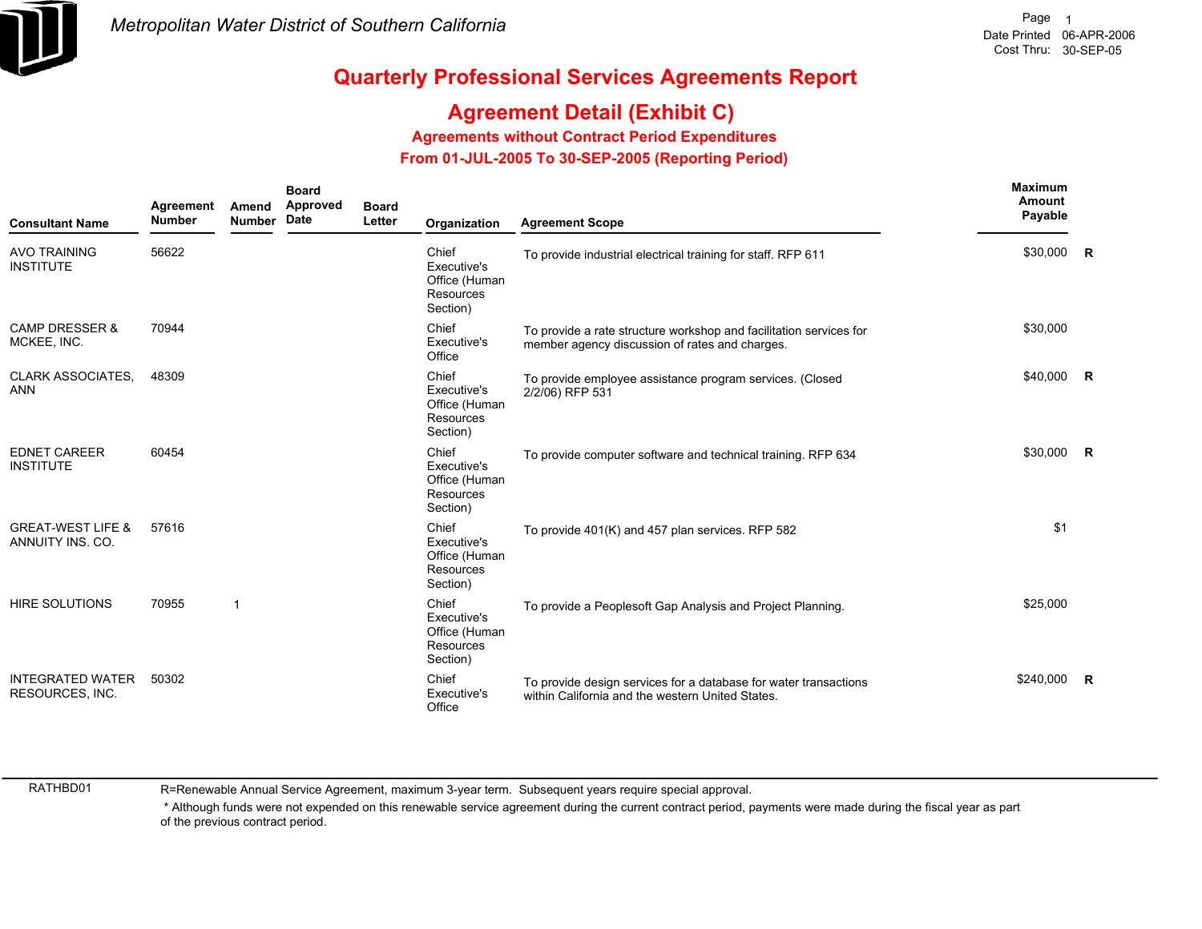Metropolitan Water District of Southern California

Date Printed 06-APR-2006
Cost Thru: 30-SEP-05

# Quarterly Professional Services Agreements Report

## Agreement Detail (Exhibit C)

### Agreements without Contract Period Expenditures

### From 01-JUL-2005 To 30-SEP-2005 (Reporting Period)

| Consultant Name | Agreement Number | Amend Number | Board Approved Date | Board Letter | Organization | Agreement Scope | Maximum Amount Payable | |
|---|---|---|---|---|---|---|---|---|
| AVO TRAINING INSTITUTE | 56622 | | | | Chief Executive's Office (Human Resources Section) | To provide industrial electrical training for staff. RFP 611 | $30,000 | R |
| CAMP DRESSER & MCKEE, INC. | 70944 | | | | Chief Executive's Office | To provide a rate structure workshop and facilitation services for member agency discussion of rates and charges. | $30,000 | |
| CLARK ASSOCIATES, ANN | 48309 | | | | Chief Executive's Office (Human Resources Section) | To provide employee assistance program services. (Closed 2/2/06) RFP 531 | $40,000 | R |
| EDNET CAREER INSTITUTE | 60454 | | | | Chief Executive's Office (Human Resources Section) | To provide computer software and technical training. RFP 634 | $30,000 | R |
| GREAT-WEST LIFE & ANNUITY INS. CO. | 57616 | | | | Chief Executive's Office (Human Resources Section) | To provide 401(K) and 457 plan services. RFP 582 | $1 | |
| HIRE SOLUTIONS | 70955 | 1 | | | Chief Executive's Office (Human Resources Section) | To provide a Peoplesoft Gap Analysis and Project Planning. | $25,000 | |
| INTEGRATED WATER RESOURCES, INC. | 50302 | | | | Chief Executive's Office | To provide design services for a database for water transactions within California and the western United States. | $240,000 | R |

RATHBD01

R=Renewable Annual Service Agreement, maximum 3-year term. Subsequent years require special approval.

* Although funds were not expended on this renewable service agreement during the current contract period, payments were made during the fiscal year as part of the previous contract period.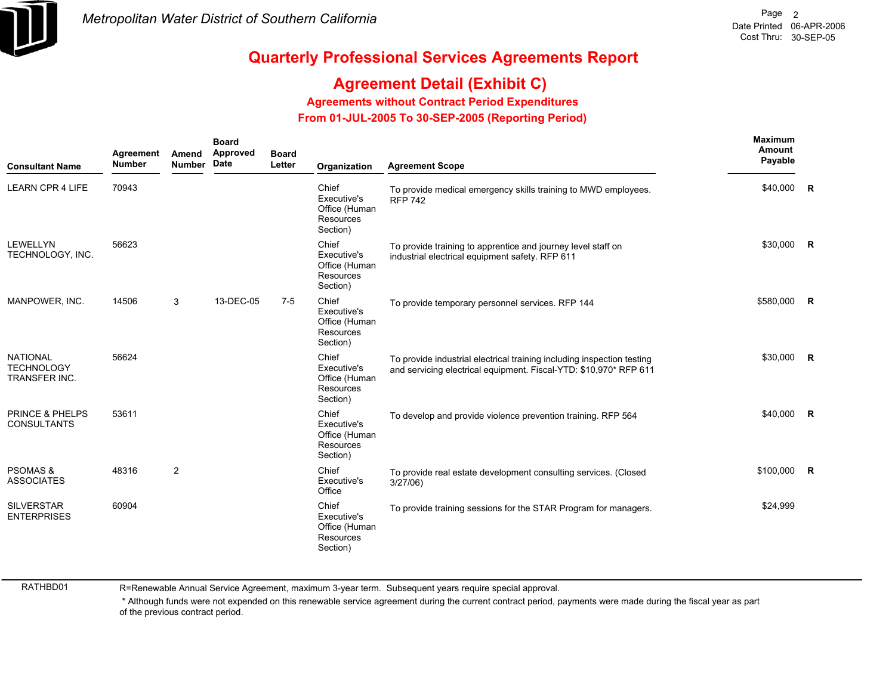# Metropolitan Water District of Southern California

Date Printed 06-APR-2006
Cost Thru: 30-SEP-05

## Quarterly Professional Services Agreements Report

## Agreement Detail (Exhibit C)

### Agreements without Contract Period Expenditures

### From 01-JUL-2005 To 30-SEP-2005 (Reporting Period)

| Consultant Name | Agreement Number | Amend Number | Board Approved Date | Board Letter | Organization | Agreement Scope | Maximum Amount Payable | |
|---|---|---|---|---|---|---|---|---|
| LEARN CPR 4 LIFE | 70943 | | | | Chief Executive's Office (Human Resources Section) | To provide medical emergency skills training to MWD employees. RFP 742 | $40,000 | R |
| LEWELLYN TECHNOLOGY, INC. | 56623 | | | | Chief Executive's Office (Human Resources Section) | To provide training to apprentice and journey level staff on industrial electrical equipment safety. RFP 611 | $30,000 | R |
| MANPOWER, INC. | 14506 | 3 | 13-DEC-05 | 7-5 | Chief Executive's Office (Human Resources Section) | To provide temporary personnel services. RFP 144 | $580,000 | R |
| NATIONAL TECHNOLOGY TRANSFER INC. | 56624 | | | | Chief Executive's Office (Human Resources Section) | To provide industrial electrical training including inspection testing and servicing electrical equipment. Fiscal-YTD: $10,970* RFP 611 | $30,000 | R |
| PRINCE & PHELPS CONSULTANTS | 53611 | | | | Chief Executive's Office (Human Resources Section) | To develop and provide violence prevention training. RFP 564 | $40,000 | R |
| PSOMAS & ASSOCIATES | 48316 | 2 | | | Chief Executive's Office | To provide real estate development consulting services. (Closed 3/27/06) | $100,000 | R |
| SILVERSTAR ENTERPRISES | 60904 | | | | Chief Executive's Office (Human Resources Section) | To provide training sessions for the STAR Program for managers. | $24,999 | |

RATHBD01

R=Renewable Annual Service Agreement, maximum 3-year term. Subsequent years require special approval.

* Although funds were not expended on this renewable service agreement during the current contract period, payments were made during the fiscal year as part of the previous contract period.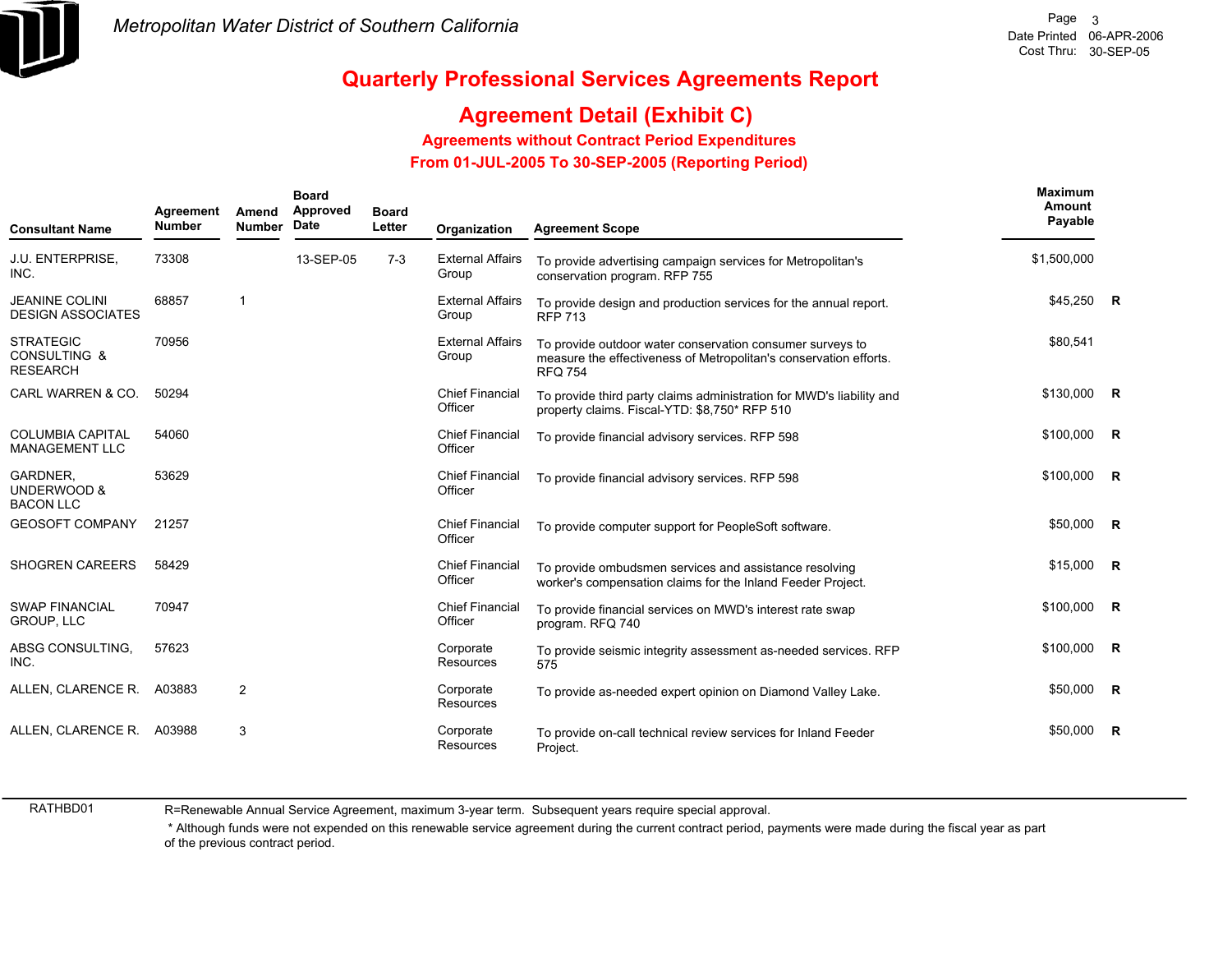# Metropolitan Water District of Southern California

Date Printed 06-APR-2006
Cost Thru: 30-SEP-05

## Quarterly Professional Services Agreements Report

## Agreement Detail (Exhibit C)

### Agreements without Contract Period Expenditures

### From 01-JUL-2005 To 30-SEP-2005 (Reporting Period)

| Consultant Name | Agreement Number | Amend Number | Board Approved Date | Board Letter | Organization | Agreement Scope | Maximum Amount Payable | |
|---|---|---|---|---|---|---|---|---|
| J.U. ENTERPRISE, INC. | 73308 | | 13-SEP-05 | 7-3 | External Affairs Group | To provide advertising campaign services for Metropolitan's conservation program. RFP 755 | $1,500,000 | |
| JEANINE COLINI DESIGN ASSOCIATES | 68857 | 1 | | | External Affairs Group | To provide design and production services for the annual report. RFP 713 | $45,250 | R |
| STRATEGIC CONSULTING & RESEARCH | 70956 | | | | External Affairs Group | To provide outdoor water conservation consumer surveys to measure the effectiveness of Metropolitan's conservation efforts. RFQ 754 | $80,541 | |
| CARL WARREN & CO. | 50294 | | | | Chief Financial Officer | To provide third party claims administration for MWD's liability and property claims. Fiscal-YTD: $8,750* RFP 510 | $130,000 | R |
| COLUMBIA CAPITAL MANAGEMENT LLC | 54060 | | | | Chief Financial Officer | To provide financial advisory services. RFP 598 | $100,000 | R |
| GARDNER, UNDERWOOD & BACON LLC | 53629 | | | | Chief Financial Officer | To provide financial advisory services. RFP 598 | $100,000 | R |
| GEOSOFT COMPANY | 21257 | | | | Chief Financial Officer | To provide computer support for PeopleSoft software. | $50,000 | R |
| SHOGREN CAREERS | 58429 | | | | Chief Financial Officer | To provide ombudsmen services and assistance resolving worker's compensation claims for the Inland Feeder Project. | $15,000 | R |
| SWAP FINANCIAL GROUP, LLC | 70947 | | | | Chief Financial Officer | To provide financial services on MWD's interest rate swap program. RFQ 740 | $100,000 | R |
| ABSG CONSULTING, INC. | 57623 | | | | Corporate Resources | To provide seismic integrity assessment as-needed services. RFP 575 | $100,000 | R |
| ALLEN, CLARENCE R. | A03883 | 2 | | | Corporate Resources | To provide as-needed expert opinion on Diamond Valley Lake. | $50,000 | R |
| ALLEN, CLARENCE R. | A03988 | 3 | | | Corporate Resources | To provide on-call technical review services for Inland Feeder Project. | $50,000 | R |

RATHBD01

R=Renewable Annual Service Agreement, maximum 3-year term. Subsequent years require special approval.

* Although funds were not expended on this renewable service agreement during the current contract period, payments were made during the fiscal year as part of the previous contract period.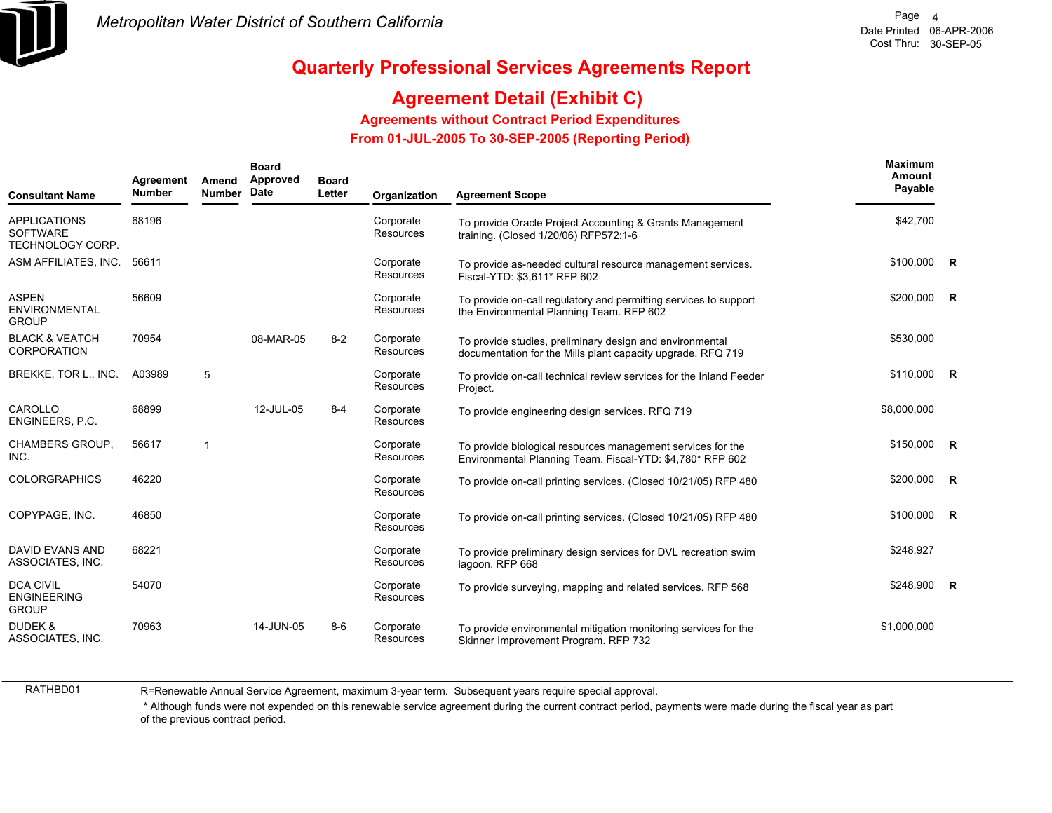# Metropolitan Water District of Southern California

Date Printed 06-APR-2006
Cost Thru: 30-SEP-05

## Quarterly Professional Services Agreements Report

## Agreement Detail (Exhibit C)

### Agreements without Contract Period Expenditures

### From 01-JUL-2005 To 30-SEP-2005 (Reporting Period)

| Consultant Name | Agreement Number | Amend Number | Board Approved Date | Board Letter | Organization | Agreement Scope | Maximum Amount Payable | |
|---|---|---|---|---|---|---|---|---|
| APPLICATIONS SOFTWARE TECHNOLOGY CORP. | 68196 | | | | Corporate Resources | To provide Oracle Project Accounting & Grants Management training. (Closed 1/20/06) RFP572:1-6 | $42,700 | |
| ASM AFFILIATES, INC. | 56611 | | | | Corporate Resources | To provide as-needed cultural resource management services. Fiscal-YTD: $3,611* RFP 602 | $100,000 | R |
| ASPEN ENVIRONMENTAL GROUP | 56609 | | | | Corporate Resources | To provide on-call regulatory and permitting services to support the Environmental Planning Team. RFP 602 | $200,000 | R |
| BLACK & VEATCH CORPORATION | 70954 | | 08-MAR-05 | 8-2 | Corporate Resources | To provide studies, preliminary design and environmental documentation for the Mills plant capacity upgrade. RFQ 719 | $530,000 | |
| BREKKE, TOR L., INC. | A03989 | 5 | | | Corporate Resources | To provide on-call technical review services for the Inland Feeder Project. | $110,000 | R |
| CAROLLO ENGINEERS, P.C. | 68899 | | 12-JUL-05 | 8-4 | Corporate Resources | To provide engineering design services. RFQ 719 | $8,000,000 | |
| CHAMBERS GROUP, INC. | 56617 | 1 | | | Corporate Resources | To provide biological resources management services for the Environmental Planning Team. Fiscal-YTD: $4,780* RFP 602 | $150,000 | R |
| COLORGRAPHICS | 46220 | | | | Corporate Resources | To provide on-call printing services. (Closed 10/21/05) RFP 480 | $200,000 | R |
| COPYPAGE, INC. | 46850 | | | | Corporate Resources | To provide on-call printing services. (Closed 10/21/05) RFP 480 | $100,000 | R |
| DAVID EVANS AND ASSOCIATES, INC. | 68221 | | | | Corporate Resources | To provide preliminary design services for DVL recreation swim lagoon. RFP 668 | $248,927 | |
| DCA CIVIL ENGINEERING GROUP | 54070 | | | | Corporate Resources | To provide surveying, mapping and related services. RFP 568 | $248,900 | R |
| DUDEK & ASSOCIATES, INC. | 70963 | | 14-JUN-05 | 8-6 | Corporate Resources | To provide environmental mitigation monitoring services for the Skinner Improvement Program. RFP 732 | $1,000,000 | |

RATHBD01

R=Renewable Annual Service Agreement, maximum 3-year term. Subsequent years require special approval.

* Although funds were not expended on this renewable service agreement during the current contract period, payments were made during the fiscal year as part of the previous contract period.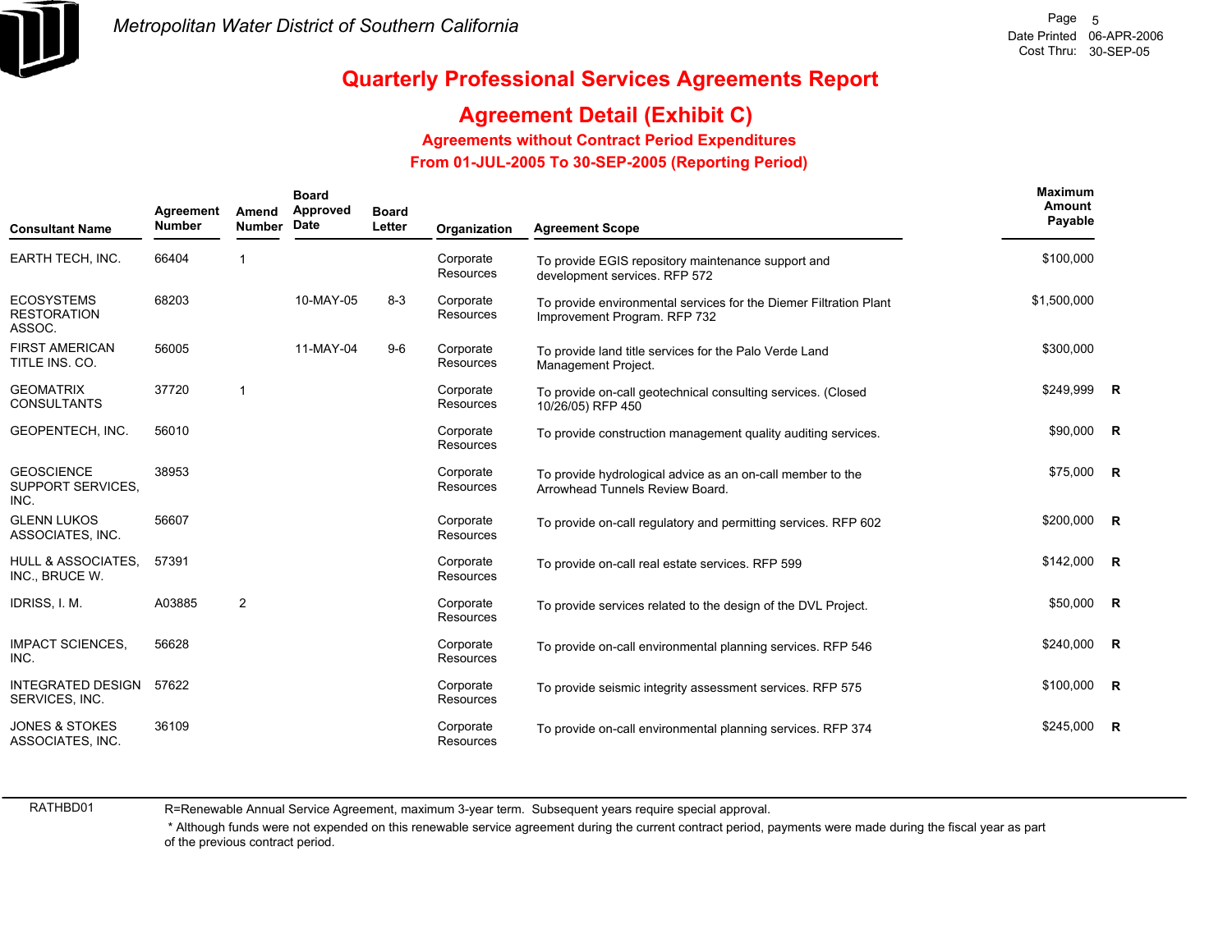# Quarterly Professional Services Agreements Report

## Agreement Detail (Exhibit C)

### Agreements without Contract Period Expenditures

### From 01-JUL-2005 To 30-SEP-2005 (Reporting Period)

| Consultant Name | Agreement Number | Amend Number | Board Approved Date | Board Letter | Organization | Agreement Scope | Maximum Amount Payable | |
|---|---|---|---|---|---|---|---|---|
| EARTH TECH, INC. | 66404 | 1 | | | Corporate Resources | To provide EGIS repository maintenance support and development services. RFP 572 | $100,000 | |
| ECOSYSTEMS RESTORATION ASSOC. | 68203 | | 10-MAY-05 | 8-3 | Corporate Resources | To provide environmental services for the Diemer Filtration Plant Improvement Program. RFP 732 | $1,500,000 | |
| FIRST AMERICAN TITLE INS. CO. | 56005 | | 11-MAY-04 | 9-6 | Corporate Resources | To provide land title services for the Palo Verde Land Management Project. | $300,000 | |
| GEOMATRIX CONSULTANTS | 37720 | 1 | | | Corporate Resources | To provide on-call geotechnical consulting services. (Closed 10/26/05) RFP 450 | $249,999 | R |
| GEOPENTECH, INC. | 56010 | | | | Corporate Resources | To provide construction management quality auditing services. | $90,000 | R |
| GEOSCIENCE SUPPORT SERVICES, INC. | 38953 | | | | Corporate Resources | To provide hydrological advice as an on-call member to the Arrowhead Tunnels Review Board. | $75,000 | R |
| GLENN LUKOS ASSOCIATES, INC. | 56607 | | | | Corporate Resources | To provide on-call regulatory and permitting services. RFP 602 | $200,000 | R |
| HULL & ASSOCIATES, INC., BRUCE W. | 57391 | | | | Corporate Resources | To provide on-call real estate services. RFP 599 | $142,000 | R |
| IDRISS, I. M. | A03885 | 2 | | | Corporate Resources | To provide services related to the design of the DVL Project. | $50,000 | R |
| IMPACT SCIENCES, INC. | 56628 | | | | Corporate Resources | To provide on-call environmental planning services. RFP 546 | $240,000 | R |
| INTEGRATED DESIGN SERVICES, INC. | 57622 | | | | Corporate Resources | To provide seismic integrity assessment services. RFP 575 | $100,000 | R |
| JONES & STOKES ASSOCIATES, INC. | 36109 | | | | Corporate Resources | To provide on-call environmental planning services. RFP 374 | $245,000 | R |

R=Renewable Annual Service Agreement, maximum 3-year term. Subsequent years require special approval.

\* Although funds were not expended on this renewable service agreement during the current contract period, payments were made during the fiscal year as part of the previous contract period.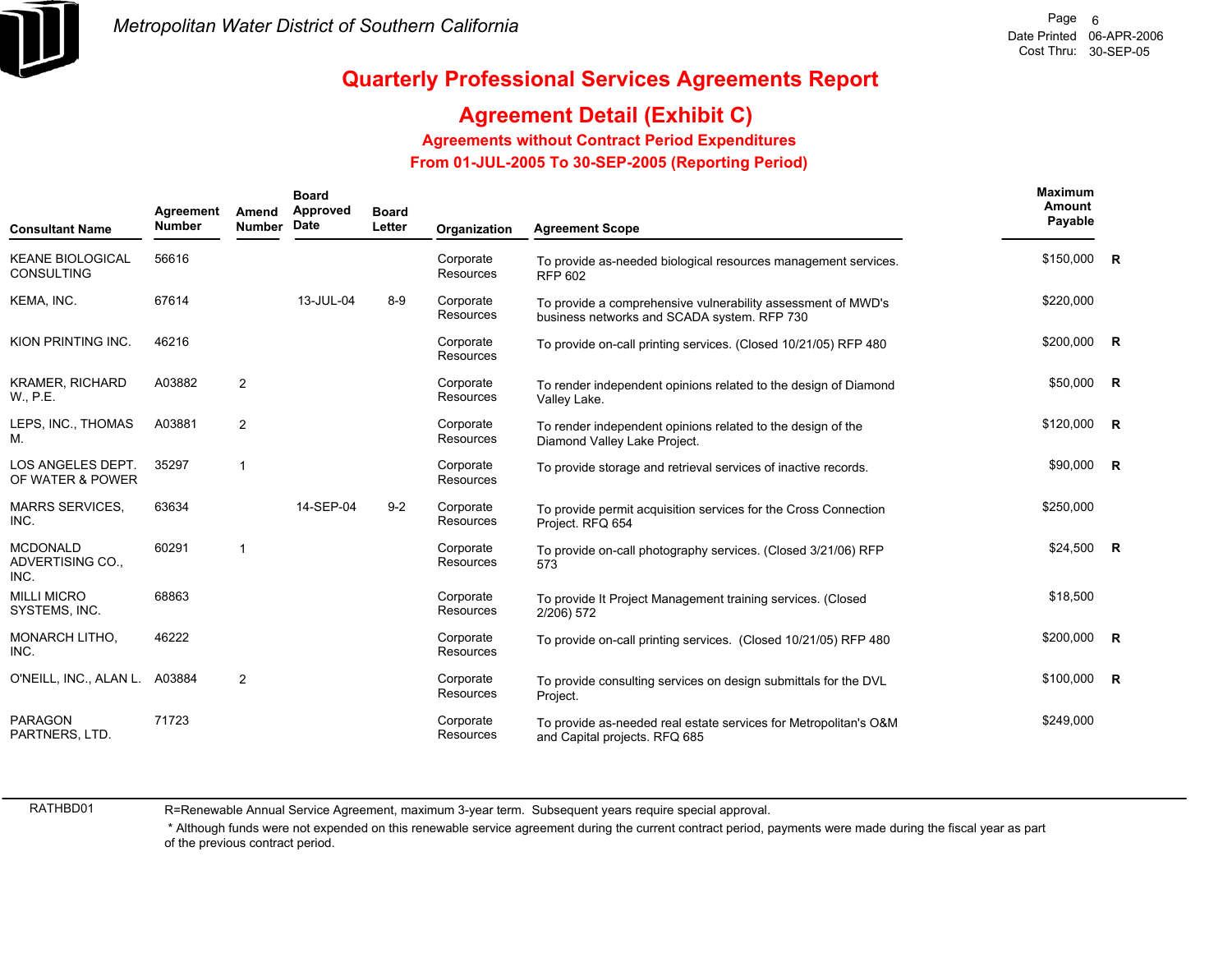Metropolitan Water District of Southern California

Date Printed 06-APR-2006
Cost Thru: 30-SEP-05

# Quarterly Professional Services Agreements Report

## Agreement Detail (Exhibit C)

### Agreements without Contract Period Expenditures

### From 01-JUL-2005 To 30-SEP-2005 (Reporting Period)

| Consultant Name | Agreement Number | Amend Number | Board Approved Date | Board Letter | Organization | Agreement Scope | Maximum Amount Payable | |
|---|---|---|---|---|---|---|---|---|
| KEANE BIOLOGICAL CONSULTING | 56616 | | | | Corporate Resources | To provide as-needed biological resources management services. RFP 602 | $150,000 | R |
| KEMA, INC. | 67614 | | 13-JUL-04 | 8-9 | Corporate Resources | To provide a comprehensive vulnerability assessment of MWD's business networks and SCADA system. RFP 730 | $220,000 | |
| KION PRINTING INC. | 46216 | | | | Corporate Resources | To provide on-call printing services. (Closed 10/21/05) RFP 480 | $200,000 | R |
| KRAMER, RICHARD W., P.E. | A03882 | 2 | | | Corporate Resources | To render independent opinions related to the design of Diamond Valley Lake. | $50,000 | R |
| LEPS, INC., THOMAS M. | A03881 | 2 | | | Corporate Resources | To render independent opinions related to the design of the Diamond Valley Lake Project. | $120,000 | R |
| LOS ANGELES DEPT. OF WATER & POWER | 35297 | 1 | | | Corporate Resources | To provide storage and retrieval services of inactive records. | $90,000 | R |
| MARRS SERVICES, INC. | 63634 | | 14-SEP-04 | 9-2 | Corporate Resources | To provide permit acquisition services for the Cross Connection Project. RFQ 654 | $250,000 | |
| MCDONALD ADVERTISING CO., INC. | 60291 | 1 | | | Corporate Resources | To provide on-call photography services. (Closed 3/21/06) RFP 573 | $24,500 | R |
| MILLI MICRO SYSTEMS, INC. | 68863 | | | | Corporate Resources | To provide It Project Management training services. (Closed 2/206) 572 | $18,500 | |
| MONARCH LITHO, INC. | 46222 | | | | Corporate Resources | To provide on-call printing services. (Closed 10/21/05) RFP 480 | $200,000 | R |
| O'NEILL, INC., ALAN L. | A03884 | 2 | | | Corporate Resources | To provide consulting services on design submittals for the DVL Project. | $100,000 | R |
| PARAGON PARTNERS, LTD. | 71723 | | | | Corporate Resources | To provide as-needed real estate services for Metropolitan's O&M and Capital projects. RFQ 685 | $249,000 | |

RATHBD01

R=Renewable Annual Service Agreement, maximum 3-year term. Subsequent years require special approval.

* Although funds were not expended on this renewable service agreement during the current contract period, payments were made during the fiscal year as part of the previous contract period.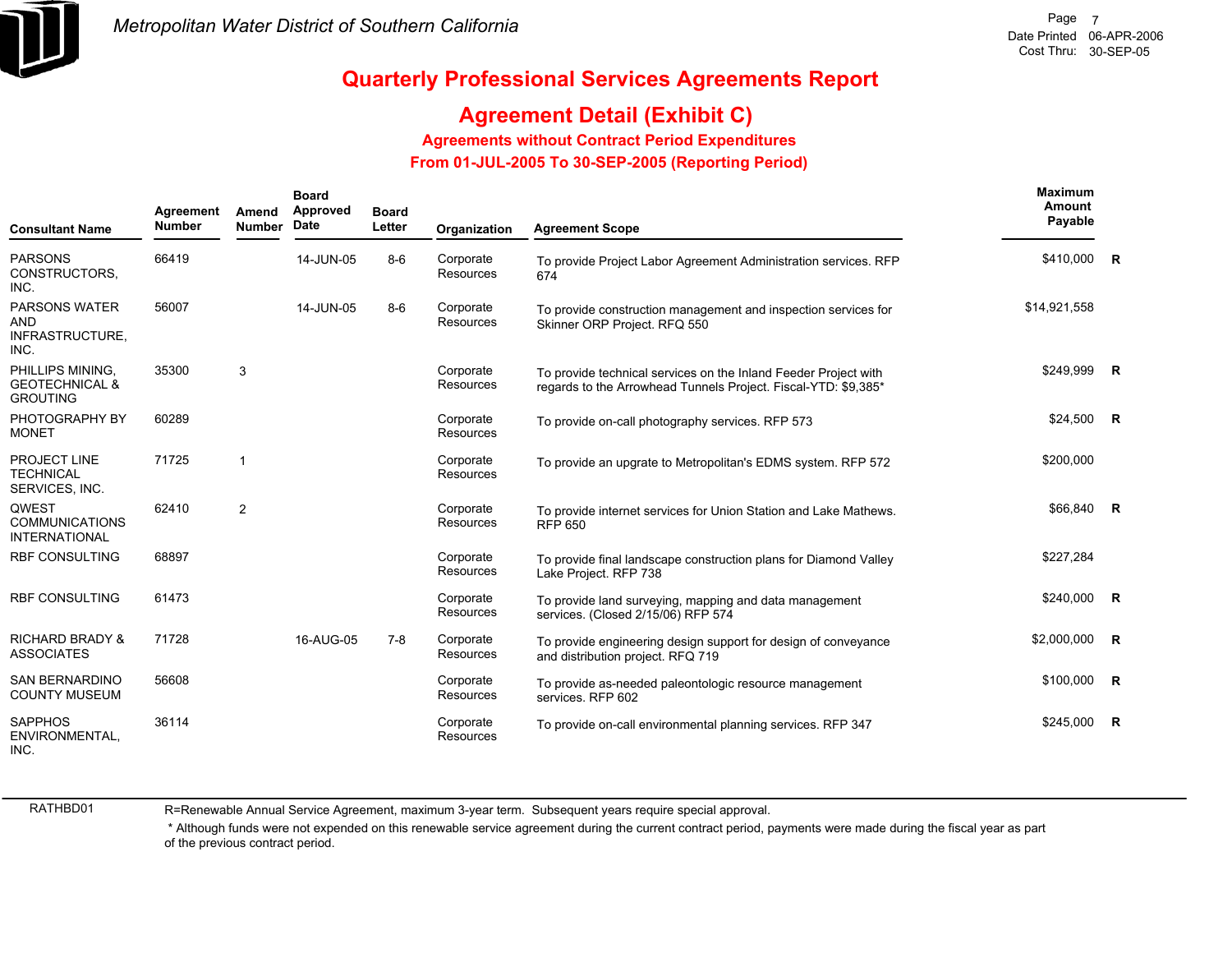Metropolitan Water District of Southern California

Date Printed 06-APR-2006
Cost Thru: 30-SEP-05

# Quarterly Professional Services Agreements Report

## Agreement Detail (Exhibit C)

### Agreements without Contract Period Expenditures
### From 01-JUL-2005 To 30-SEP-2005 (Reporting Period)

| Consultant Name | Agreement Number | Amend Number | Board Approved Date | Board Letter | Organization | Agreement Scope | Maximum Amount Payable | |
|---|---|---|---|---|---|---|---|---|
| PARSONS CONSTRUCTORS, INC. | 66419 | | 14-JUN-05 | 8-6 | Corporate Resources | To provide Project Labor Agreement Administration services. RFP 674 | $410,000 | R |
| PARSONS WATER AND INFRASTRUCTURE, INC. | 56007 | | 14-JUN-05 | 8-6 | Corporate Resources | To provide construction management and inspection services for Skinner ORP Project. RFQ 550 | $14,921,558 | |
| PHILLIPS MINING, GEOTECHNICAL & GROUTING | 35300 | 3 | | | Corporate Resources | To provide technical services on the Inland Feeder Project with regards to the Arrowhead Tunnels Project. Fiscal-YTD: $9,385* | $249,999 | R |
| PHOTOGRAPHY BY MONET | 60289 | | | | Corporate Resources | To provide on-call photography services. RFP 573 | $24,500 | R |
| PROJECT LINE TECHNICAL SERVICES, INC. | 71725 | 1 | | | Corporate Resources | To provide an upgrate to Metropolitan's EDMS system. RFP 572 | $200,000 | |
| QWEST COMMUNICATIONS INTERNATIONAL | 62410 | 2 | | | Corporate Resources | To provide internet services for Union Station and Lake Mathews. RFP 650 | $66,840 | R |
| RBF CONSULTING | 68897 | | | | Corporate Resources | To provide final landscape construction plans for Diamond Valley Lake Project. RFP 738 | $227,284 | |
| RBF CONSULTING | 61473 | | | | Corporate Resources | To provide land surveying, mapping and data management services. (Closed 2/15/06) RFP 574 | $240,000 | R |
| RICHARD BRADY & ASSOCIATES | 71728 | | 16-AUG-05 | 7-8 | Corporate Resources | To provide engineering design support for design of conveyance and distribution project. RFQ 719 | $2,000,000 | R |
| SAN BERNARDINO COUNTY MUSEUM | 56608 | | | | Corporate Resources | To provide as-needed paleontologic resource management services. RFP 602 | $100,000 | R |
| SAPPHOS ENVIRONMENTAL, INC. | 36114 | | | | Corporate Resources | To provide on-call environmental planning services. RFP 347 | $245,000 | R |

RATHBD01

R=Renewable Annual Service Agreement, maximum 3-year term. Subsequent years require special approval.

* Although funds were not expended on this renewable service agreement during the current contract period, payments were made during the fiscal year as part of the previous contract period.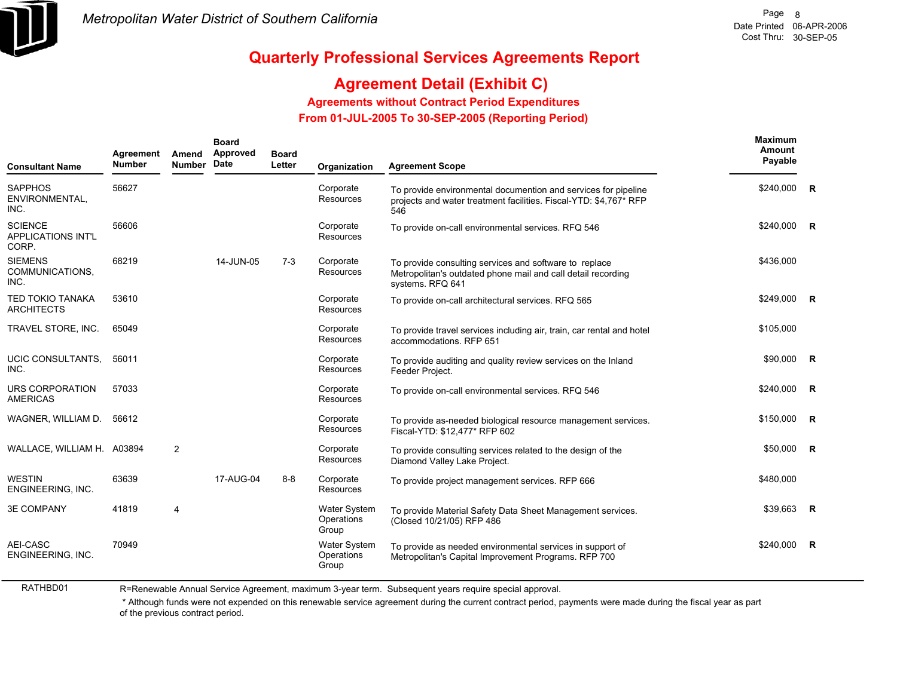# Quarterly Professional Services Agreements Report

## Agreement Detail (Exhibit C)

### Agreements without Contract Period Expenditures

### From 01-JUL-2005 To 30-SEP-2005 (Reporting Period)

| Consultant Name | Agreement Number | Amend Number | Board Approved Date | Board Letter | Organization | Agreement Scope | Maximum Amount Payable | |
|---|---|---|---|---|---|---|---|---|
| SAPPHOS ENVIRONMENTAL, INC. | 56627 | | | | Corporate Resources | To provide environmental documention and services for pipeline projects and water treatment facilities. Fiscal-YTD: $4,767* RFP 546 | $240,000 | R |
| SCIENCE APPLICATIONS INT'L CORP. | 56606 | | | | Corporate Resources | To provide on-call environmental services. RFQ 546 | $240,000 | R |
| SIEMENS COMMUNICATIONS, INC. | 68219 | | 14-JUN-05 | 7-3 | Corporate Resources | To provide consulting services and software to replace Metropolitan's outdated phone mail and call detail recording systems. RFQ 641 | $436,000 | |
| TED TOKIO TANAKA ARCHITECTS | 53610 | | | | Corporate Resources | To provide on-call architectural services. RFQ 565 | $249,000 | R |
| TRAVEL STORE, INC. | 65049 | | | | Corporate Resources | To provide travel services including air, train, car rental and hotel accommodations. RFP 651 | $105,000 | |
| UCIC CONSULTANTS, INC. | 56011 | | | | Corporate Resources | To provide auditing and quality review services on the Inland Feeder Project. | $90,000 | R |
| URS CORPORATION AMERICAS | 57033 | | | | Corporate Resources | To provide on-call environmental services. RFQ 546 | $240,000 | R |
| WAGNER, WILLIAM D. | 56612 | | | | Corporate Resources | To provide as-needed biological resource management services. Fiscal-YTD: $12,477* RFP 602 | $150,000 | R |
| WALLACE, WILLIAM H. | A03894 | 2 | | | Corporate Resources | To provide consulting services related to the design of the Diamond Valley Lake Project. | $50,000 | R |
| WESTIN ENGINEERING, INC. | 63639 | | 17-AUG-04 | 8-8 | Corporate Resources | To provide project management services. RFP 666 | $480,000 | |
| 3E COMPANY | 41819 | 4 | | | Water System Operations Group | To provide Material Safety Data Sheet Management services. (Closed 10/21/05) RFP 486 | $39,663 | R |
| AEI-CASC ENGINEERING, INC. | 70949 | | | | Water System Operations Group | To provide as needed environmental services in support of Metropolitan's Capital Improvement Programs. RFP 700 | $240,000 | R |

RATHBD01

R=Renewable Annual Service Agreement, maximum 3-year term. Subsequent years require special approval.

* Although funds were not expended on this renewable service agreement during the current contract period, payments were made during the fiscal year as part of the previous contract period.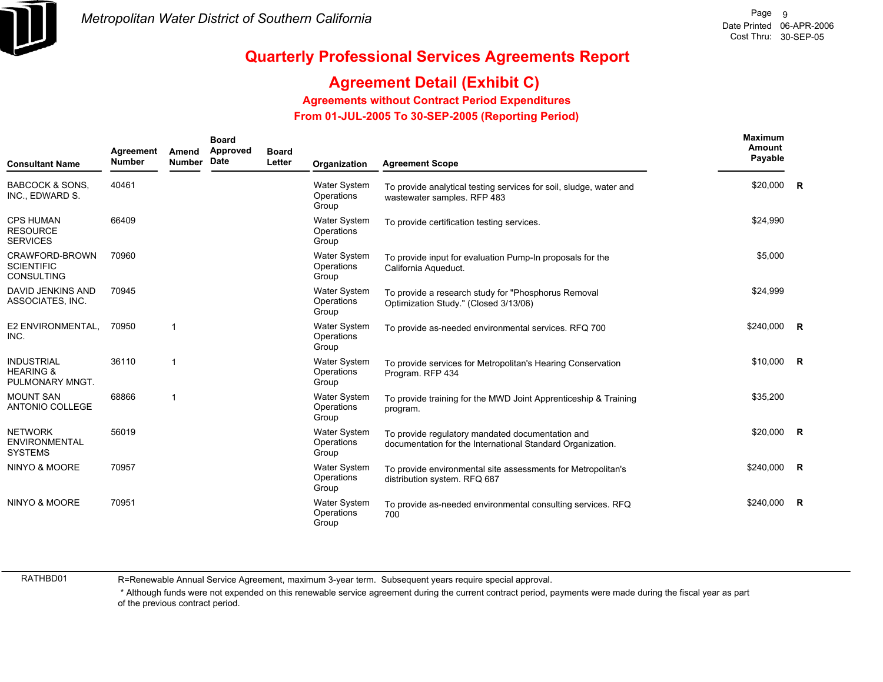# Metropolitan Water District of Southern California

## Quarterly Professional Services Agreements Report

## Agreement Detail (Exhibit C)

### Agreements without Contract Period Expenditures

### From 01-JUL-2005 To 30-SEP-2005 (Reporting Period)

| Consultant Name | Agreement Number | Amend Number | Board Approved Date | Board Letter | Organization | Agreement Scope | Maximum Amount Payable | |
|---|---|---|---|---|---|---|---|---|
| BABCOCK & SONS, INC., EDWARD S. | 40461 | | | | Water System Operations Group | To provide analytical testing services for soil, sludge, water and wastewater samples. RFP 483 | $20,000 | R |
| CPS HUMAN RESOURCE SERVICES | 66409 | | | | Water System Operations Group | To provide certification testing services. | $24,990 | |
| CRAWFORD-BROWN SCIENTIFIC CONSULTING | 70960 | | | | Water System Operations Group | To provide input for evaluation Pump-In proposals for the California Aqueduct. | $5,000 | |
| DAVID JENKINS AND ASSOCIATES, INC. | 70945 | | | | Water System Operations Group | To provide a research study for "Phosphorus Removal Optimization Study." (Closed 3/13/06) | $24,999 | |
| E2 ENVIRONMENTAL, INC. | 70950 | 1 | | | Water System Operations Group | To provide as-needed environmental services. RFQ 700 | $240,000 | R |
| INDUSTRIAL HEARING & PULMONARY MNGT. | 36110 | 1 | | | Water System Operations Group | To provide services for Metropolitan's Hearing Conservation Program. RFP 434 | $10,000 | R |
| MOUNT SAN ANTONIO COLLEGE | 68866 | 1 | | | Water System Operations Group | To provide training for the MWD Joint Apprenticeship & Training program. | $35,200 | |
| NETWORK ENVIRONMENTAL SYSTEMS | 56019 | | | | Water System Operations Group | To provide regulatory mandated documentation and documentation for the International Standard Organization. | $20,000 | R |
| NINYO & MOORE | 70957 | | | | Water System Operations Group | To provide environmental site assessments for Metropolitan's distribution system. RFQ 687 | $240,000 | R |
| NINYO & MOORE | 70951 | | | | Water System Operations Group | To provide as-needed environmental consulting services. RFQ 700 | $240,000 | R |

RATHBD01

R=Renewable Annual Service Agreement, maximum 3-year term. Subsequent years require special approval.

\* Although funds were not expended on this renewable service agreement during the current contract period, payments were made during the fiscal year as part of the previous contract period.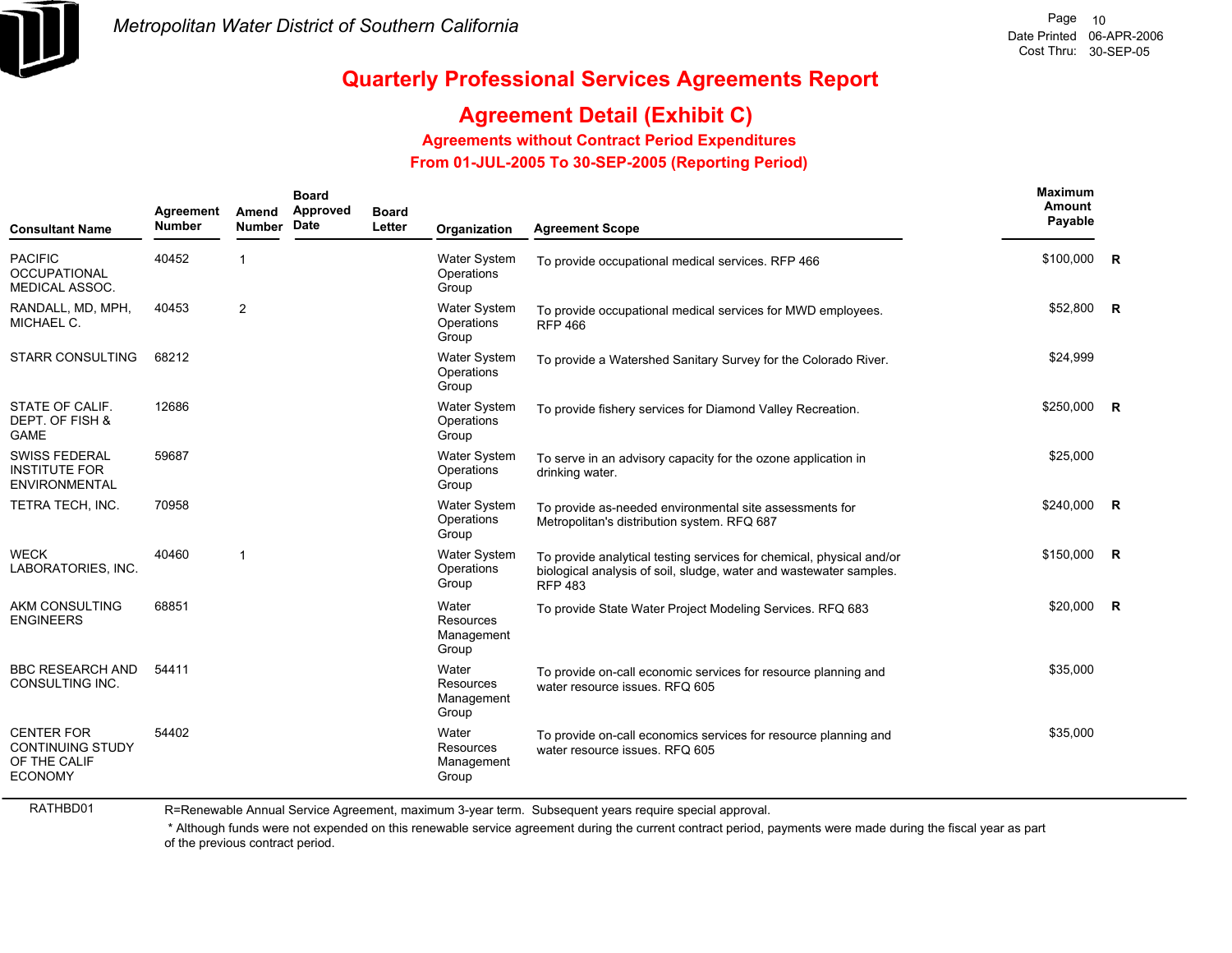# Metropolitan Water District of Southern California

Date Printed 06-APR-2006
Cost Thru: 30-SEP-05

## Quarterly Professional Services Agreements Report

## Agreement Detail (Exhibit C)

### Agreements without Contract Period Expenditures

### From 01-JUL-2005 To 30-SEP-2005 (Reporting Period)

| Consultant Name | Agreement Number | Amend Number | Board Approved Date | Board Letter | Organization | Agreement Scope | Maximum Amount Payable | |
|---|---|---|---|---|---|---|---|---|
| PACIFIC OCCUPATIONAL MEDICAL ASSOC. | 40452 | 1 | | | Water System Operations Group | To provide occupational medical services. RFP 466 | $100,000 | R |
| RANDALL, MD, MPH, MICHAEL C. | 40453 | 2 | | | Water System Operations Group | To provide occupational medical services for MWD employees. RFP 466 | $52,800 | R |
| STARR CONSULTING | 68212 | | | | Water System Operations Group | To provide a Watershed Sanitary Survey for the Colorado River. | $24,999 | |
| STATE OF CALIF. DEPT. OF FISH & GAME | 12686 | | | | Water System Operations Group | To provide fishery services for Diamond Valley Recreation. | $250,000 | R |
| SWISS FEDERAL INSTITUTE FOR ENVIRONMENTAL | 59687 | | | | Water System Operations Group | To serve in an advisory capacity for the ozone application in drinking water. | $25,000 | |
| TETRA TECH, INC. | 70958 | | | | Water System Operations Group | To provide as-needed environmental site assessments for Metropolitan's distribution system. RFQ 687 | $240,000 | R |
| WECK LABORATORIES, INC. | 40460 | 1 | | | Water System Operations Group | To provide analytical testing services for chemical, physical and/or biological analysis of soil, sludge, water and wastewater samples. RFP 483 | $150,000 | R |
| AKM CONSULTING ENGINEERS | 68851 | | | | Water Resources Management Group | To provide State Water Project Modeling Services. RFQ 683 | $20,000 | R |
| BBC RESEARCH AND CONSULTING INC. | 54411 | | | | Water Resources Management Group | To provide on-call economic services for resource planning and water resource issues. RFQ 605 | $35,000 | |
| CENTER FOR CONTINUING STUDY OF THE CALIF ECONOMY | 54402 | | | | Water Resources Management Group | To provide on-call economics services for resource planning and water resource issues. RFQ 605 | $35,000 | |

RATHBD01

R=Renewable Annual Service Agreement, maximum 3-year term. Subsequent years require special approval.

* Although funds were not expended on this renewable service agreement during the current contract period, payments were made during the fiscal year as part of the previous contract period.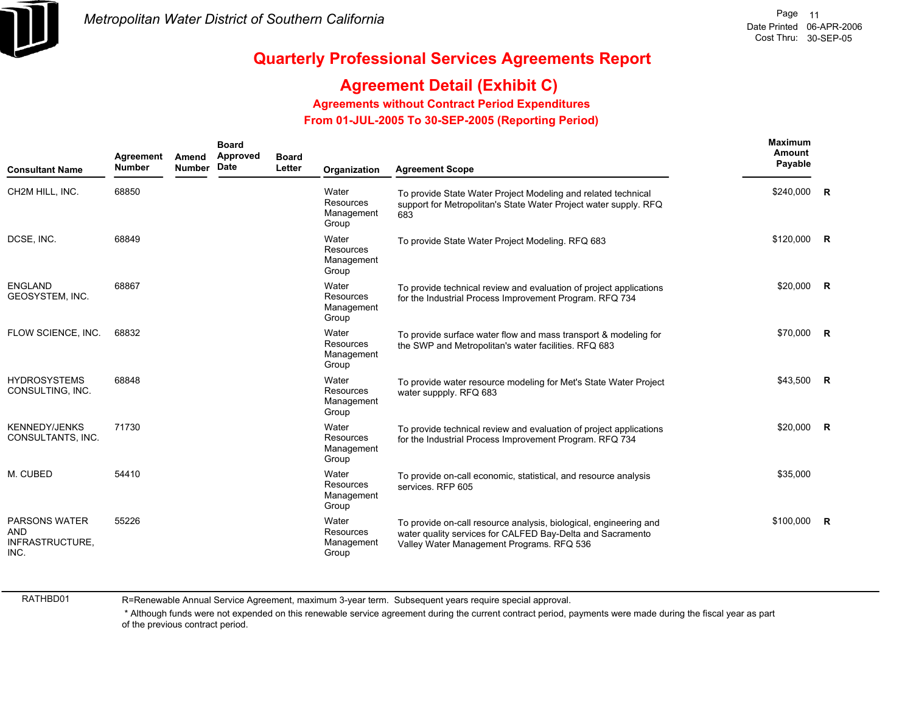Metropolitan Water District of Southern California

Date Printed 06-APR-2006
Cost Thru: 30-SEP-05

# Quarterly Professional Services Agreements Report

## Agreement Detail (Exhibit C)

### Agreements without Contract Period Expenditures

### From 01-JUL-2005 To 30-SEP-2005 (Reporting Period)

| Consultant Name | Agreement Number | Amend Number | Board Approved Date | Board Letter | Organization | Agreement Scope | Maximum Amount Payable | |
|---|---|---|---|---|---|---|---|---|
| CH2M HILL, INC. | 68850 | | | | Water Resources Management Group | To provide State Water Project Modeling and related technical support for Metropolitan's State Water Project water supply. RFQ 683 | $240,000 | R |
| DCSE, INC. | 68849 | | | | Water Resources Management Group | To provide State Water Project Modeling. RFQ 683 | $120,000 | R |
| ENGLAND GEOSYSTEM, INC. | 68867 | | | | Water Resources Management Group | To provide technical review and evaluation of project applications for the Industrial Process Improvement Program. RFQ 734 | $20,000 | R |
| FLOW SCIENCE, INC. | 68832 | | | | Water Resources Management Group | To provide surface water flow and mass transport & modeling for the SWP and Metropolitan's water facilities. RFQ 683 | $70,000 | R |
| HYDROSYSTEMS CONSULTING, INC. | 68848 | | | | Water Resources Management Group | To provide water resource modeling for Met's State Water Project water suppply. RFQ 683 | $43,500 | R |
| KENNEDY/JENKS CONSULTANTS, INC. | 71730 | | | | Water Resources Management Group | To provide technical review and evaluation of project applications for the Industrial Process Improvement Program. RFQ 734 | $20,000 | R |
| M. CUBED | 54410 | | | | Water Resources Management Group | To provide on-call economic, statistical, and resource analysis services. RFP 605 | $35,000 | |
| PARSONS WATER AND INFRASTRUCTURE, INC. | 55226 | | | | Water Resources Management Group | To provide on-call resource analysis, biological, engineering and water quality services for CALFED Bay-Delta and Sacramento Valley Water Management Programs. RFQ 536 | $100,000 | R |

RATHBD01

R=Renewable Annual Service Agreement, maximum 3-year term. Subsequent years require special approval.

* Although funds were not expended on this renewable service agreement during the current contract period, payments were made during the fiscal year as part of the previous contract period.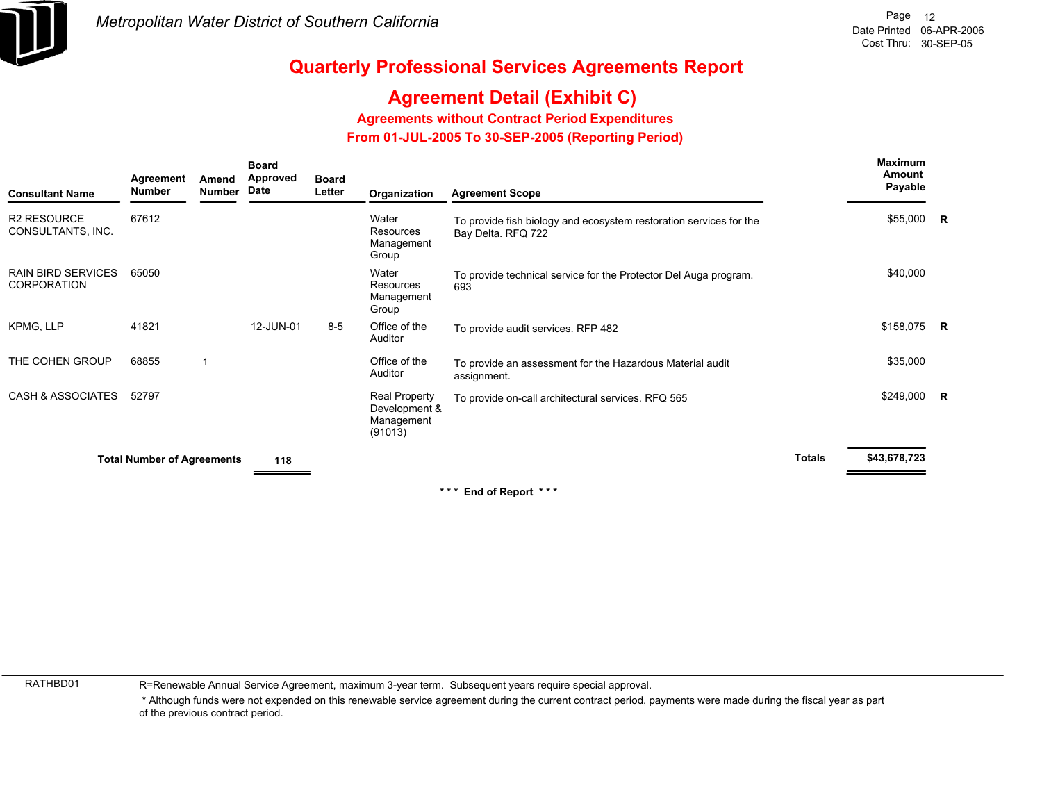# Quarterly Professional Services Agreements Report

## Agreement Detail (Exhibit C)

### Agreements without Contract Period Expenditures

### From 01-JUL-2005 To 30-SEP-2005 (Reporting Period)

| Consultant Name | Agreement Number | Amend Number | Board Approved Date | Board Letter | Organization | Agreement Scope | Maximum Amount Payable | |
|---|---|---|---|---|---|---|---|---|
| R2 RESOURCE CONSULTANTS, INC. | 67612 | | | | Water Resources Management Group | To provide fish biology and ecosystem restoration services for the Bay Delta. RFQ 722 | $55,000 | R |
| RAIN BIRD SERVICES CORPORATION | 65050 | | | | Water Resources Management Group | To provide technical service for the Protector Del Auga program. 693 | $40,000 | |
| KPMG, LLP | 41821 | | 12-JUN-01 | 8-5 | Office of the Auditor | To provide audit services. RFP 482 | $158,075 | R |
| THE COHEN GROUP | 68855 | 1 | | | Office of the Auditor | To provide an assessment for the Hazardous Material audit assignment. | $35,000 | |
| CASH & ASSOCIATES | 52797 | | | | Real Property Development & Management (91013) | To provide on-call architectural services. RFQ 565 | $249,000 | R |
| **Total Number of Agreements** | | | **118** | | | **Totals** | **$43,678,723** | |

*** End of Report ***

RATHBD01

R=Renewable Annual Service Agreement, maximum 3-year term. Subsequent years require special approval.

* Although funds were not expended on this renewable service agreement during the current contract period, payments were made during the fiscal year as part of the previous contract period.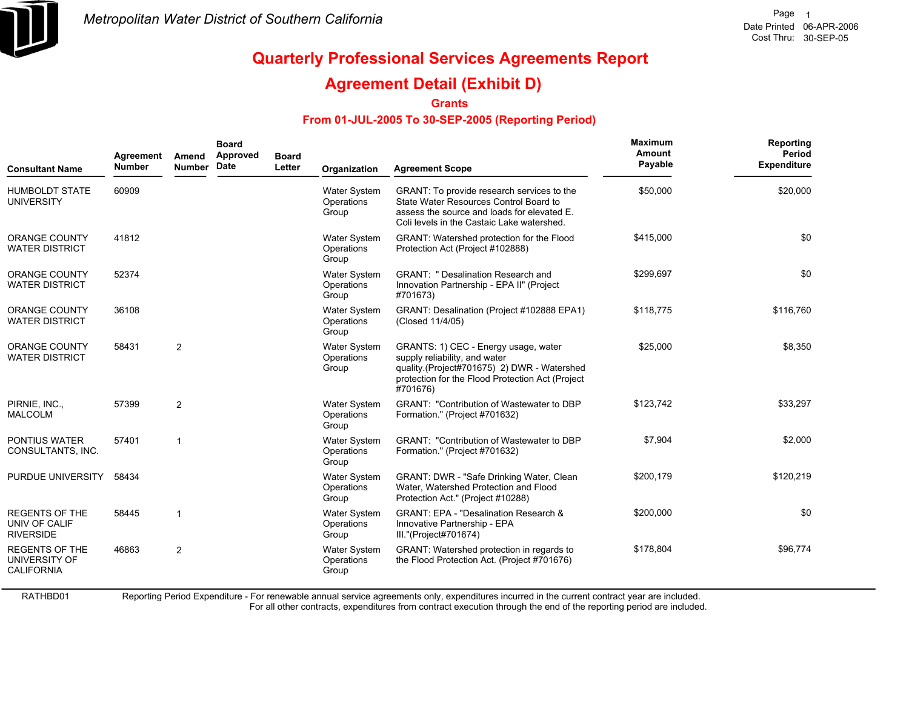# Metropolitan Water District of Southern California

## Quarterly Professional Services Agreements Report

## Agreement Detail (Exhibit D)

### Grants

### From 01-JUL-2005 To 30-SEP-2005 (Reporting Period)

| Consultant Name | Agreement Number | Amend Number | Board Approved Date | Board Letter | Organization | Agreement Scope | Maximum Amount Payable | Reporting Period Expenditure |
|---|---|---|---|---|---|---|---|---|
| HUMBOLDT STATE UNIVERSITY | 60909 | | | | Water System Operations Group | GRANT: To provide research services to the State Water Resources Control Board to assess the source and loads for elevated E. Coli levels in the Castaic Lake watershed. | $50,000 | $20,000 |
| ORANGE COUNTY WATER DISTRICT | 41812 | | | | Water System Operations Group | GRANT: Watershed protection for the Flood Protection Act (Project #102888) | $415,000 | $0 |
| ORANGE COUNTY WATER DISTRICT | 52374 | | | | Water System Operations Group | GRANT: " Desalination Research and Innovation Partnership - EPA II" (Project #701673) | $299,697 | $0 |
| ORANGE COUNTY WATER DISTRICT | 36108 | | | | Water System Operations Group | GRANT: Desalination (Project #102888 EPA1) (Closed 11/4/05) | $118,775 | $116,760 |
| ORANGE COUNTY WATER DISTRICT | 58431 | 2 | | | Water System Operations Group | GRANTS: 1) CEC - Energy usage, water supply reliability, and water quality.(Project#701675) 2) DWR - Watershed protection for the Flood Protection Act (Project #701676) | $25,000 | $8,350 |
| PIRNIE, INC., MALCOLM | 57399 | 2 | | | Water System Operations Group | GRANT: "Contribution of Wastewater to DBP Formation." (Project #701632) | $123,742 | $33,297 |
| PONTIUS WATER CONSULTANTS, INC. | 57401 | 1 | | | Water System Operations Group | GRANT: "Contribution of Wastewater to DBP Formation." (Project #701632) | $7,904 | $2,000 |
| PURDUE UNIVERSITY | 58434 | | | | Water System Operations Group | GRANT: DWR - "Safe Drinking Water, Clean Water, Watershed Protection and Flood Protection Act." (Project #10288) | $200,179 | $120,219 |
| REGENTS OF THE UNIV OF CALIF RIVERSIDE | 58445 | 1 | | | Water System Operations Group | GRANT: EPA - "Desalination Research & Innovative Partnership - EPA III."(Project#701674) | $200,000 | $0 |
| REGENTS OF THE UNIVERSITY OF CALIFORNIA | 46863 | 2 | | | Water System Operations Group | GRANT: Watershed protection in regards to the Flood Protection Act. (Project #701676) | $178,804 | $96,774 |

RATHBD01

Reporting Period Expenditure - For renewable annual service agreements only, expenditures incurred in the current contract year are included. For all other contracts, expenditures from contract execution through the end of the reporting period are included.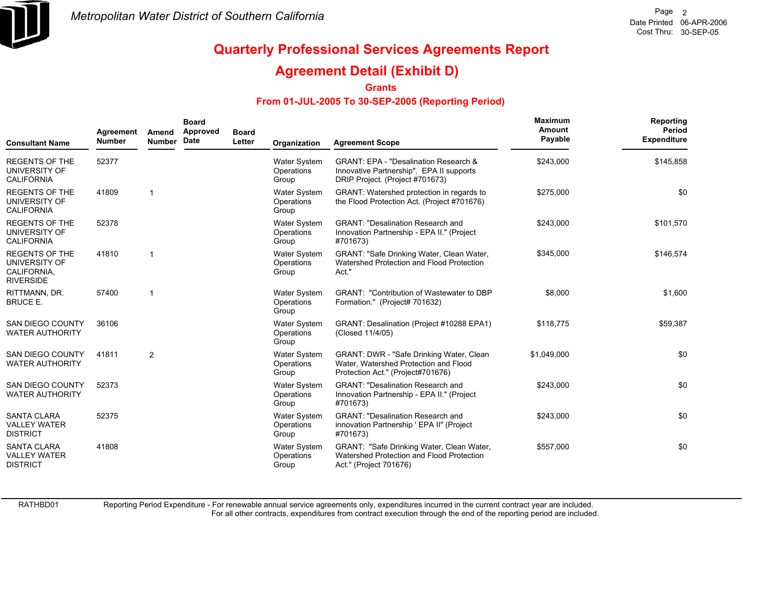# Metropolitan Water District of Southern California

## Quarterly Professional Services Agreements Report

## Agreement Detail (Exhibit D)

### Grants

### From 01-JUL-2005 To 30-SEP-2005 (Reporting Period)

| Consultant Name | Agreement Number | Amend Number | Board Approved Date | Board Letter | Organization | Agreement Scope | Maximum Amount Payable | Reporting Period Expenditure |
|---|---|---|---|---|---|---|---|---|
| REGENTS OF THE UNIVERSITY OF CALIFORNIA | 52377 | | | | Water System Operations Group | GRANT: EPA - "Desalination Research & Innovative Partnership". EPA II supports DRIP Project. (Project #701673) | $243,000 | $145,858 |
| REGENTS OF THE UNIVERSITY OF CALIFORNIA | 41809 | 1 | | | Water System Operations Group | GRANT: Watershed protection in regards to the Flood Protection Act. (Project #701676) | $275,000 | $0 |
| REGENTS OF THE UNIVERSITY OF CALIFORNIA | 52378 | | | | Water System Operations Group | GRANT: "Desalination Research and Innovation Partnership - EPA II." (Project #701673) | $243,000 | $101,570 |
| REGENTS OF THE UNIVERSITY OF CALIFORNIA, RIVERSIDE | 41810 | 1 | | | Water System Operations Group | GRANT: "Safe Drinking Water, Clean Water, Watershed Protection and Flood Protection Act." | $345,000 | $146,574 |
| RITTMANN, DR. BRUCE E. | 57400 | 1 | | | Water System Operations Group | GRANT: "Contribution of Wastewater to DBP Formation." (Project# 701632) | $8,000 | $1,600 |
| SAN DIEGO COUNTY WATER AUTHORITY | 36106 | | | | Water System Operations Group | GRANT: Desalination (Project #10288 EPA1) (Closed 11/4/05) | $118,775 | $59,387 |
| SAN DIEGO COUNTY WATER AUTHORITY | 41811 | 2 | | | Water System Operations Group | GRANT: DWR - "Safe Drinking Water, Clean Water, Watershed Protection and Flood Protection Act." (Project#701676) | $1,049,000 | $0 |
| SAN DIEGO COUNTY WATER AUTHORITY | 52373 | | | | Water System Operations Group | GRANT: "Desalination Research and Innovation Partnership - EPA II." (Project #701673) | $243,000 | $0 |
| SANTA CLARA VALLEY WATER DISTRICT | 52375 | | | | Water System Operations Group | GRANT: "Desalination Research and innovation Partnership ' EPA II" (Project #701673) | $243,000 | $0 |
| SANTA CLARA VALLEY WATER DISTRICT | 41808 | | | | Water System Operations Group | GRANT: "Safe Drinking Water, Clean Water, Watershed Protection and Flood Protection Act." (Project 701676) | $557,000 | $0 |

RATHBD01 — Reporting Period Expenditure - For renewable annual service agreements only, expenditures incurred in the current contract year are included. For all other contracts, expenditures from contract execution through the end of the reporting period are included.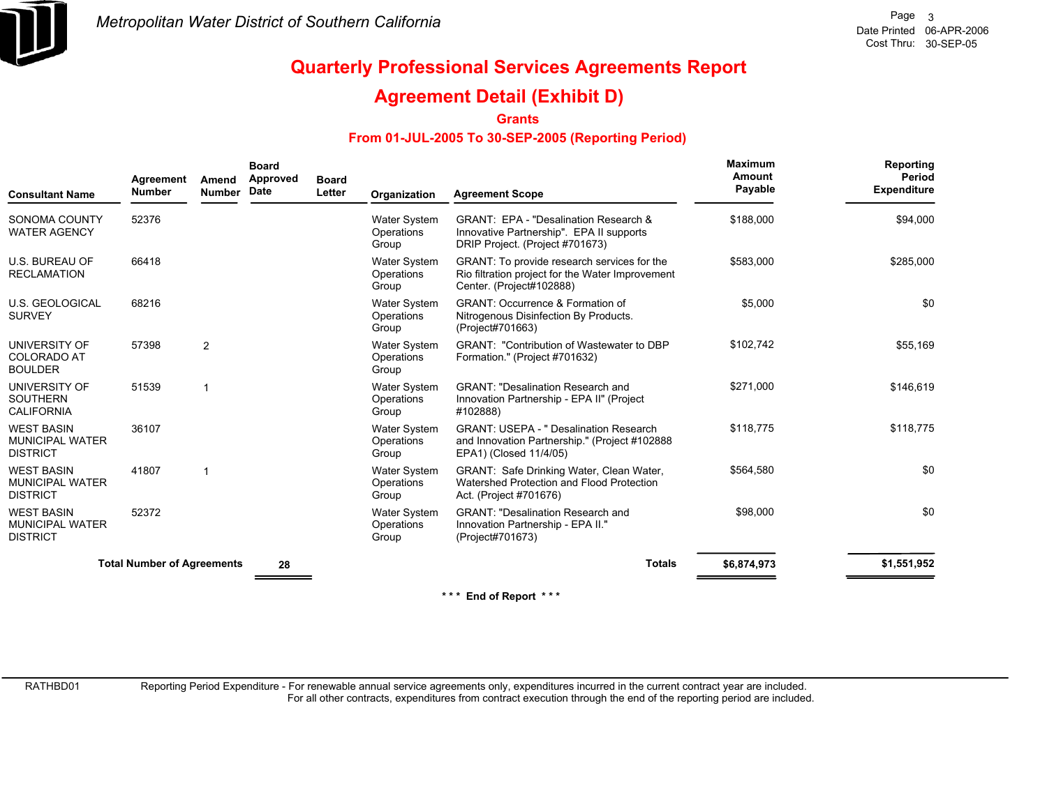Metropolitan Water District of Southern California

Date Printed 06-APR-2006
Cost Thru: 30-SEP-05

# Quarterly Professional Services Agreements Report

## Agreement Detail (Exhibit D)

### Grants

### From 01-JUL-2005 To 30-SEP-2005 (Reporting Period)

| Consultant Name | Agreement Number | Amend Number | Board Approved Date | Board Letter | Organization | Agreement Scope | Maximum Amount Payable | Reporting Period Expenditure |
|---|---|---|---|---|---|---|---|---|
| SONOMA COUNTY WATER AGENCY | 52376 | | | | Water System Operations Group | GRANT: EPA - "Desalination Research & Innovative Partnership". EPA II supports DRIP Project. (Project #701673) | $188,000 | $94,000 |
| U.S. BUREAU OF RECLAMATION | 66418 | | | | Water System Operations Group | GRANT: To provide research services for the Rio filtration project for the Water Improvement Center. (Project#102888) | $583,000 | $285,000 |
| U.S. GEOLOGICAL SURVEY | 68216 | | | | Water System Operations Group | GRANT: Occurrence & Formation of Nitrogenous Disinfection By Products. (Project#701663) | $5,000 | $0 |
| UNIVERSITY OF COLORADO AT BOULDER | 57398 | 2 | | | Water System Operations Group | GRANT: "Contribution of Wastewater to DBP Formation." (Project #701632) | $102,742 | $55,169 |
| UNIVERSITY OF SOUTHERN CALIFORNIA | 51539 | 1 | | | Water System Operations Group | GRANT: "Desalination Research and Innovation Partnership - EPA II" (Project #102888) | $271,000 | $146,619 |
| WEST BASIN MUNICIPAL WATER DISTRICT | 36107 | | | | Water System Operations Group | GRANT: USEPA - " Desalination Research and Innovation Partnership." (Project #102888 EPA1) (Closed 11/4/05) | $118,775 | $118,775 |
| WEST BASIN MUNICIPAL WATER DISTRICT | 41807 | 1 | | | Water System Operations Group | GRANT: Safe Drinking Water, Clean Water, Watershed Protection and Flood Protection Act. (Project #701676) | $564,580 | $0 |
| WEST BASIN MUNICIPAL WATER DISTRICT | 52372 | | | | Water System Operations Group | GRANT: "Desalination Research and Innovation Partnership - EPA II." (Project#701673) | $98,000 | $0 |
| **Total Number of Agreements** | | | **28** | | | **Totals** | **$6,874,973** | **$1,551,952** |

**\* \* \* End of Report \* \* \***

RATHBD01 Reporting Period Expenditure - For renewable annual service agreements only, expenditures incurred in the current contract year are included. For all other contracts, expenditures from contract execution through the end of the reporting period are included.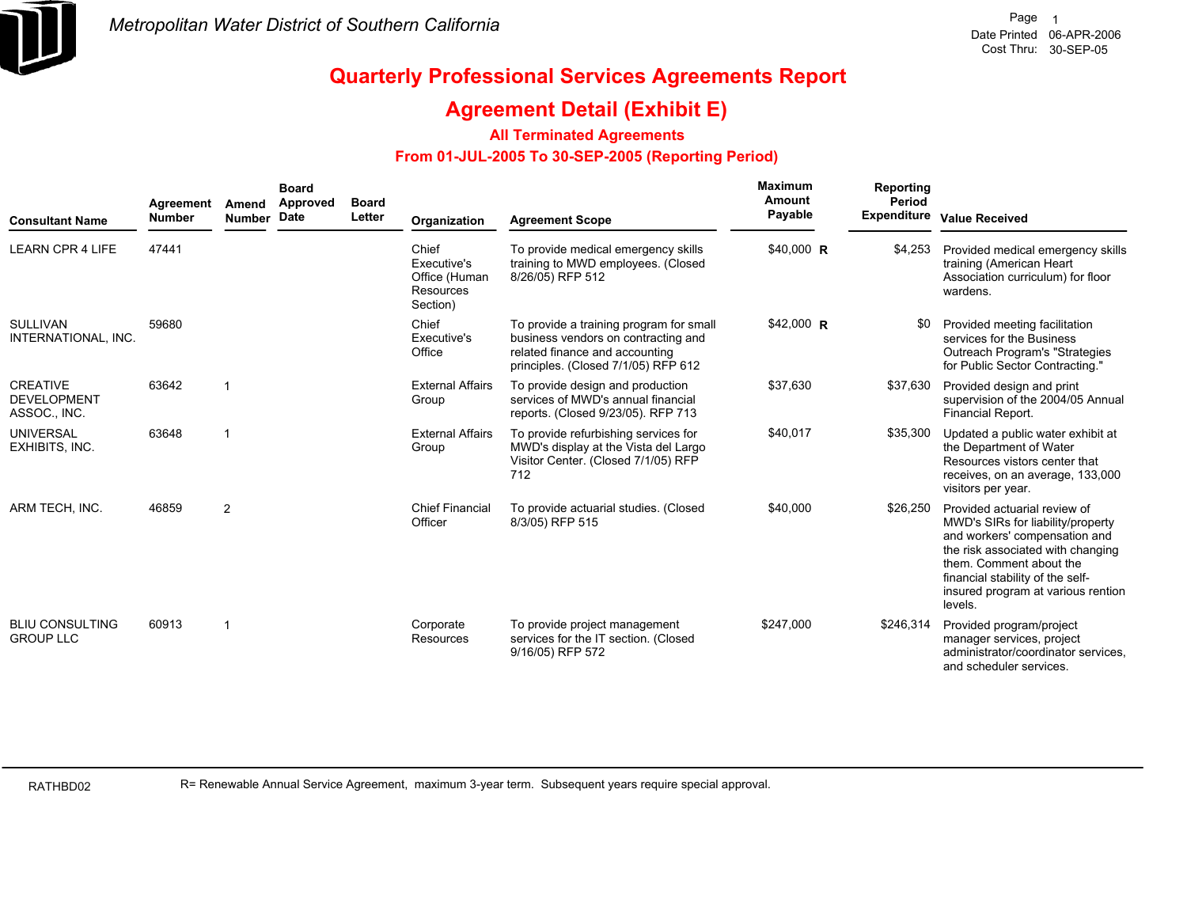Metropolitan Water District of Southern California

# Quarterly Professional Services Agreements Report

## Agreement Detail (Exhibit E)

### All Terminated Agreements

### From 01-JUL-2005 To 30-SEP-2005 (Reporting Period)

| Consultant Name | Agreement Number | Amend Number | Board Approved Date | Board Letter | Organization | Agreement Scope | Maximum Amount Payable | Reporting Period Expenditure | Value Received |
|---|---|---|---|---|---|---|---|---|---|
| LEARN CPR 4 LIFE | 47441 | | | | Chief Executive's Office (Human Resources Section) | To provide medical emergency skills training to MWD employees. (Closed 8/26/05) RFP 512 | $40,000 R | $4,253 | Provided medical emergency skills training (American Heart Association curriculum) for floor wardens. |
| SULLIVAN INTERNATIONAL, INC. | 59680 | | | | Chief Executive's Office | To provide a training program for small business vendors on contracting and related finance and accounting principles. (Closed 7/1/05) RFP 612 | $42,000 R | $0 | Provided meeting facilitation services for the Business Outreach Program's "Strategies for Public Sector Contracting." |
| CREATIVE DEVELOPMENT ASSOC., INC. | 63642 | 1 | | | External Affairs Group | To provide design and production services of MWD's annual financial reports. (Closed 9/23/05). RFP 713 | $37,630 | $37,630 | Provided design and print supervision of the 2004/05 Annual Financial Report. |
| UNIVERSAL EXHIBITS, INC. | 63648 | 1 | | | External Affairs Group | To provide refurbishing services for MWD's display at the Vista del Largo Visitor Center. (Closed 7/1/05) RFP 712 | $40,017 | $35,300 | Updated a public water exhibit at the Department of Water Resources vistors center that receives, on an average, 133,000 visitors per year. |
| ARM TECH, INC. | 46859 | 2 | | | Chief Financial Officer | To provide actuarial studies. (Closed 8/3/05) RFP 515 | $40,000 | $26,250 | Provided actuarial review of MWD's SIRs for liability/property and workers' compensation and the risk associated with changing them. Comment about the financial stability of the self-insured program at various rention levels. |
| BLIU CONSULTING GROUP LLC | 60913 | 1 | | | Corporate Resources | To provide project management services for the IT section. (Closed 9/16/05) RFP 572 | $247,000 | $246,314 | Provided program/project manager services, project administrator/coordinator services, and scheduler services. |

R= Renewable Annual Service Agreement, maximum 3-year term. Subsequent years require special approval.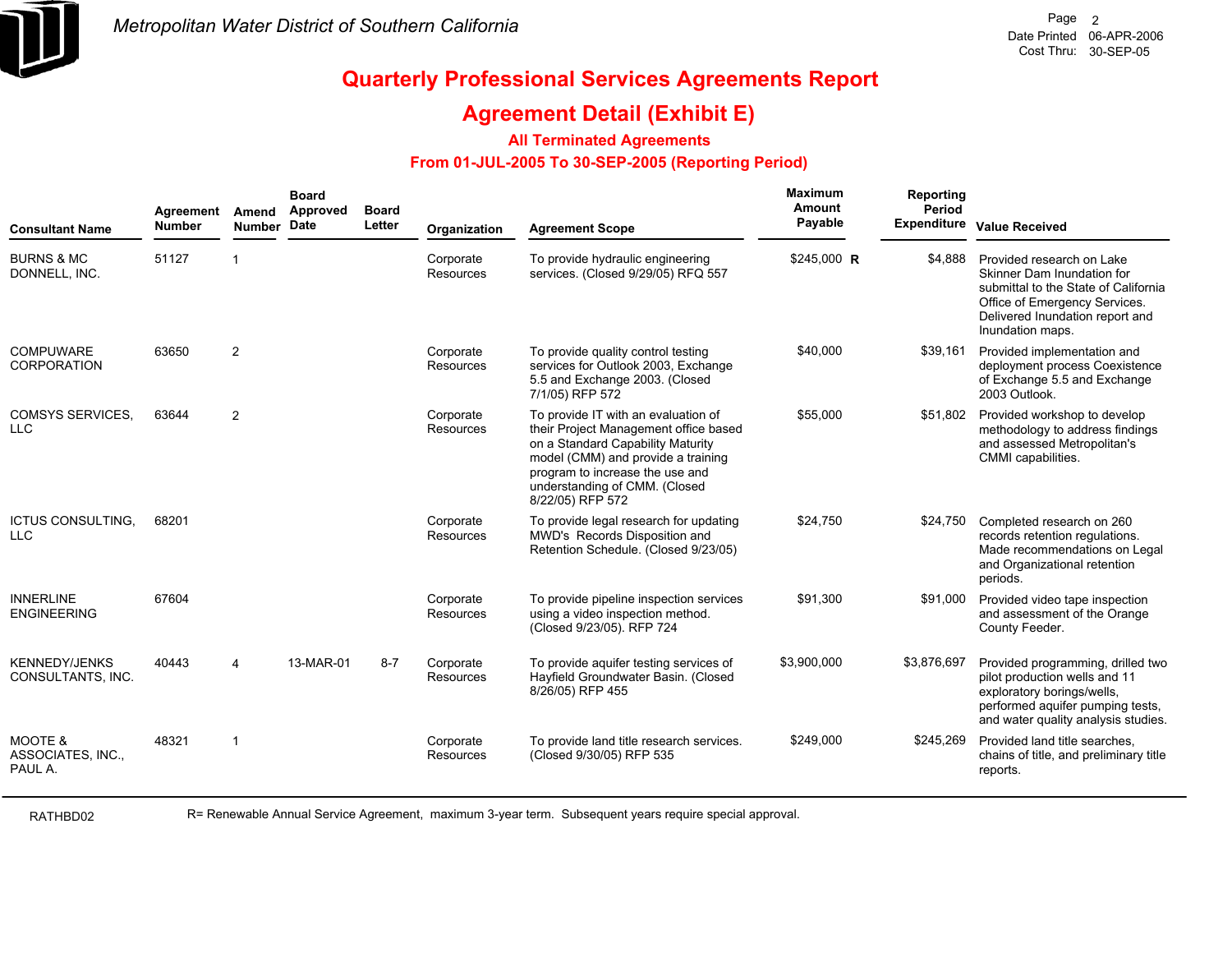Metropolitan Water District of Southern California

Date Printed 06-APR-2006
Cost Thru: 30-SEP-05

# Quarterly Professional Services Agreements Report

## Agreement Detail (Exhibit E)

### All Terminated Agreements

### From 01-JUL-2005 To 30-SEP-2005 (Reporting Period)

| Consultant Name | Agreement Number | Amend Number | Board Approved Date | Board Letter | Organization | Agreement Scope | Maximum Amount Payable | | Reporting Period Expenditure | Value Received |
|---|---|---|---|---|---|---|---|---|---|---|
| BURNS & MC DONNELL, INC. | 51127 | 1 | | | Corporate Resources | To provide hydraulic engineering services. (Closed 9/29/05) RFQ 557 | $245,000 | R | $4,888 | Provided research on Lake Skinner Dam Inundation for submittal to the State of California Office of Emergency Services. Delivered Inundation report and Inundation maps. |
| COMPUWARE CORPORATION | 63650 | 2 | | | Corporate Resources | To provide quality control testing services for Outlook 2003, Exchange 5.5 and Exchange 2003. (Closed 7/1/05) RFP 572 | $40,000 | | $39,161 | Provided implementation and deployment process Coexistence of Exchange 5.5 and Exchange 2003 Outlook. |
| COMSYS SERVICES, LLC | 63644 | 2 | | | Corporate Resources | To provide IT with an evaluation of their Project Management office based on a Standard Capability Maturity model (CMM) and provide a training program to increase the use and understanding of CMM. (Closed 8/22/05) RFP 572 | $55,000 | | $51,802 | Provided workshop to develop methodology to address findings and assessed Metropolitan's CMMI capabilities. |
| ICTUS CONSULTING, LLC | 68201 | | | | Corporate Resources | To provide legal research for updating MWD's Records Disposition and Retention Schedule. (Closed 9/23/05) | $24,750 | | $24,750 | Completed research on 260 records retention regulations. Made recommendations on Legal and Organizational retention periods. |
| INNERLINE ENGINEERING | 67604 | | | | Corporate Resources | To provide pipeline inspection services using a video inspection method. (Closed 9/23/05). RFP 724 | $91,300 | | $91,000 | Provided video tape inspection and assessment of the Orange County Feeder. |
| KENNEDY/JENKS CONSULTANTS, INC. | 40443 | 4 | 13-MAR-01 | 8-7 | Corporate Resources | To provide aquifer testing services of Hayfield Groundwater Basin. (Closed 8/26/05) RFP 455 | $3,900,000 | | $3,876,697 | Provided programming, drilled two pilot production wells and 11 exploratory borings/wells, performed aquifer pumping tests, and water quality analysis studies. |
| MOOTE & ASSOCIATES, INC., PAUL A. | 48321 | 1 | | | Corporate Resources | To provide land title research services. (Closed 9/30/05) RFP 535 | $249,000 | | $245,269 | Provided land title searches, chains of title, and preliminary title reports. |

RATHBD02

R= Renewable Annual Service Agreement, maximum 3-year term. Subsequent years require special approval.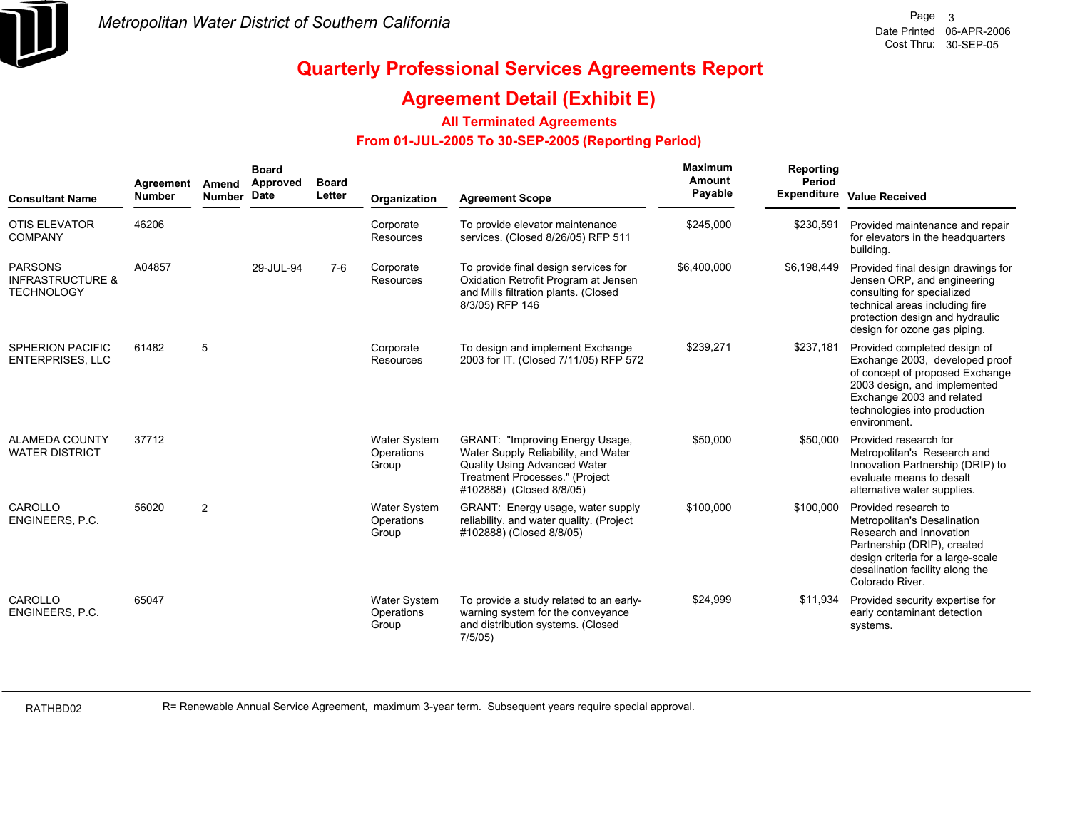## Metropolitan Water District of Southern California

Date Printed 06-APR-2006
Cost Thru: 30-SEP-05

# Quarterly Professional Services Agreements Report

## Agreement Detail (Exhibit E)

### All Terminated Agreements

### From 01-JUL-2005 To 30-SEP-2005 (Reporting Period)

| Consultant Name | Agreement Number | Amend Number | Board Approved Date | Board Letter | Organization | Agreement Scope | Maximum Amount Payable | Reporting Period Expenditure | Value Received |
|---|---|---|---|---|---|---|---|---|---|
| OTIS ELEVATOR COMPANY | 46206 | | | | Corporate Resources | To provide elevator maintenance services. (Closed 8/26/05) RFP 511 | $245,000 | $230,591 | Provided maintenance and repair for elevators in the headquarters building. |
| PARSONS INFRASTRUCTURE & TECHNOLOGY | A04857 | | 29-JUL-94 | 7-6 | Corporate Resources | To provide final design services for Oxidation Retrofit Program at Jensen and Mills filtration plants. (Closed 8/3/05) RFP 146 | $6,400,000 | $6,198,449 | Provided final design drawings for Jensen ORP, and engineering consulting for specialized technical areas including fire protection design and hydraulic design for ozone gas piping. |
| SPHERION PACIFIC ENTERPRISES, LLC | 61482 | 5 | | | Corporate Resources | To design and implement Exchange 2003 for IT. (Closed 7/11/05) RFP 572 | $239,271 | $237,181 | Provided completed design of Exchange 2003, developed proof of concept of proposed Exchange 2003 design, and implemented Exchange 2003 and related technologies into production environment. |
| ALAMEDA COUNTY WATER DISTRICT | 37712 | | | | Water System Operations Group | GRANT: "Improving Energy Usage, Water Supply Reliability, and Water Quality Using Advanced Water Treatment Processes." (Project #102888) (Closed 8/8/05) | $50,000 | $50,000 | Provided research for Metropolitan's Research and Innovation Partnership (DRIP) to evaluate means to desalt alternative water supplies. |
| CAROLLO ENGINEERS, P.C. | 56020 | 2 | | | Water System Operations Group | GRANT: Energy usage, water supply reliability, and water quality. (Project #102888) (Closed 8/8/05) | $100,000 | $100,000 | Provided research to Metropolitan's Desalination Research and Innovation Partnership (DRIP), created design criteria for a large-scale desalination facility along the Colorado River. |
| CAROLLO ENGINEERS, P.C. | 65047 | | | | Water System Operations Group | To provide a study related to an early-warning system for the conveyance and distribution systems. (Closed 7/5/05) | $24,999 | $11,934 | Provided security expertise for early contaminant detection systems. |

RATHBD02

R= Renewable Annual Service Agreement, maximum 3-year term. Subsequent years require special approval.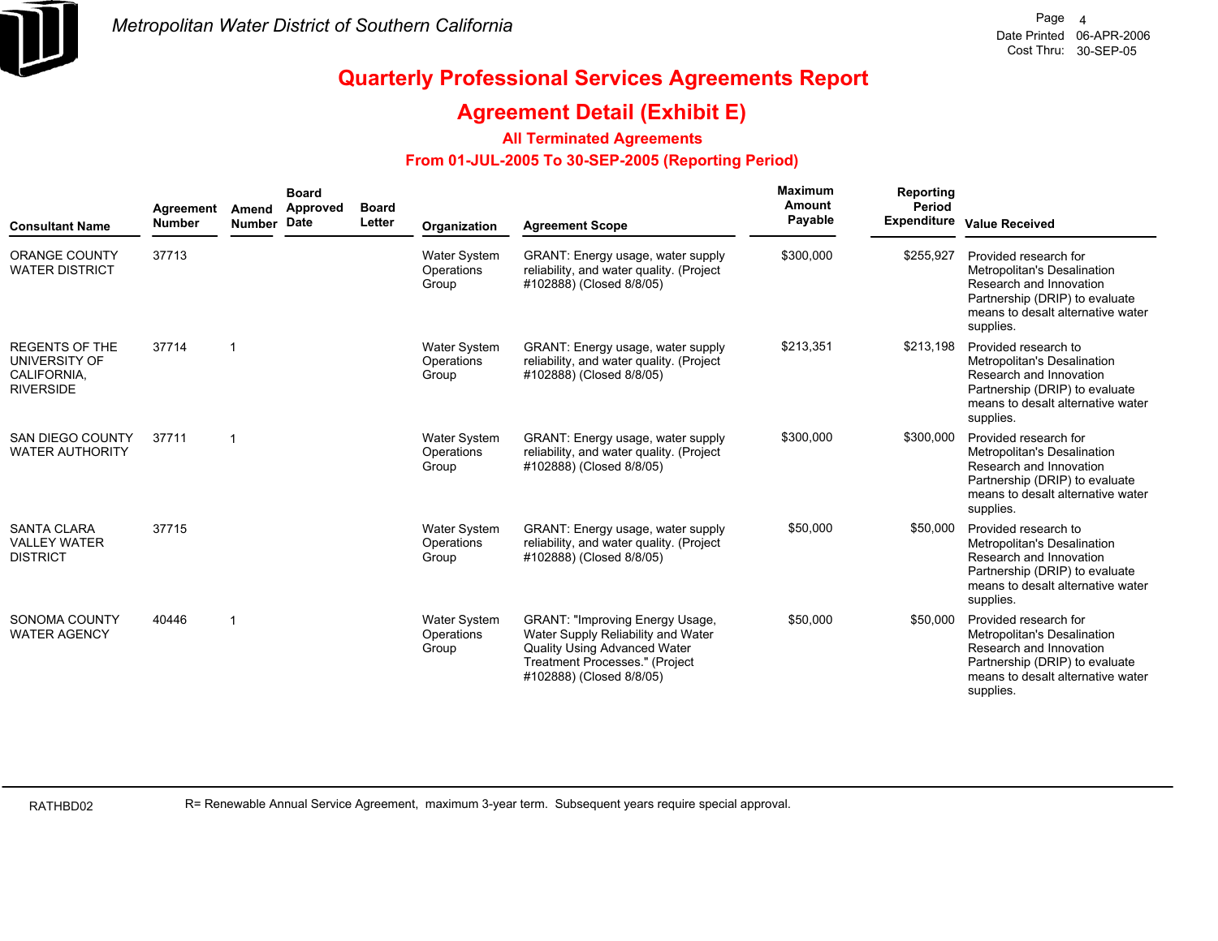*Metropolitan Water District of Southern California*

Date Printed 06-APR-2006
Cost Thru: 30-SEP-05

# Quarterly Professional Services Agreements Report

## Agreement Detail (Exhibit E)

### All Terminated Agreements

### From 01-JUL-2005 To 30-SEP-2005 (Reporting Period)

| Consultant Name | Agreement Number | Amend Number | Board Approved Date | Board Letter | Organization | Agreement Scope | Maximum Amount Payable | Reporting Period Expenditure | Value Received |
|---|---|---|---|---|---|---|---|---|---|
| ORANGE COUNTY WATER DISTRICT | 37713 | | | | Water System Operations Group | GRANT: Energy usage, water supply reliability, and water quality. (Project #102888) (Closed 8/8/05) | $300,000 | $255,927 | Provided research for Metropolitan's Desalination Research and Innovation Partnership (DRIP) to evaluate means to desalt alternative water supplies. |
| REGENTS OF THE UNIVERSITY OF CALIFORNIA, RIVERSIDE | 37714 | 1 | | | Water System Operations Group | GRANT: Energy usage, water supply reliability, and water quality. (Project #102888) (Closed 8/8/05) | $213,351 | $213,198 | Provided research to Metropolitan's Desalination Research and Innovation Partnership (DRIP) to evaluate means to desalt alternative water supplies. |
| SAN DIEGO COUNTY WATER AUTHORITY | 37711 | 1 | | | Water System Operations Group | GRANT: Energy usage, water supply reliability, and water quality. (Project #102888) (Closed 8/8/05) | $300,000 | $300,000 | Provided research for Metropolitan's Desalination Research and Innovation Partnership (DRIP) to evaluate means to desalt alternative water supplies. |
| SANTA CLARA VALLEY WATER DISTRICT | 37715 | | | | Water System Operations Group | GRANT: Energy usage, water supply reliability, and water quality. (Project #102888) (Closed 8/8/05) | $50,000 | $50,000 | Provided research to Metropolitan's Desalination Research and Innovation Partnership (DRIP) to evaluate means to desalt alternative water supplies. |
| SONOMA COUNTY WATER AGENCY | 40446 | 1 | | | Water System Operations Group | GRANT: "Improving Energy Usage, Water Supply Reliability and Water Quality Using Advanced Water Treatment Processes." (Project #102888) (Closed 8/8/05) | $50,000 | $50,000 | Provided research for Metropolitan's Desalination Research and Innovation Partnership (DRIP) to evaluate means to desalt alternative water supplies. |

RATHBD02 R= Renewable Annual Service Agreement, maximum 3-year term. Subsequent years require special approval.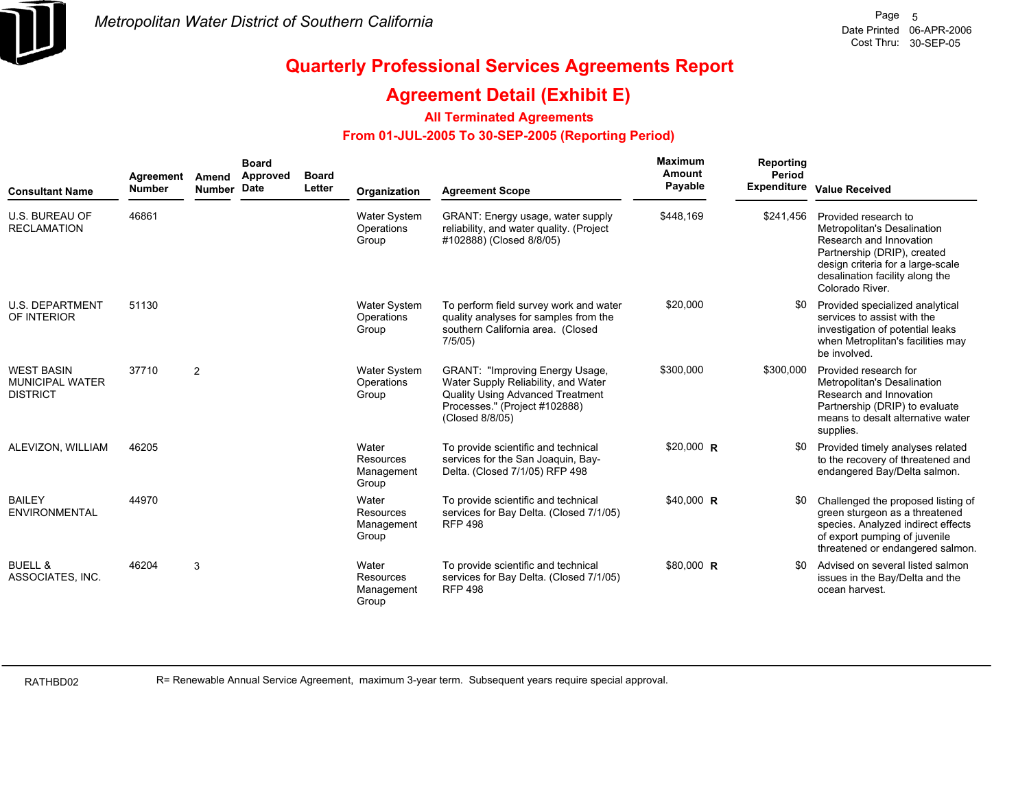# Quarterly Professional Services Agreements Report

## Agreement Detail (Exhibit E)

### All Terminated Agreements

### From 01-JUL-2005 To 30-SEP-2005 (Reporting Period)

| Consultant Name | Agreement Number | Amend Number | Board Approved Date | Board Letter | Organization | Agreement Scope | Maximum Amount Payable | Reporting Period Expenditure | Value Received |
|---|---|---|---|---|---|---|---|---|---|
| U.S. BUREAU OF RECLAMATION | 46861 | | | | Water System Operations Group | GRANT: Energy usage, water supply reliability, and water quality. (Project #102888) (Closed 8/8/05) | $448,169 | $241,456 | Provided research to Metropolitan's Desalination Research and Innovation Partnership (DRIP), created design criteria for a large-scale desalination facility along the Colorado River. |
| U.S. DEPARTMENT OF INTERIOR | 51130 | | | | Water System Operations Group | To perform field survey work and water quality analyses for samples from the southern California area. (Closed 7/5/05) | $20,000 | $0 | Provided specialized analytical services to assist with the investigation of potential leaks when Metroplitan's facilities may be involved. |
| WEST BASIN MUNICIPAL WATER DISTRICT | 37710 | 2 | | | Water System Operations Group | GRANT: "Improving Energy Usage, Water Supply Reliability, and Water Quality Using Advanced Treatment Processes." (Project #102888) (Closed 8/8/05) | $300,000 | $300,000 | Provided research for Metropolitan's Desalination Research and Innovation Partnership (DRIP) to evaluate means to desalt alternative water supplies. |
| ALEVIZON, WILLIAM | 46205 | | | | Water Resources Management Group | To provide scientific and technical services for the San Joaquin, Bay-Delta. (Closed 7/1/05) RFP 498 | $20,000 **R** | $0 | Provided timely analyses related to the recovery of threatened and endangered Bay/Delta salmon. |
| BAILEY ENVIRONMENTAL | 44970 | | | | Water Resources Management Group | To provide scientific and technical services for Bay Delta. (Closed 7/1/05) RFP 498 | $40,000 **R** | $0 | Challenged the proposed listing of green sturgeon as a threatened species. Analyzed indirect effects of export pumping of juvenile threatened or endangered salmon. |
| BUELL & ASSOCIATES, INC. | 46204 | 3 | | | Water Resources Management Group | To provide scientific and technical services for Bay Delta. (Closed 7/1/05) RFP 498 | $80,000 **R** | $0 | Advised on several listed salmon issues in the Bay/Delta and the ocean harvest. |

R= Renewable Annual Service Agreement, maximum 3-year term. Subsequent years require special approval.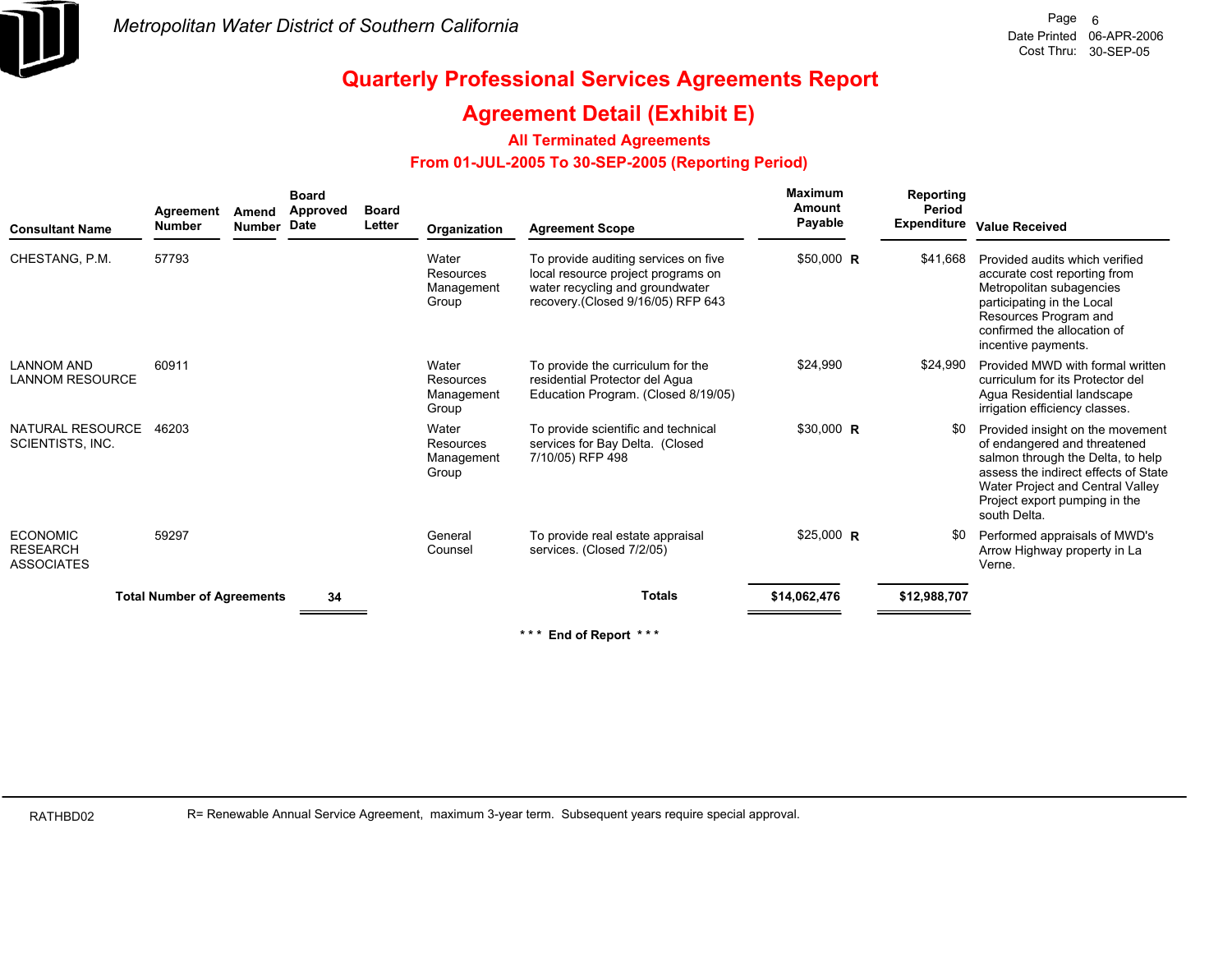*Metropolitan Water District of Southern California*

Date Printed 06-APR-2006
Cost Thru: 30-SEP-05

# Quarterly Professional Services Agreements Report

## Agreement Detail (Exhibit E)

### All Terminated Agreements

### From 01-JUL-2005 To 30-SEP-2005 (Reporting Period)

| Consultant Name | Agreement Number | Amend Number | Board Approved Date | Board Letter | Organization | Agreement Scope | Maximum Amount Payable | | Reporting Period Expenditure | Value Received |
|---|---|---|---|---|---|---|---|---|---|---|
| CHESTANG, P.M. | 57793 | | | | Water Resources Management Group | To provide auditing services on five local resource project programs on water recycling and groundwater recovery.(Closed 9/16/05) RFP 643 | $50,000 | R | $41,668 | Provided audits which verified accurate cost reporting from Metropolitan subagencies participating in the Local Resources Program and confirmed the allocation of incentive payments. |
| LANNOM AND LANNOM RESOURCE | 60911 | | | | Water Resources Management Group | To provide the curriculum for the residential Protector del Agua Education Program. (Closed 8/19/05) | $24,990 | | $24,990 | Provided MWD with formal written curriculum for its Protector del Agua Residential landscape irrigation efficiency classes. |
| NATURAL RESOURCE SCIENTISTS, INC. | 46203 | | | | Water Resources Management Group | To provide scientific and technical services for Bay Delta. (Closed 7/10/05) RFP 498 | $30,000 | R | $0 | Provided insight on the movement of endangered and threatened salmon through the Delta, to help assess the indirect effects of State Water Project and Central Valley Project export pumping in the south Delta. |
| ECONOMIC RESEARCH ASSOCIATES | 59297 | | | | General Counsel | To provide real estate appraisal services. (Closed 7/2/05) | $25,000 | R | $0 | Performed appraisals of MWD's Arrow Highway property in La Verne. |
| **Total Number of Agreements** | | | **34** | | | **Totals** | **$14,062,476** | | **$12,988,707** | |

\* \* \* **End of Report** \* \* \*

RATHBD02

R= Renewable Annual Service Agreement, maximum 3-year term. Subsequent years require special approval.